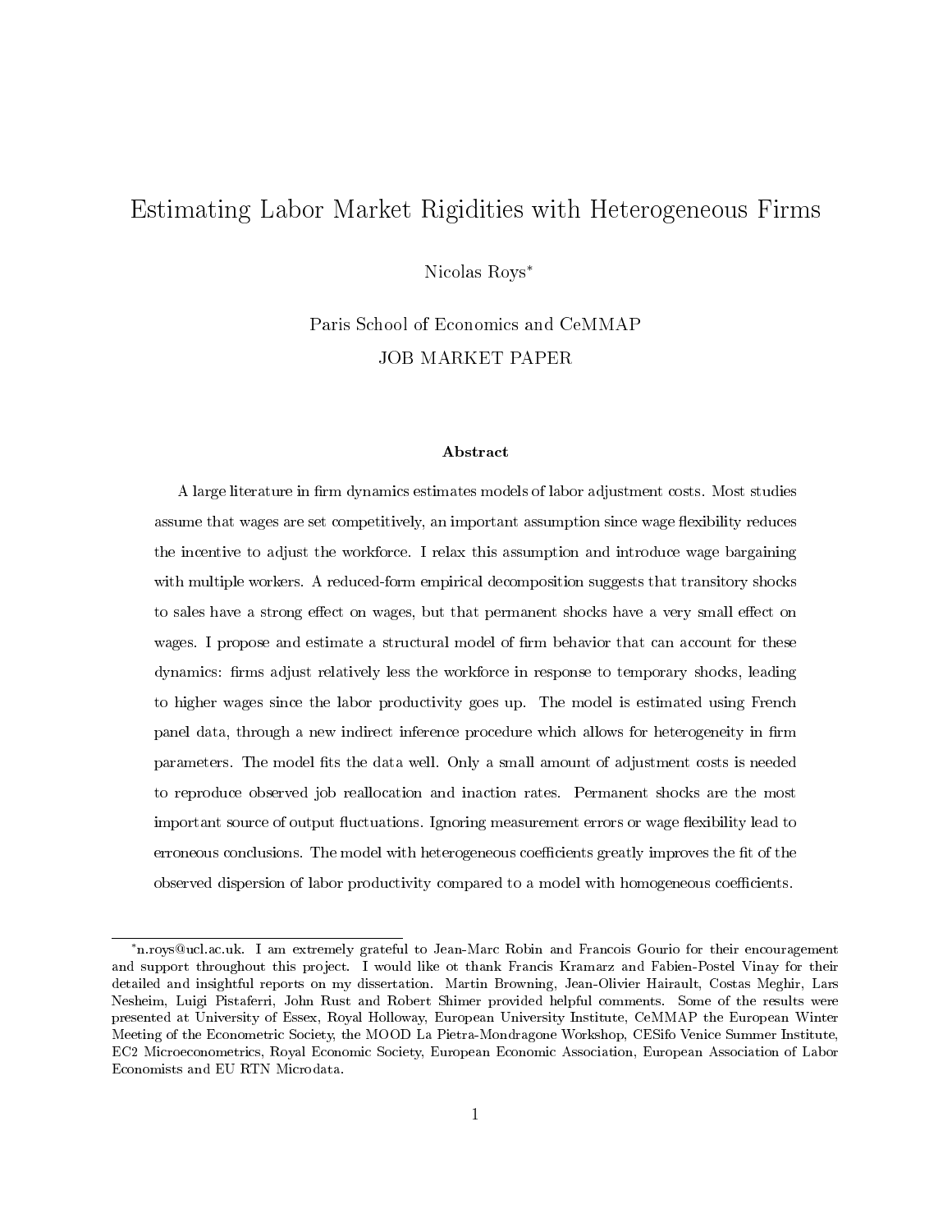# Estimating Labor Market Rigidities with Heterogeneous Firms

Nicolas Roys[*]

Paris School of Economics and CeMMAP

JOB MARKET PAPER

### Abstract

A large literature in firm dynamics estimates models of labor adjustment costs. Most studies assume that wages are set competitively, an important assumption since wage flexibility reduces the incentive to adjust the workforce. I relax this assumption and introduce wage bargaining with multiple workers. A reduced-form empirical decomposition suggests that transitory shocks to sales have a strong effect on wages, but that permanent shocks have a very small effect on wages. I propose and estimate a structural model of firm behavior that can account for these dynamics: firms adjust relatively less the workforce in response to temporary shocks, leading to higher wages since the labor productivity goes up. The model is estimated using French panel data, through a new indirect inference procedure which allows for heterogeneity in firm parameters. The model fits the data well. Only a small amount of adjustment costs is needed to reproduce observed job reallocation and inaction rates. Permanent shocks are the most important source of output fluctuations. Ignoring measurement errors or wage flexibility lead to erroneous conclusions. The model with heterogeneous coefficients greatly improves the fit of the observed dispersion of labor productivity compared to a model with homogeneous coefficients.

---

[*] n.roys@ucl.ac.uk. I am extremely grateful to Jean-Marc Robin and Francois Gourio for their encouragement and support throughout this project. I would like ot thank Francis Kramarz and Fabien-Postel Vinay for their detailed and insightful reports on my dissertation. Martin Browning, Jean-Olivier Hairault, Costas Meghir, Lars Nesheim, Luigi Pistaferri, John Rust and Robert Shimer provided helpful comments. Some of the results were presented at University of Essex, Royal Holloway, European University Institute, CeMMAP the European Winter Meeting of the Econometric Society, the MOOD La Pietra-Mondragone Workshop, CESifo Venice Summer Institute, EC2 Microeconometrics, Royal Economic Society, European Economic Association, European Association of Labor Economists and EU RTN Microdata.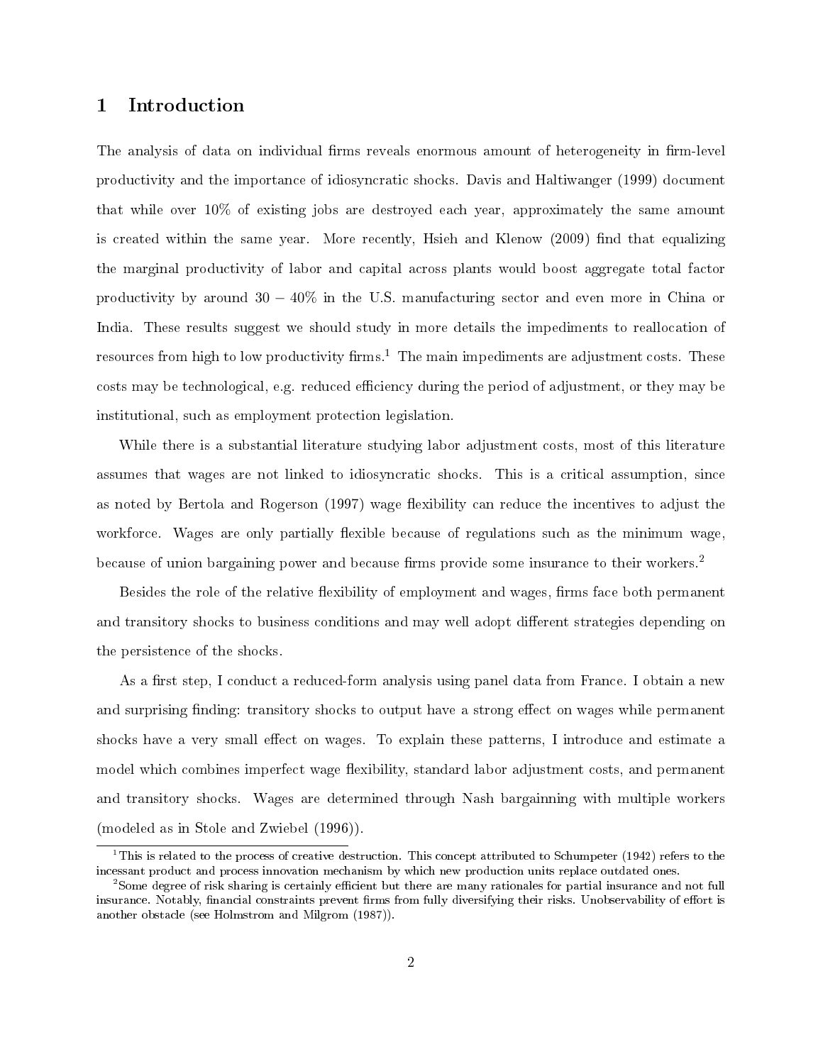# 1 Introduction

The analysis of data on individual firms reveals enormous amount of heterogeneity in firm-level productivity and the importance of idiosyncratic shocks. Davis and Haltiwanger (1999) document that while over 10% of existing jobs are destroyed each year, approximately the same amount is created within the same year. More recently, Hsieh and Klenow (2009) find that equalizing the marginal productivity of labor and capital across plants would boost aggregate total factor productivity by around $30 - 40\%$ in the U.S. manufacturing sector and even more in China or India. These results suggest we should study in more details the impediments to reallocation of resources from high to low productivity firms.[1] The main impediments are adjustment costs. These costs may be technological, e.g. reduced efficiency during the period of adjustment, or they may be institutional, such as employment protection legislation.

While there is a substantial literature studying labor adjustment costs, most of this literature assumes that wages are not linked to idiosyncratic shocks. This is a critical assumption, since as noted by Bertola and Rogerson (1997) wage flexibility can reduce the incentives to adjust the workforce. Wages are only partially flexible because of regulations such as the minimum wage, because of union bargaining power and because firms provide some insurance to their workers.[2]

Besides the role of the relative flexibility of employment and wages, firms face both permanent and transitory shocks to business conditions and may well adopt different strategies depending on the persistence of the shocks.

As a first step, I conduct a reduced-form analysis using panel data from France. I obtain a new and surprising finding: transitory shocks to output have a strong effect on wages while permanent shocks have a very small effect on wages. To explain these patterns, I introduce and estimate a model which combines imperfect wage flexibility, standard labor adjustment costs, and permanent and transitory shocks. Wages are determined through Nash bargainning with multiple workers (modeled as in Stole and Zwiebel (1996)).

[1] This is related to the process of creative destruction. This concept attributed to Schumpeter (1942) refers to the incessant product and process innovation mechanism by which new production units replace outdated ones.

[2] Some degree of risk sharing is certainly efficient but there are many rationales for partial insurance and not full insurance. Notably, financial constraints prevent firms from fully diversifying their risks. Unobservability of effort is another obstacle (see Holmstrom and Milgrom (1987)).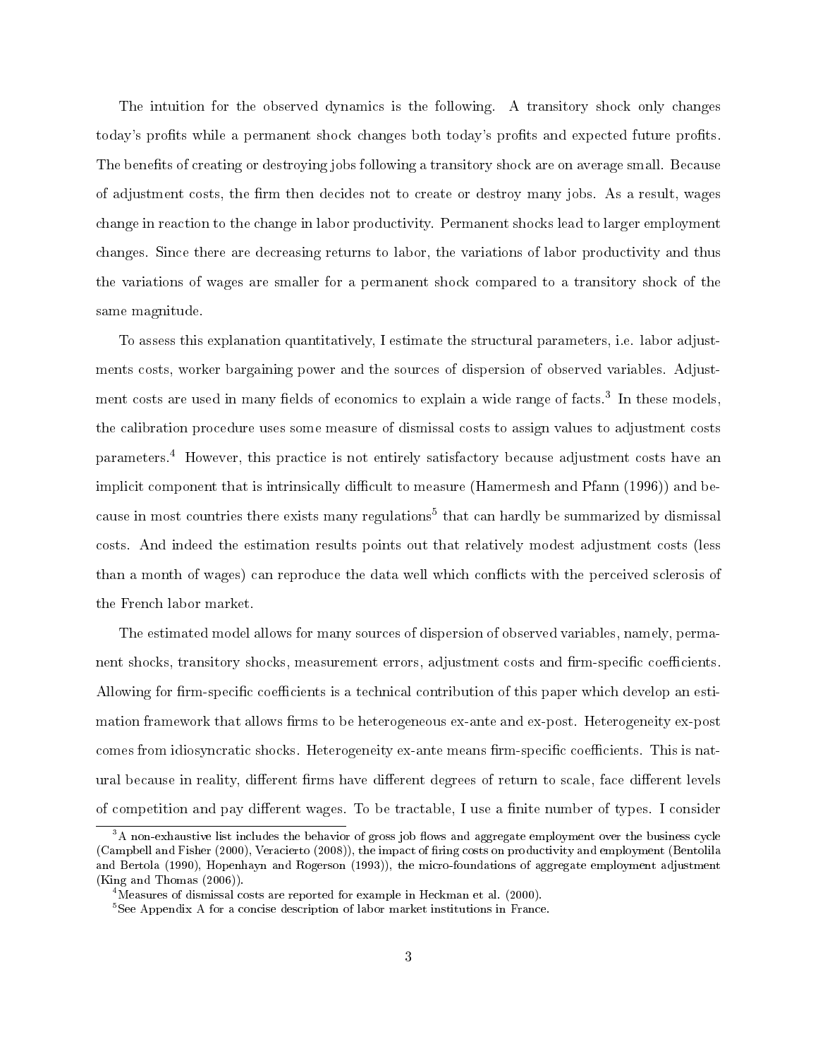The intuition for the observed dynamics is the following. A transitory shock only changes today's profits while a permanent shock changes both today's profits and expected future profits. The benefits of creating or destroying jobs following a transitory shock are on average small. Because of adjustment costs, the firm then decides not to create or destroy many jobs. As a result, wages change in reaction to the change in labor productivity. Permanent shocks lead to larger employment changes. Since there are decreasing returns to labor, the variations of labor productivity and thus the variations of wages are smaller for a permanent shock compared to a transitory shock of the same magnitude.

To assess this explanation quantitatively, I estimate the structural parameters, i.e. labor adjustments costs, worker bargaining power and the sources of dispersion of observed variables. Adjustment costs are used in many fields of economics to explain a wide range of facts.[3] In these models, the calibration procedure uses some measure of dismissal costs to assign values to adjustment costs parameters.[4] However, this practice is not entirely satisfactory because adjustment costs have an implicit component that is intrinsically difficult to measure (Hamermesh and Pfann (1996)) and because in most countries there exists many regulations[5] that can hardly be summarized by dismissal costs. And indeed the estimation results points out that relatively modest adjustment costs (less than a month of wages) can reproduce the data well which conflicts with the perceived sclerosis of the French labor market.

The estimated model allows for many sources of dispersion of observed variables, namely, permanent shocks, transitory shocks, measurement errors, adjustment costs and firm-specific coefficients. Allowing for firm-specific coefficients is a technical contribution of this paper which develop an estimation framework that allows firms to be heterogeneous ex-ante and ex-post. Heterogeneity ex-post comes from idiosyncratic shocks. Heterogeneity ex-ante means firm-specific coefficients. This is natural because in reality, different firms have different degrees of return to scale, face different levels of competition and pay different wages. To be tractable, I use a finite number of types. I consider

[3] A non-exhaustive list includes the behavior of gross job flows and aggregate employment over the business cycle (Campbell and Fisher (2000), Veracierto (2008)), the impact of firing costs on productivity and employment (Bentolila and Bertola (1990), Hopenhayn and Rogerson (1993)), the micro-foundations of aggregate employment adjustment (King and Thomas (2006)).

[4] Measures of dismissal costs are reported for example in Heckman et al. (2000).

[5] See Appendix A for a concise description of labor market institutions in France.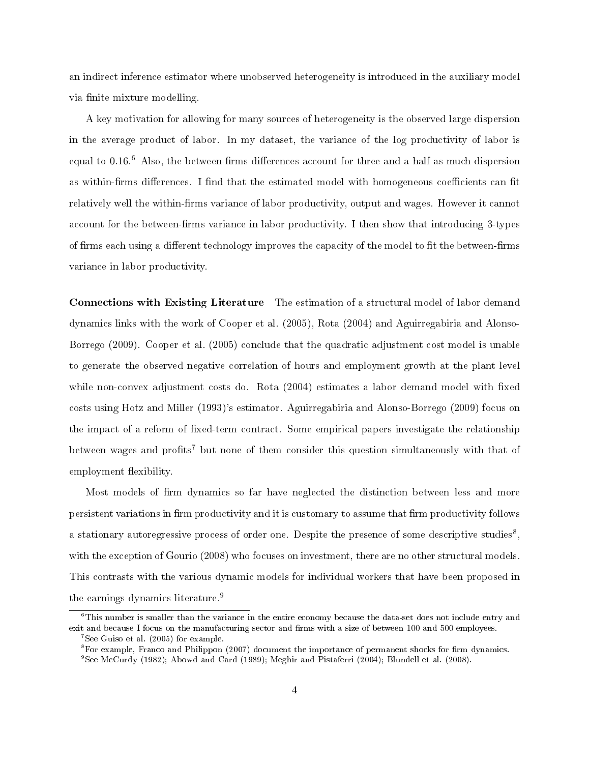an indirect inference estimator where unobserved heterogeneity is introduced in the auxiliary model via finite mixture modelling.

A key motivation for allowing for many sources of heterogeneity is the observed large dispersion in the average product of labor. In my dataset, the variance of the log productivity of labor is equal to 0.16.[6] Also, the between-firms differences account for three and a half as much dispersion as within-firms differences. I find that the estimated model with homogeneous coefficients can fit relatively well the within-firms variance of labor productivity, output and wages. However it cannot account for the between-firms variance in labor productivity. I then show that introducing 3-types of firms each using a different technology improves the capacity of the model to fit the between-firms variance in labor productivity.

**Connections with Existing Literature** The estimation of a structural model of labor demand dynamics links with the work of Cooper et al. (2005), Rota (2004) and Aguirregabiria and Alonso-Borrego (2009). Cooper et al. (2005) conclude that the quadratic adjustment cost model is unable to generate the observed negative correlation of hours and employment growth at the plant level while non-convex adjustment costs do. Rota (2004) estimates a labor demand model with fixed costs using Hotz and Miller (1993)'s estimator. Aguirregabiria and Alonso-Borrego (2009) focus on the impact of a reform of fixed-term contract. Some empirical papers investigate the relationship between wages and profits[7] but none of them consider this question simultaneously with that of employment flexibility.

Most models of firm dynamics so far have neglected the distinction between less and more persistent variations in firm productivity and it is customary to assume that firm productivity follows a stationary autoregressive process of order one. Despite the presence of some descriptive studies[8], with the exception of Gourio (2008) who focuses on investment, there are no other structural models. This contrasts with the various dynamic models for individual workers that have been proposed in the earnings dynamics literature.[9]

[6] This number is smaller than the variance in the entire economy because the data-set does not include entry and exit and because I focus on the manufacturing sector and firms with a size of between 100 and 500 employees.

[7] See Guiso et al. (2005) for example.

[8] For example, Franco and Philippon (2007) document the importance of permanent shocks for firm dynamics.

[9] See McCurdy (1982); Abowd and Card (1989); Meghir and Pistaferri (2004); Blundell et al. (2008).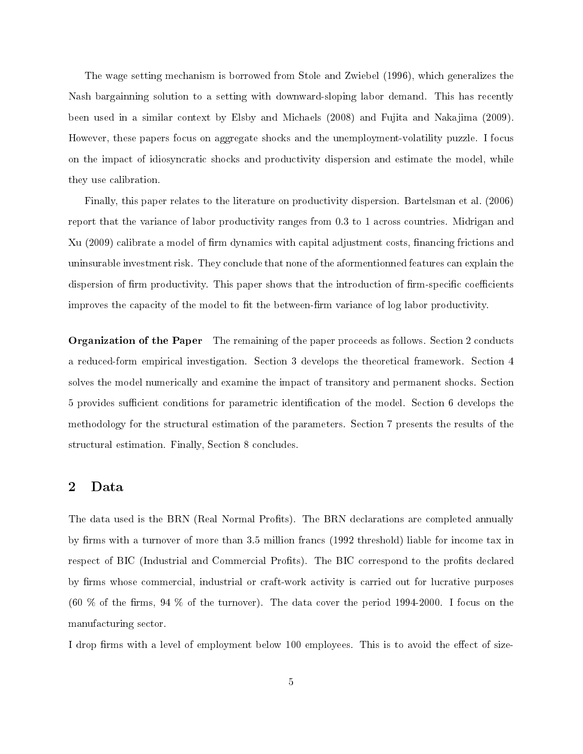The wage setting mechanism is borrowed from Stole and Zwiebel (1996), which generalizes the Nash bargainning solution to a setting with downward-sloping labor demand. This has recently been used in a similar context by Elsby and Michaels (2008) and Fujita and Nakajima (2009). However, these papers focus on aggregate shocks and the unemployment-volatility puzzle. I focus on the impact of idiosyncratic shocks and productivity dispersion and estimate the model, while they use calibration.

Finally, this paper relates to the literature on productivity dispersion. Bartelsman et al. (2006) report that the variance of labor productivity ranges from 0.3 to 1 across countries. Midrigan and Xu (2009) calibrate a model of firm dynamics with capital adjustment costs, financing frictions and uninsurable investment risk. They conclude that none of the aforementionned features can explain the dispersion of firm productivity. This paper shows that the introduction of firm-specific coefficients improves the capacity of the model to fit the between-firm variance of log labor productivity.

**Organization of the Paper** The remaining of the paper proceeds as follows. Section 2 conducts a reduced-form empirical investigation. Section 3 develops the theoretical framework. Section 4 solves the model numerically and examine the impact of transitory and permanent shocks. Section 5 provides sufficient conditions for parametric identification of the model. Section 6 develops the methodology for the structural estimation of the parameters. Section 7 presents the results of the structural estimation. Finally, Section 8 concludes.

## 2 Data

The data used is the BRN (Real Normal Profits). The BRN declarations are completed annually by firms with a turnover of more than 3.5 million francs (1992 threshold) liable for income tax in respect of BIC (Industrial and Commercial Profits). The BIC correspond to the profits declared by firms whose commercial, industrial or craft-work activity is carried out for lucrative purposes (60 % of the firms, 94 % of the turnover). The data cover the period 1994-2000. I focus on the manufacturing sector.

I drop firms with a level of employment below 100 employees. This is to avoid the effect of size-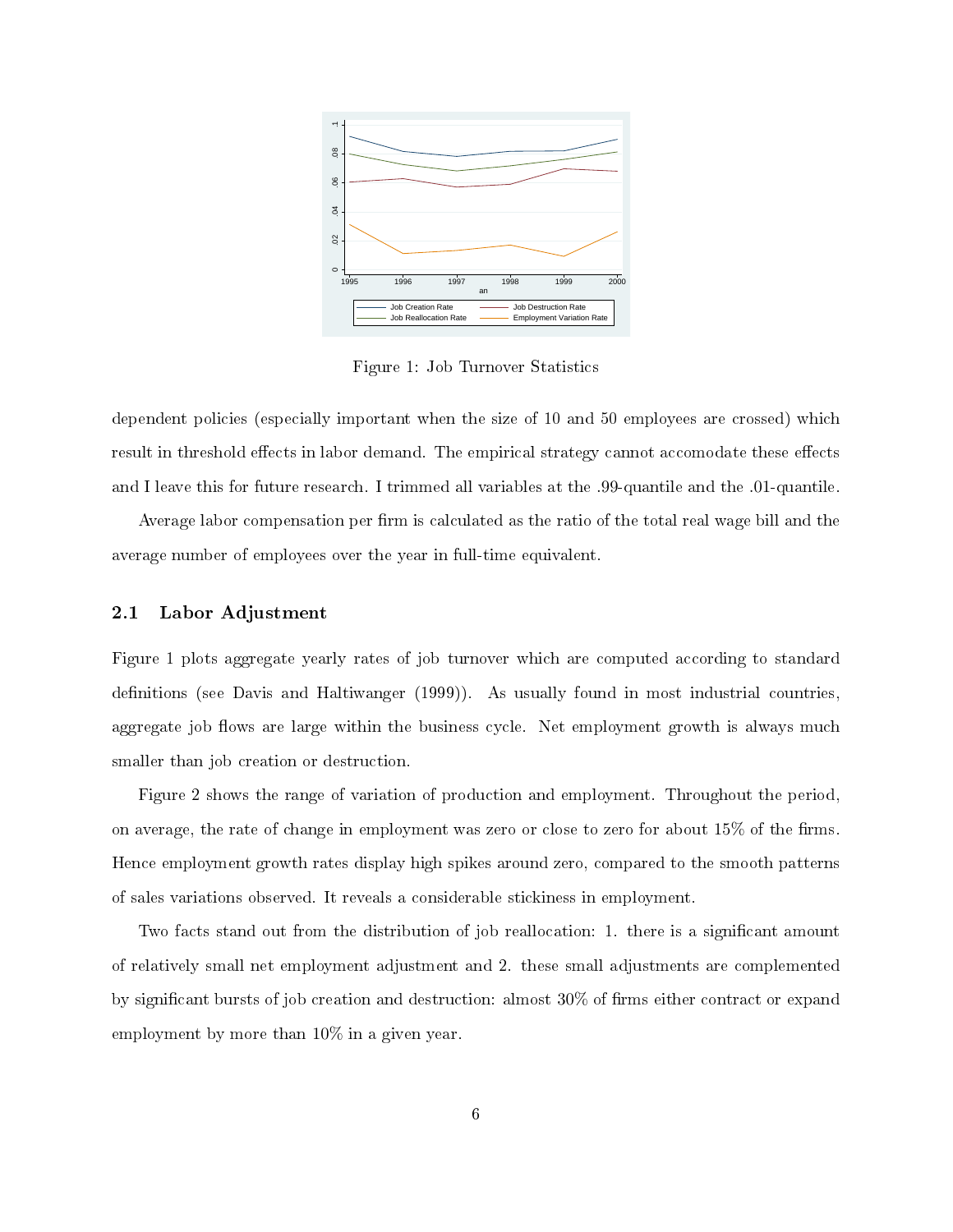0
.02
.04
.06
.08
.1

1995
1996
1997
1998
1999
2000

an

Job Creation Rate
Job Destruction Rate
Job Reallocation Rate
Employment Variation Rate

Figure 1: Job Turnover Statistics

dependent policies (especially important when the size of 10 and 50 employees are crossed) which result in threshold effects in labor demand. The empirical strategy cannot accomodate these effects and I leave this for future research. I trimmed all variables at the .99-quantile and the .01-quantile.

Average labor compensation per firm is calculated as the ratio of the total real wage bill and the average number of employees over the year in full-time equivalent.

## 2.1 Labor Adjustment

Figure 1 plots aggregate yearly rates of job turnover which are computed according to standard definitions (see Davis and Haltiwanger (1999)). As usually found in most industrial countries, aggregate job flows are large within the business cycle. Net employment growth is always much smaller than job creation or destruction.

Figure 2 shows the range of variation of production and employment. Throughout the period, on average, the rate of change in employment was zero or close to zero for about 15% of the firms. Hence employment growth rates display high spikes around zero, compared to the smooth patterns of sales variations observed. It reveals a considerable stickiness in employment.

Two facts stand out from the distribution of job reallocation: 1. there is a significant amount of relatively small net employment adjustment and 2. these small adjustments are complemented by significant bursts of job creation and destruction: almost 30% of firms either contract or expand employment by more than 10% in a given year.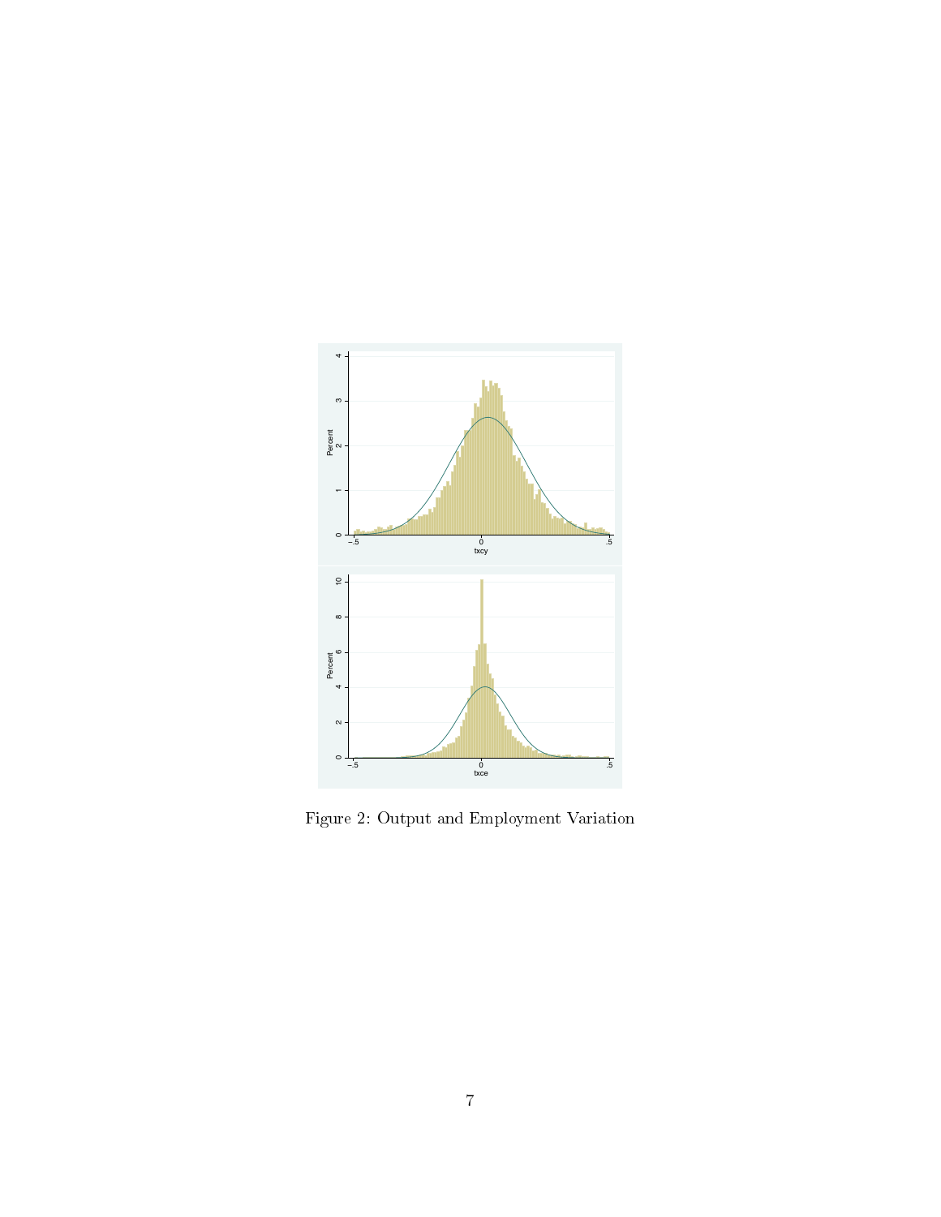Percent

4
3
2
1
0

–.5
0
.5

txcy

Percent

10
8
6
4
2
0

–.5
0
.5

txce

Figure 2: Output and Employment Variation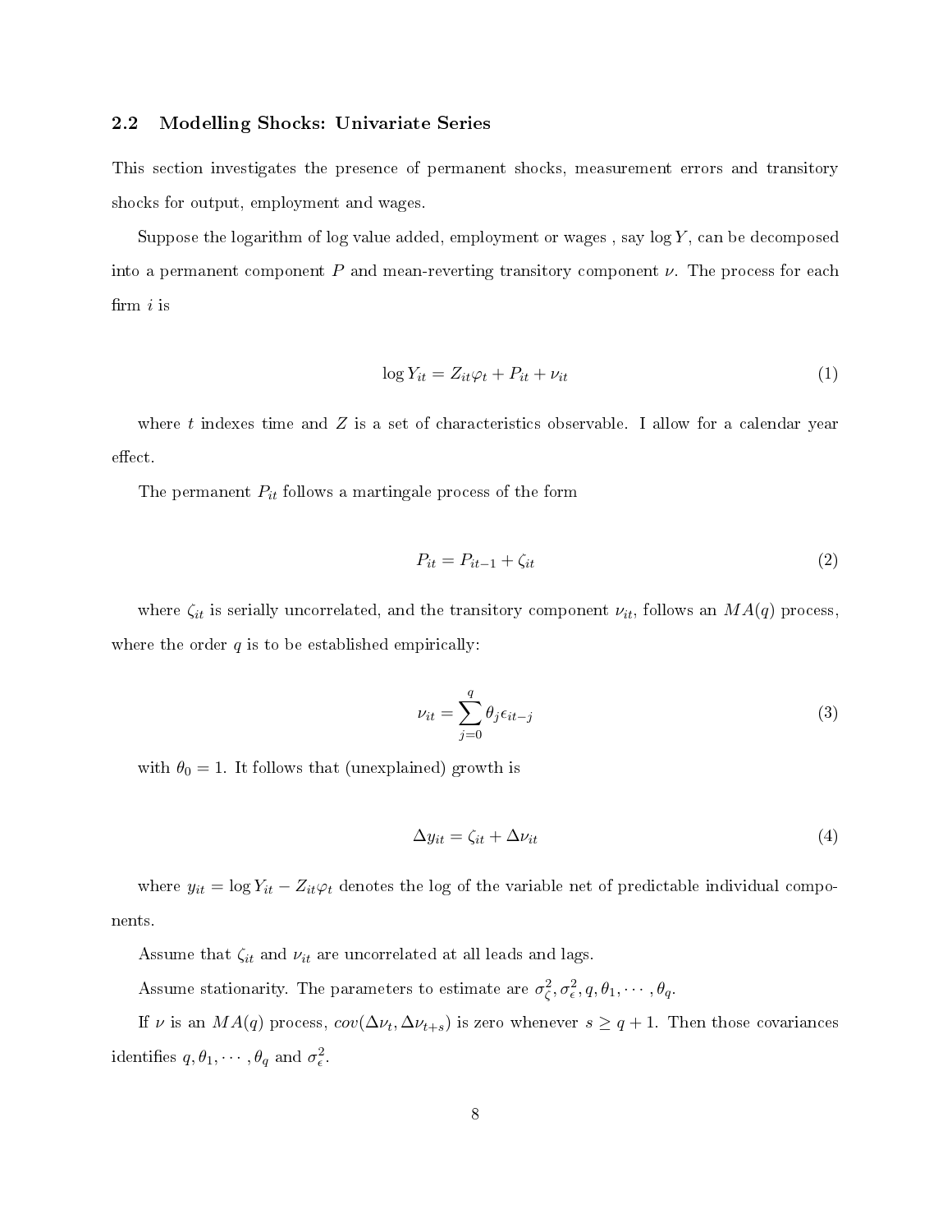## 2.2 Modelling Shocks: Univariate Series

This section investigates the presence of permanent shocks, measurement errors and transitory shocks for output, employment and wages.

Suppose the logarithm of log value added, employment or wages , say $\log Y$, can be decomposed into a permanent component $P$ and mean-reverting transitory component $\nu$. The process for each firm $i$ is

$$\log Y_{it} = Z_{it}\varphi_t + P_{it} + \nu_{it} \tag{1}$$

where $t$ indexes time and $Z$ is a set of characteristics observable. I allow for a calendar year effect.

The permanent $P_{it}$ follows a martingale process of the form

$$P_{it} = P_{it-1} + \zeta_{it} \tag{2}$$

where $\zeta_{it}$ is serially uncorrelated, and the transitory component $\nu_{it}$, follows an $MA(q)$ process, where the order $q$ is to be established empirically:

$$\nu_{it} = \sum_{j=0}^{q} \theta_j \epsilon_{it-j} \tag{3}$$

with $\theta_0 = 1$. It follows that (unexplained) growth is

$$\Delta y_{it} = \zeta_{it} + \Delta\nu_{it} \tag{4}$$

where $y_{it} = \log Y_{it} - Z_{it}\varphi_t$ denotes the log of the variable net of predictable individual components.

Assume that $\zeta_{it}$ and $\nu_{it}$ are uncorrelated at all leads and lags.

Assume stationarity. The parameters to estimate are $\sigma^2_\zeta, \sigma^2_\epsilon, q, \theta_1, \cdots, \theta_q$.

If $\nu$ is an $MA(q)$ process, $cov(\Delta\nu_t, \Delta\nu_{t+s})$ is zero whenever $s \geq q+1$. Then those covariances identifies $q, \theta_1, \cdots, \theta_q$ and $\sigma^2_\epsilon$.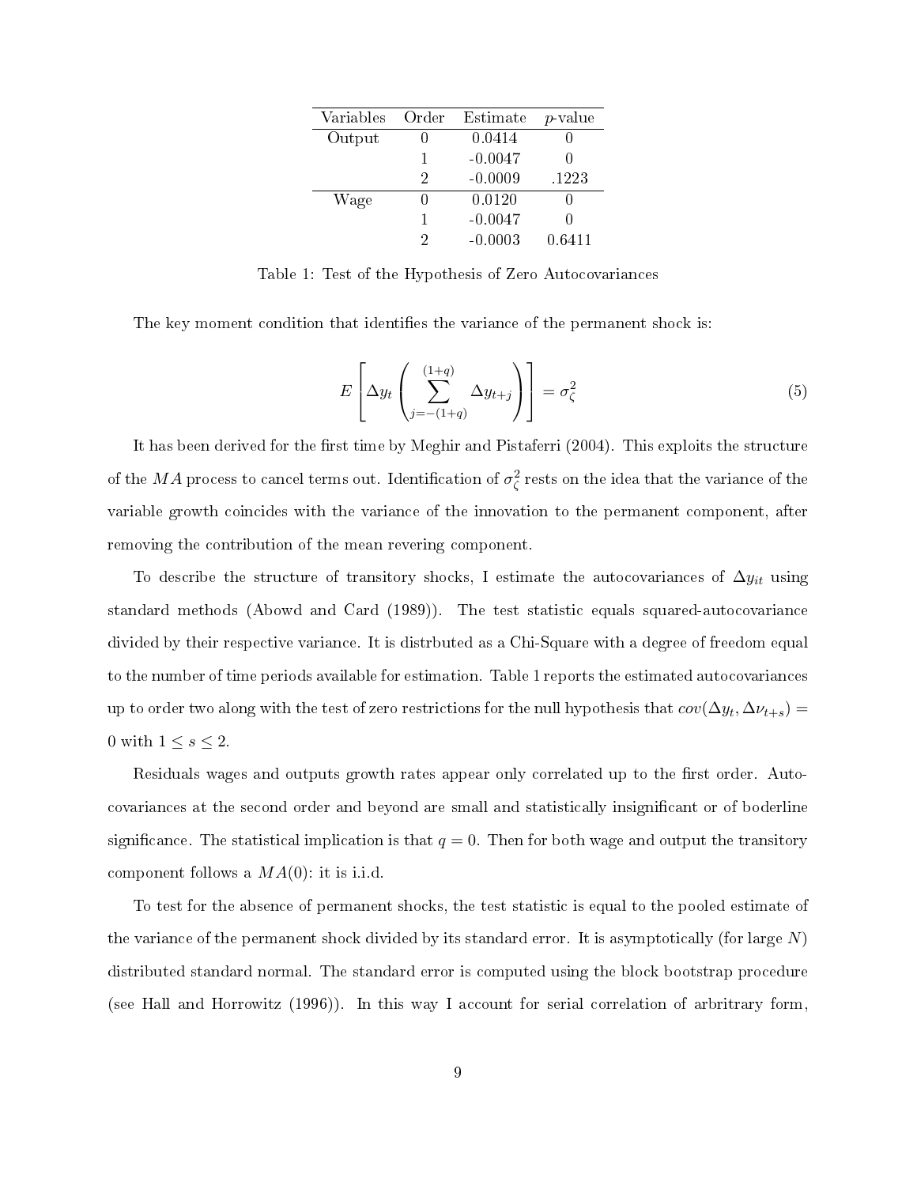| Variables | Order | Estimate | $p$-value |
|---|---|---|---|
| Output | 0 | 0.0414 | 0 |
| | 1 | -0.0047 | 0 |
| | 2 | -0.0009 | .1223 |
| Wage | 0 | 0.0120 | 0 |
| | 1 | -0.0047 | 0 |
| | 2 | -0.0003 | 0.6411 |

Table 1: Test of the Hypothesis of Zero Autocovariances

The key moment condition that identifies the variance of the permanent shock is:

$$E\left[\Delta y_t \left(\sum_{j=-(1+q)}^{(1+q)} \Delta y_{t+j}\right)\right] = \sigma_\zeta^2 \tag{5}$$

It has been derived for the first time by Meghir and Pistaferri (2004). This exploits the structure of the $MA$ process to cancel terms out. Identification of $\sigma_\zeta^2$ rests on the idea that the variance of the variable growth coincides with the variance of the innovation to the permanent component, after removing the contribution of the mean revering component.

To describe the structure of transitory shocks, I estimate the autocovariances of $\Delta y_{it}$ using standard methods (Abowd and Card (1989)). The test statistic equals squared-autocovariance divided by their respective variance. It is distrbuted as a Chi-Square with a degree of freedom equal to the number of time periods available for estimation. Table 1 reports the estimated autocovariances up to order two along with the test of zero restrictions for the null hypothesis that $cov(\Delta y_t, \Delta \nu_{t+s}) = 0$ with $1 \leq s \leq 2$.

Residuals wages and outputs growth rates appear only correlated up to the first order. Autocovariances at the second order and beyond are small and statistically insignificant or of boderline significance. The statistical implication is that $q = 0$. Then for both wage and output the transitory component follows a $MA(0)$: it is i.i.d.

To test for the absence of permanent shocks, the test statistic is equal to the pooled estimate of the variance of the permanent shock divided by its standard error. It is asymptotically (for large $N$) distributed standard normal. The standard error is computed using the block bootstrap procedure (see Hall and Horrowitz (1996)). In this way I account for serial correlation of arbitrary form,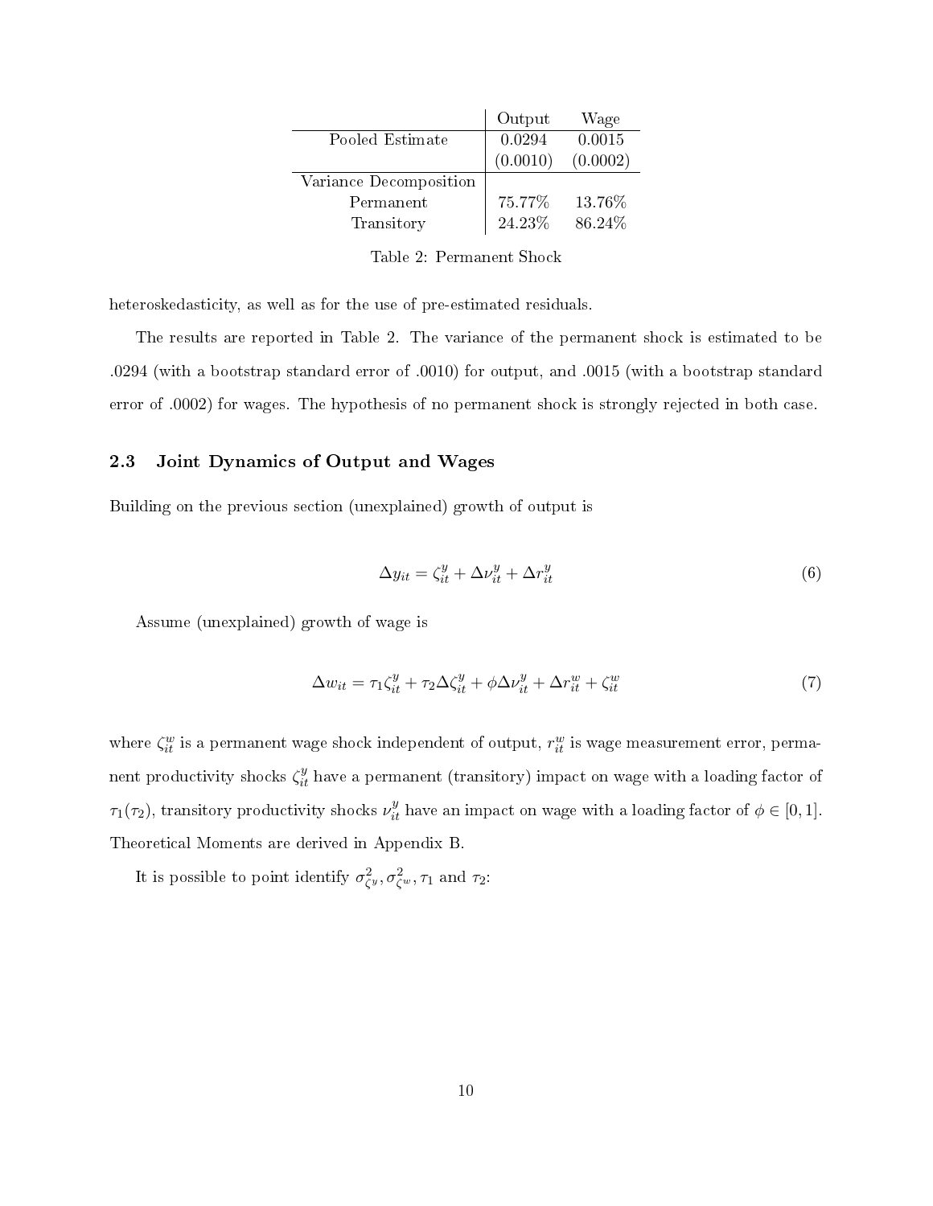| | Output | Wage |
|---|---|---|
| Pooled Estimate | 0.0294 | 0.0015 |
| | (0.0010) | (0.0002) |
| Variance Decomposition | | |
| Permanent | 75.77% | 13.76% |
| Transitory | 24.23% | 86.24% |

Table 2: Permanent Shock

heteroskedasticity, as well as for the use of pre-estimated residuals.

The results are reported in Table 2. The variance of the permanent shock is estimated to be .0294 (with a bootstrap standard error of .0010) for output, and .0015 (with a bootstrap standard error of .0002) for wages. The hypothesis of no permanent shock is strongly rejected in both case.

### 2.3 Joint Dynamics of Output and Wages

Building on the previous section (unexplained) growth of output is

$$\Delta y_{it} = \zeta^y_{it} + \Delta \nu^y_{it} + \Delta r^y_{it} \tag{6}$$

Assume (unexplained) growth of wage is

$$\Delta w_{it} = \tau_1 \zeta^y_{it} + \tau_2 \Delta \zeta^y_{it} + \phi \Delta \nu^y_{it} + \Delta r^w_{it} + \zeta^w_{it} \tag{7}$$

where $\zeta^w_{it}$ is a permanent wage shock independent of output, $r^w_{it}$ is wage measurement error, permanent productivity shocks $\zeta^y_{it}$ have a permanent (transitory) impact on wage with a loading factor of $\tau_1(\tau_2)$, transitory productivity shocks $\nu^y_{it}$ have an impact on wage with a loading factor of $\phi \in [0, 1]$. Theoretical Moments are derived in Appendix B.

It is possible to point identify $\sigma^2_{\zeta^y}, \sigma^2_{\zeta^w}, \tau_1$ and $\tau_2$: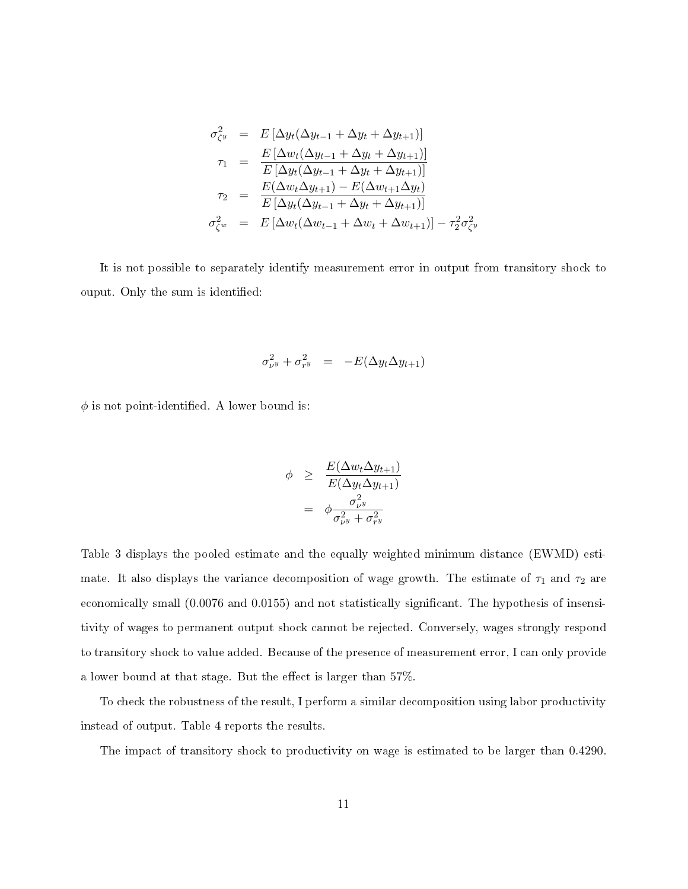$$
\begin{aligned}
\sigma^2_{\zeta^y} &= E\left[\Delta y_t(\Delta y_{t-1} + \Delta y_t + \Delta y_{t+1})\right] \\
\tau_1 &= \frac{E\left[\Delta w_t(\Delta y_{t-1} + \Delta y_t + \Delta y_{t+1})\right]}{E\left[\Delta y_t(\Delta y_{t-1} + \Delta y_t + \Delta y_{t+1})\right]} \\
\tau_2 &= \frac{E(\Delta w_t \Delta y_{t+1}) - E(\Delta w_{t+1} \Delta y_t)}{E\left[\Delta y_t(\Delta y_{t-1} + \Delta y_t + \Delta y_{t+1})\right]} \\
\sigma^2_{\zeta^w} &= E\left[\Delta w_t(\Delta w_{t-1} + \Delta w_t + \Delta w_{t+1})\right] - \tau_2^2 \sigma^2_{\zeta^y}
\end{aligned}
$$

It is not possible to separately identify measurement error in output from transitory shock to ouput. Only the sum is identified:

$$
\sigma^2_{\nu^y} + \sigma^2_{r^y} = -E(\Delta y_t \Delta y_{t+1})
$$

$\phi$ is not point-identified. A lower bound is:

$$
\begin{aligned}
\phi &\geq \frac{E(\Delta w_t \Delta y_{t+1})}{E(\Delta y_t \Delta y_{t+1})} \\
&= \phi \frac{\sigma^2_{\nu^y}}{\sigma^2_{\nu^y} + \sigma^2_{r^y}}
\end{aligned}
$$

Table 3 displays the pooled estimate and the equally weighted minimum distance (EWMD) estimate. It also displays the variance decomposition of wage growth. The estimate of $\tau_1$ and $\tau_2$ are economically small (0.0076 and 0.0155) and not statistically significant. The hypothesis of insensitivity of wages to permanent output shock cannot be rejected. Conversely, wages strongly respond to transitory shock to value added. Because of the presence of measurement error, I can only provide a lower bound at that stage. But the effect is larger than 57%.

To check the robustness of the result, I perform a similar decomposition using labor productivity instead of output. Table 4 reports the results.

The impact of transitory shock to productivity on wage is estimated to be larger than 0.4290.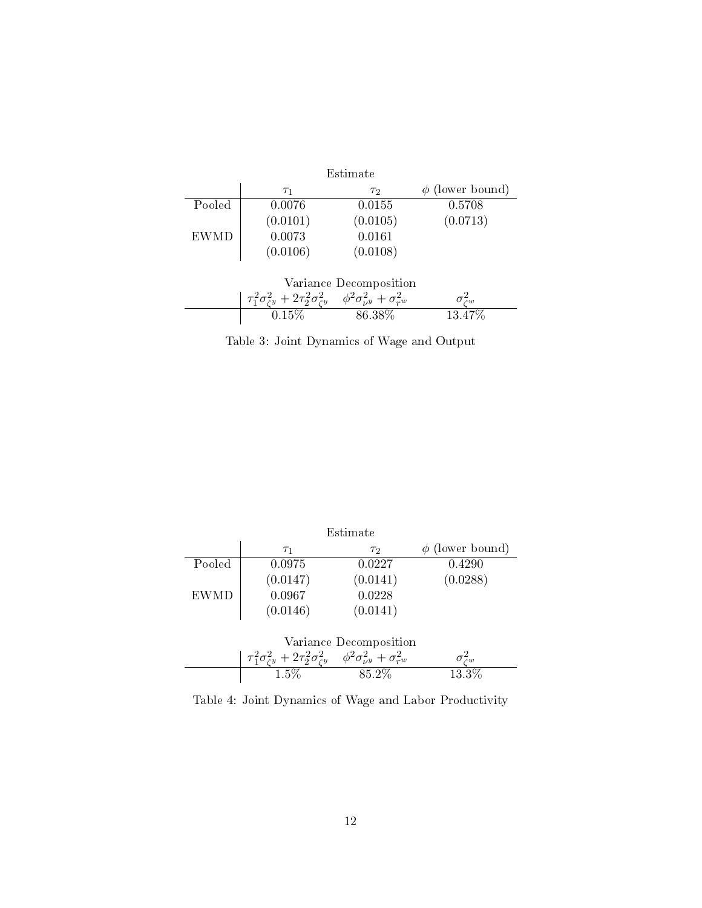Estimate

| | $\tau_1$ | $\tau_2$ | $\phi$ (lower bound) |
|---|---|---|---|
| Pooled | 0.0076 | 0.0155 | 0.5708 |
| | (0.0101) | (0.0105) | (0.0713) |
| EWMD | 0.0073 | 0.0161 | |
| | (0.0106) | (0.0108) | |

Variance Decomposition

| | $\tau_1^2\sigma^2_{\zeta^y} + 2\tau_2^2\sigma^2_{\zeta^y}$ | $\phi^2\sigma^2_{\nu^y} + \sigma^2_{r^w}$ | $\sigma^2_{\zeta^w}$ |
|---|---|---|---|
| | 0.15% | 86.38% | 13.47% |

Table 3: Joint Dynamics of Wage and Output

Estimate

| | $\tau_1$ | $\tau_2$ | $\phi$ (lower bound) |
|---|---|---|---|
| Pooled | 0.0975 | 0.0227 | 0.4290 |
| | (0.0147) | (0.0141) | (0.0288) |
| EWMD | 0.0967 | 0.0228 | |
| | (0.0146) | (0.0141) | |

Variance Decomposition

| | $\tau_1^2\sigma^2_{\zeta^y} + 2\tau_2^2\sigma^2_{\zeta^y}$ | $\phi^2\sigma^2_{\nu^y} + \sigma^2_{r^w}$ | $\sigma^2_{\zeta^w}$ |
|---|---|---|---|
| | 1.5% | 85.2% | 13.3% |

Table 4: Joint Dynamics of Wage and Labor Productivity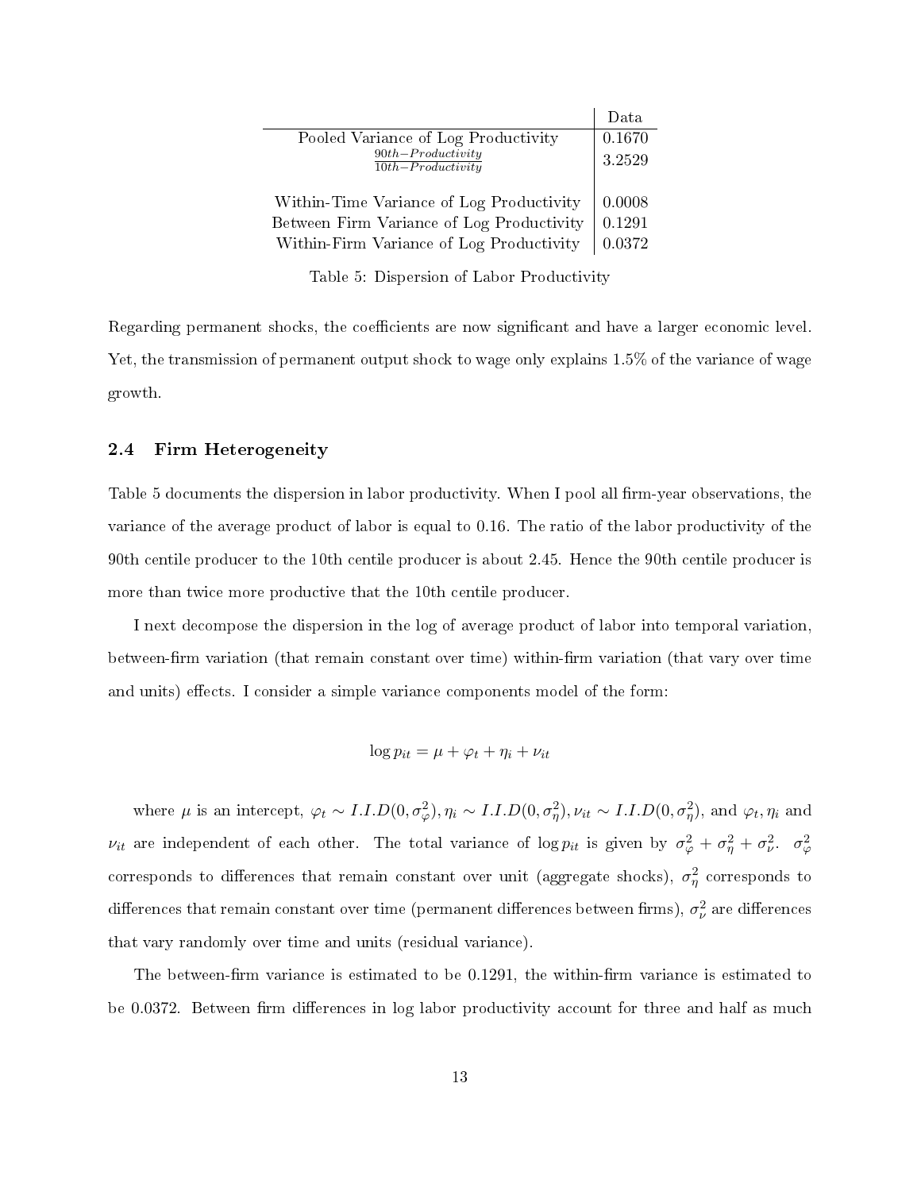| | Data |
|---|---|
| Pooled Variance of Log Productivity | 0.1670 |
| $\frac{90th-Productivity}{10th-Productivity}$ | 3.2529 |
| | |
| Within-Time Variance of Log Productivity | 0.0008 |
| Between Firm Variance of Log Productivity | 0.1291 |
| Within-Firm Variance of Log Productivity | 0.0372 |

Table 5: Dispersion of Labor Productivity

Regarding permanent shocks, the coefficients are now significant and have a larger economic level. Yet, the transmission of permanent output shock to wage only explains 1.5% of the variance of wage growth.

### 2.4 Firm Heterogeneity

Table 5 documents the dispersion in labor productivity. When I pool all firm-year observations, the variance of the average product of labor is equal to 0.16. The ratio of the labor productivity of the 90th centile producer to the 10th centile producer is about 2.45. Hence the 90th centile producer is more than twice more productive that the 10th centile producer.

I next decompose the dispersion in the log of average product of labor into temporal variation, between-firm variation (that remain constant over time) within-firm variation (that vary over time and units) effects. I consider a simple variance components model of the form:

$$\log p_{it} = \mu + \varphi_t + \eta_i + \nu_{it}$$

where $\mu$ is an intercept, $\varphi_t \sim I.I.D(0, \sigma^2_\varphi), \eta_i \sim I.I.D(0, \sigma^2_\eta), \nu_{it} \sim I.I.D(0, \sigma^2_\eta)$, and $\varphi_t, \eta_i$ and $\nu_{it}$ are independent of each other. The total variance of $\log p_{it}$ is given by $\sigma^2_\varphi + \sigma^2_\eta + \sigma^2_\nu$. $\sigma^2_\varphi$ corresponds to differences that remain constant over unit (aggregate shocks), $\sigma^2_\eta$ corresponds to differences that remain constant over time (permanent differences between firms), $\sigma^2_\nu$ are differences that vary randomly over time and units (residual variance).

The between-firm variance is estimated to be 0.1291, the within-firm variance is estimated to be 0.0372. Between firm differences in log labor productivity account for three and half as much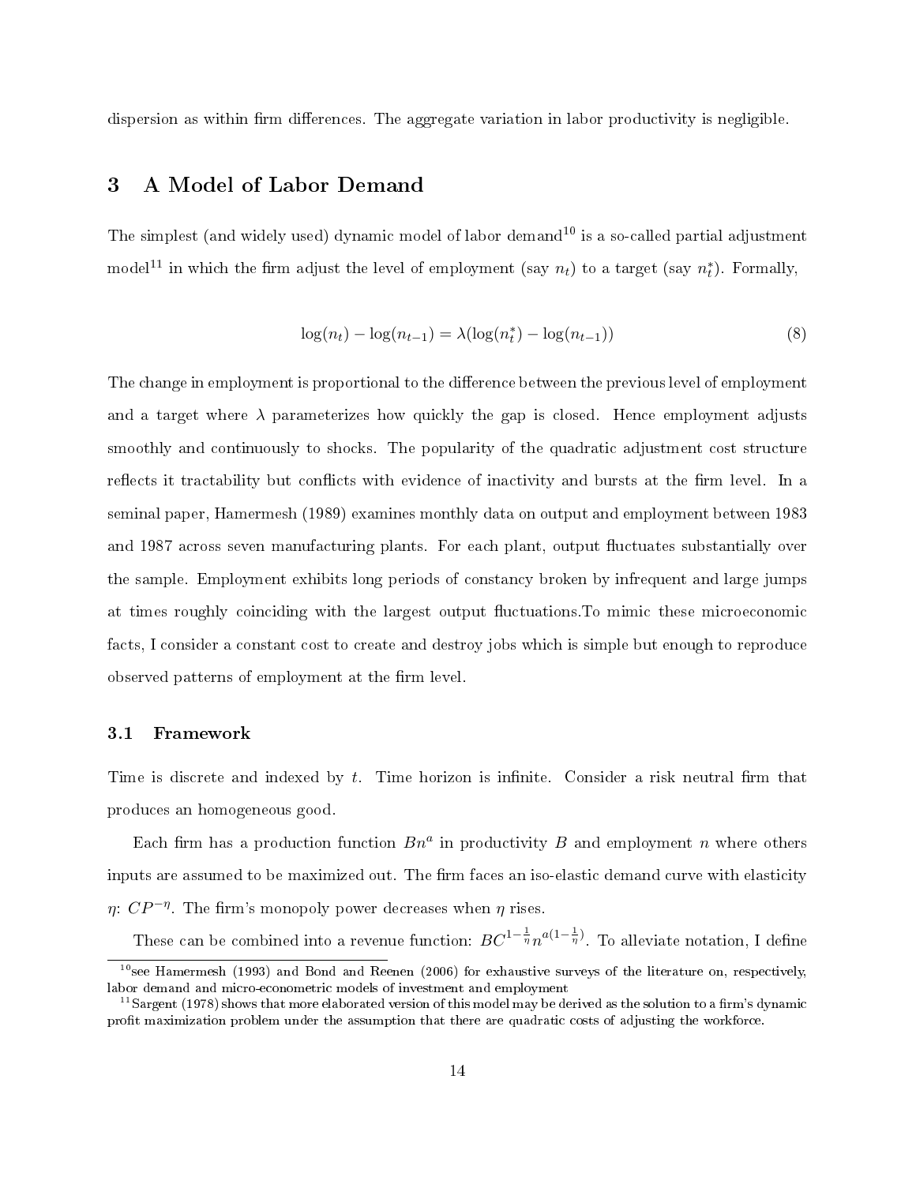dispersion as within firm differences. The aggregate variation in labor productivity is negligible.

# 3 A Model of Labor Demand

The simplest (and widely used) dynamic model of labor demand[10] is a so-called partial adjustment model[11] in which the firm adjust the level of employment (say $n_t$) to a target (say $n_t^*$). Formally,

$$\log(n_t) - \log(n_{t-1}) = \lambda(\log(n_t^*) - \log(n_{t-1})) \tag{8}$$

The change in employment is proportional to the difference between the previous level of employment and a target where $\lambda$ parameterizes how quickly the gap is closed. Hence employment adjusts smoothly and continuously to shocks. The popularity of the quadratic adjustment cost structure reflects it tractability but conflicts with evidence of inactivity and bursts at the firm level. In a seminal paper, Hamermesh (1989) examines monthly data on output and employment between 1983 and 1987 across seven manufacturing plants. For each plant, output fluctuates substantially over the sample. Employment exhibits long periods of constancy broken by infrequent and large jumps at times roughly coinciding with the largest output fluctuations.To mimic these microeconomic facts, I consider a constant cost to create and destroy jobs which is simple but enough to reproduce observed patterns of employment at the firm level.

## 3.1 Framework

Time is discrete and indexed by $t$. Time horizon is infinite. Consider a risk neutral firm that produces an homogeneous good.

Each firm has a production function $Bn^a$ in productivity $B$ and employment $n$ where others inputs are assumed to be maximized out. The firm faces an iso-elastic demand curve with elasticity $\eta$: $CP^{-\eta}$. The firm's monopoly power decreases when $\eta$ rises.

These can be combined into a revenue function: $BC^{1-\frac{1}{\eta}}n^{a(1-\frac{1}{\eta})}$. To alleviate notation, I define

[10] see Hamermesh (1993) and Bond and Reenen (2006) for exhaustive surveys of the literature on, respectively, labor demand and micro-econometric models of investment and employment

[11] Sargent (1978) shows that more elaborated version of this model may be derived as the solution to a firm's dynamic profit maximization problem under the assumption that there are quadratic costs of adjusting the workforce.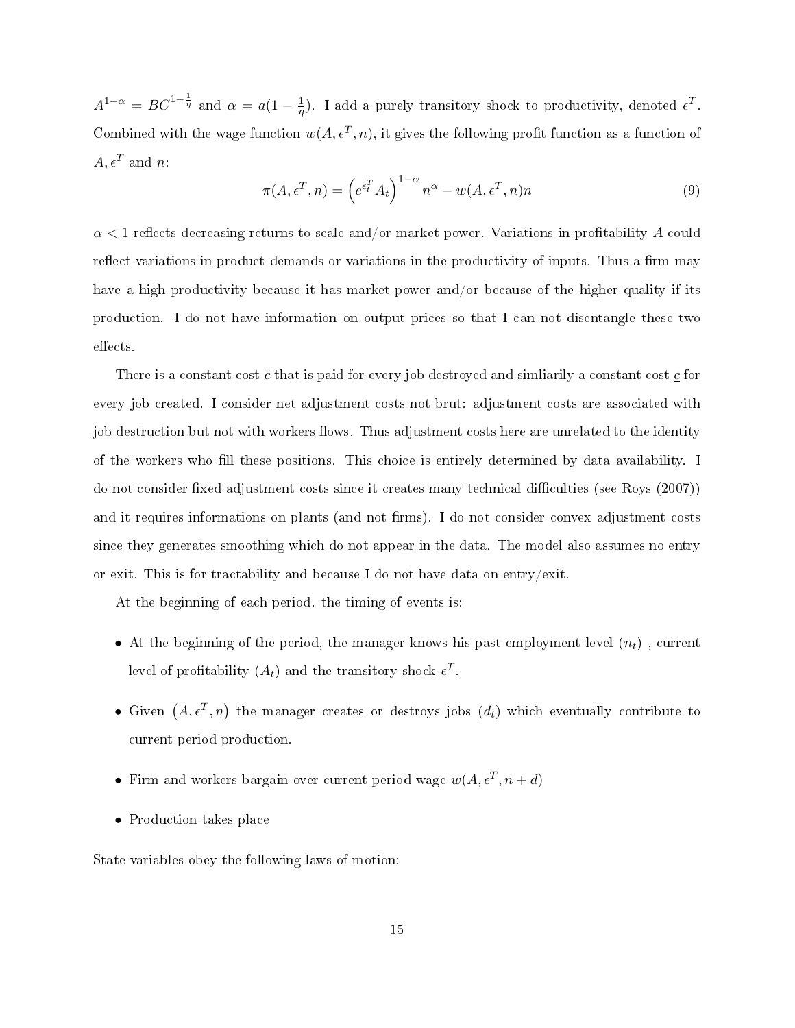$A^{1-\alpha} = BC^{1-\frac{1}{\eta}}$ and $\alpha = a(1-\frac{1}{\eta})$. I add a purely transitory shock to productivity, denoted $\epsilon^T$. Combined with the wage function $w(A, \epsilon^T, n)$, it gives the following profit function as a function of $A, \epsilon^T$ and $n$:

$$\pi(A, \epsilon^T, n) = \left(e^{\epsilon_t^T} A_t\right)^{1-\alpha} n^{\alpha} - w(A, \epsilon^T, n)n \tag{9}$$

$\alpha < 1$ reflects decreasing returns-to-scale and/or market power. Variations in profitability $A$ could reflect variations in product demands or variations in the productivity of inputs. Thus a firm may have a high productivity because it has market-power and/or because of the higher quality if its production. I do not have information on output prices so that I can not disentangle these two effects.

There is a constant cost $\bar{c}$ that is paid for every job destroyed and simliarily a constant cost $\underline{c}$ for every job created. I consider net adjustment costs not brut: adjustment costs are associated with job destruction but not with workers flows. Thus adjustment costs here are unrelated to the identity of the workers who fill these positions. This choice is entirely determined by data availability. I do not consider fixed adjustment costs since it creates many technical difficulties (see Roys (2007)) and it requires informations on plants (and not firms). I do not consider convex adjustment costs since they generates smoothing which do not appear in the data. The model also assumes no entry or exit. This is for tractability and because I do not have data on entry/exit.

At the beginning of each period. the timing of events is:

- At the beginning of the period, the manager knows his past employment level ($n_t$) , current level of profitability ($A_t$) and the transitory shock $\epsilon^T$.
- Given $\left(A, \epsilon^T, n\right)$ the manager creates or destroys jobs ($d_t$) which eventually contribute to current period production.
- Firm and workers bargain over current period wage $w(A, \epsilon^T, n+d)$
- Production takes place

State variables obey the following laws of motion: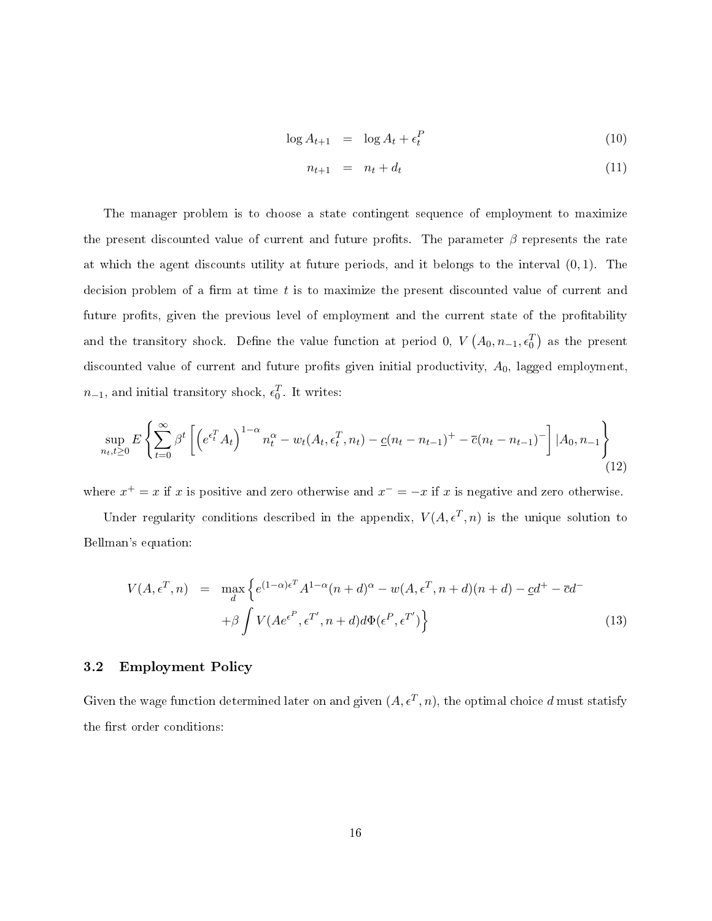$$\log A_{t+1} = \log A_t + \epsilon_t^P \tag{10}$$

$$n_{t+1} = n_t + d_t \tag{11}$$

The manager problem is to choose a state contingent sequence of employment to maximize the present discounted value of current and future profits. The parameter $\beta$ represents the rate at which the agent discounts utility at future periods, and it belongs to the interval $(0, 1)$. The decision problem of a firm at time $t$ is to maximize the present discounted value of current and future profits, given the previous level of employment and the current state of the profitability and the transitory shock. Define the value function at period 0, $V\left(A_0, n_{-1}, \epsilon_0^T\right)$ as the present discounted value of current and future profits given initial productivity, $A_0$, lagged employment, $n_{-1}$, and initial transitory shock, $\epsilon_0^T$. It writes:

$$\sup_{n_t, t \geq 0} E\left\{\sum_{t=0}^{\infty} \beta^t \left[\left(e^{\epsilon_t^T} A_t\right)^{1-\alpha} n_t^{\alpha} - w_t(A_t, \epsilon_t^T, n_t) - \underline{c}(n_t - n_{t-1})^+ - \overline{c}(n_t - n_{t-1})^-\right] | A_0, n_{-1}\right\} \tag{12}$$

where $x^+ = x$ if $x$ is positive and zero otherwise and $x^- = -x$ if $x$ is negative and zero otherwise.

Under regularity conditions described in the appendix, $V(A, \epsilon^T, n)$ is the unique solution to Bellman's equation:

$$\begin{aligned} V(A, \epsilon^T, n) &= \max_d \Big\{ e^{(1-\alpha)\epsilon^T} A^{1-\alpha}(n+d)^{\alpha} - w(A, \epsilon^T, n+d)(n+d) - \underline{c}d^+ - \overline{c}d^- \\ &\quad + \beta \int V(Ae^{\epsilon^P}, \epsilon^{T'}, n+d) d\Phi(\epsilon^P, \epsilon^{T'}) \Big\} \end{aligned} \tag{13}$$

### 3.2 Employment Policy

Given the wage function determined later on and given $(A, \epsilon^T, n)$, the optimal choice $d$ must satisfy the first order conditions: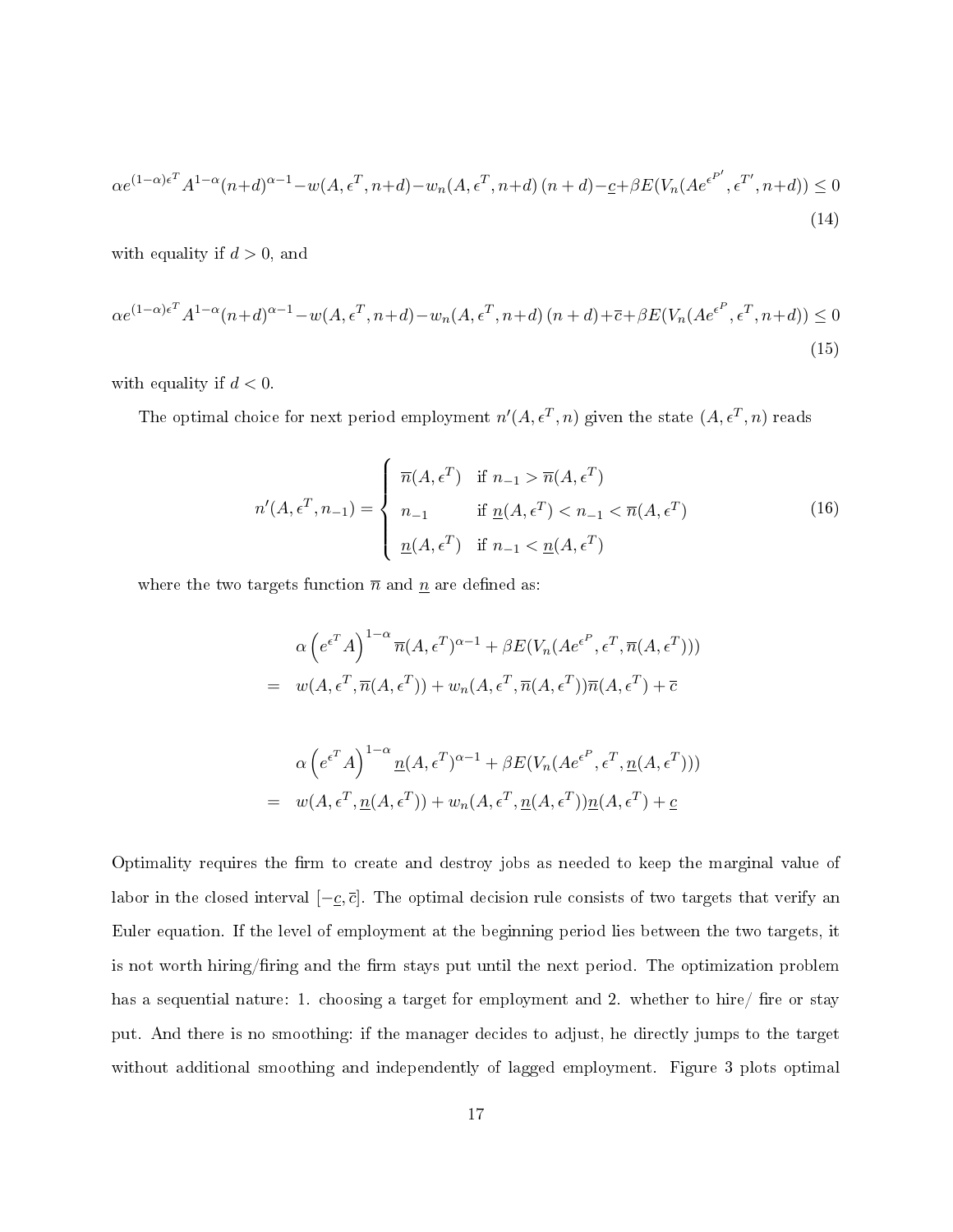$$\alpha e^{(1-\alpha)\epsilon^T} A^{1-\alpha}(n+d)^{\alpha-1} - w(A,\epsilon^T,n+d) - w_n(A,\epsilon^T,n+d)\,(n+d) - \underline{c} + \beta E(V_n(Ae^{\epsilon^{P\prime}},\epsilon^{T\prime},n+d)) \leq 0 \tag{14}$$

with equality if $d > 0$, and

$$\alpha e^{(1-\alpha)\epsilon^T} A^{1-\alpha}(n+d)^{\alpha-1} - w(A,\epsilon^T,n+d) - w_n(A,\epsilon^T,n+d)\,(n+d) + \overline{c} + \beta E(V_n(Ae^{\epsilon^{P}},\epsilon^{T},n+d)) \leq 0 \tag{15}$$

with equality if $d < 0$.

The optimal choice for next period employment $n'(A,\epsilon^T,n)$ given the state $(A,\epsilon^T,n)$ reads

$$n'(A,\epsilon^T,n_{-1}) = \begin{cases} \overline{n}(A,\epsilon^T) & \text{if } n_{-1} > \overline{n}(A,\epsilon^T) \\ n_{-1} & \text{if } \underline{n}(A,\epsilon^T) < n_{-1} < \overline{n}(A,\epsilon^T) \\ \underline{n}(A,\epsilon^T) & \text{if } n_{-1} < \underline{n}(A,\epsilon^T) \end{cases} \tag{16}$$

where the two targets function $\overline{n}$ and $\underline{n}$ are defined as:

$$\begin{aligned} & \alpha\left(e^{\epsilon^T}A\right)^{1-\alpha}\overline{n}(A,\epsilon^T)^{\alpha-1} + \beta E(V_n(Ae^{\epsilon^P},\epsilon^T,\overline{n}(A,\epsilon^T))) \\ = \;\; & w(A,\epsilon^T,\overline{n}(A,\epsilon^T)) + w_n(A,\epsilon^T,\overline{n}(A,\epsilon^T))\overline{n}(A,\epsilon^T) + \overline{c} \end{aligned}$$

$$\begin{aligned} & \alpha\left(e^{\epsilon^T}A\right)^{1-\alpha}\underline{n}(A,\epsilon^T)^{\alpha-1} + \beta E(V_n(Ae^{\epsilon^P},\epsilon^T,\underline{n}(A,\epsilon^T))) \\ = \;\; & w(A,\epsilon^T,\underline{n}(A,\epsilon^T)) + w_n(A,\epsilon^T,\underline{n}(A,\epsilon^T))\underline{n}(A,\epsilon^T) + \underline{c} \end{aligned}$$

Optimality requires the firm to create and destroy jobs as needed to keep the marginal value of labor in the closed interval $[-\underline{c},\overline{c}]$. The optimal decision rule consists of two targets that verify an Euler equation. If the level of employment at the beginning period lies between the two targets, it is not worth hiring/firing and the firm stays put until the next period. The optimization problem has a sequential nature: 1. choosing a target for employment and 2. whether to hire/ fire or stay put. And there is no smoothing: if the manager decides to adjust, he directly jumps to the target without additional smoothing and independently of lagged employment. Figure 3 plots optimal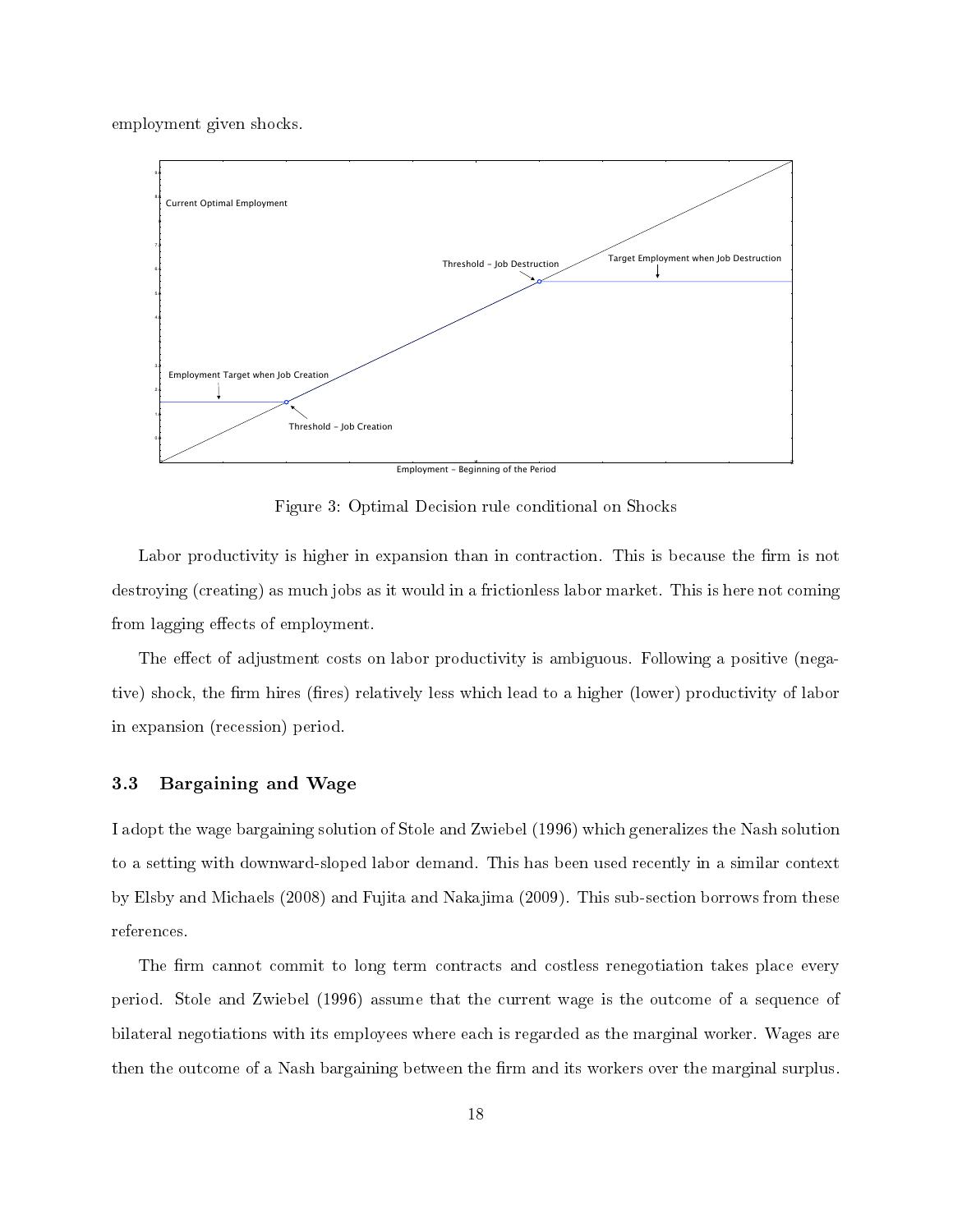employment given shocks.

Current Optimal Employment

Threshold - Job Destruction

Target Employment when Job Destruction

Employment Target when Job Creation

Threshold - Job Creation

Employment - Beginning of the Period

Figure 3: Optimal Decision rule conditional on Shocks

Labor productivity is higher in expansion than in contraction. This is because the firm is not destroying (creating) as much jobs as it would in a frictionless labor market. This is here not coming from lagging effects of employment.

The effect of adjustment costs on labor productivity is ambiguous. Following a positive (negative) shock, the firm hires (fires) relatively less which lead to a higher (lower) productivity of labor in expansion (recession) period.

### 3.3 Bargaining and Wage

I adopt the wage bargaining solution of Stole and Zwiebel (1996) which generalizes the Nash solution to a setting with downward-sloped labor demand. This has been used recently in a similar context by Elsby and Michaels (2008) and Fujita and Nakajima (2009). This sub-section borrows from these references.

The firm cannot commit to long term contracts and costless renegotiation takes place every period. Stole and Zwiebel (1996) assume that the current wage is the outcome of a sequence of bilateral negotiations with its employees where each is regarded as the marginal worker. Wages are then the outcome of a Nash bargaining between the firm and its workers over the marginal surplus.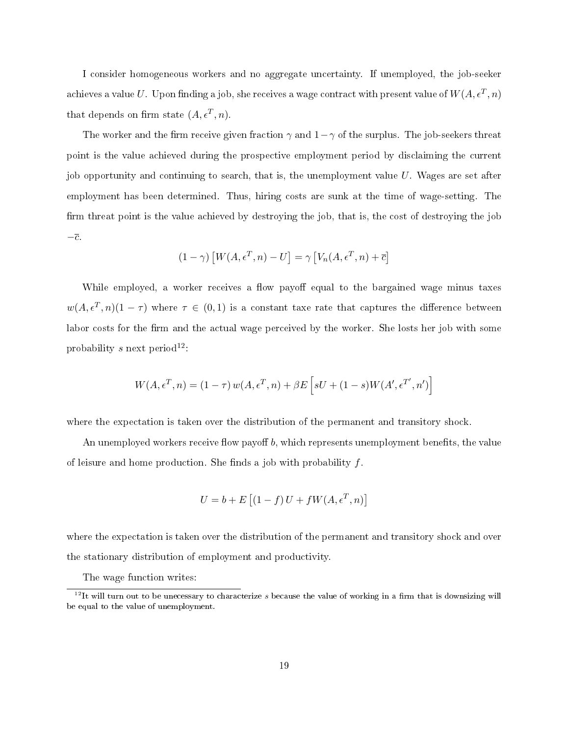I consider homogeneous workers and no aggregate uncertainty. If unemployed, the job-seeker achieves a value $U$. Upon finding a job, she receives a wage contract with present value of $W(A, \epsilon^T, n)$ that depends on firm state $(A, \epsilon^T, n)$.

The worker and the firm receive given fraction $\gamma$ and $1-\gamma$ of the surplus. The job-seekers threat point is the value achieved during the prospective employment period by disclaiming the current job opportunity and continuing to search, that is, the unemployment value $U$. Wages are set after employment has been determined. Thus, hiring costs are sunk at the time of wage-setting. The firm threat point is the value achieved by destroying the job, that is, the cost of destroying the job $-\overline{c}$.

$$(1-\gamma)\left[W(A, \epsilon^T, n) - U\right] = \gamma\left[V_n(A, \epsilon^T, n) + \overline{c}\right]$$

While employed, a worker receives a flow payoff equal to the bargained wage minus taxes $w(A, \epsilon^T, n)(1-\tau)$ where $\tau \in (0,1)$ is a constant taxe rate that captures the difference between labor costs for the firm and the actual wage perceived by the worker. She losts her job with some probability $s$ next period[12]:

$$W(A, \epsilon^T, n) = (1-\tau)\, w(A, \epsilon^T, n) + \beta E\left[sU + (1-s)W(A', \epsilon^{T'}, n')\right]$$

where the expectation is taken over the distribution of the permanent and transitory shock.

An unemployed workers receive flow payoff $b$, which represents unemployment benefits, the value of leisure and home production. She finds a job with probability $f$.

$$U = b + E\left[(1-f)\,U + fW(A, \epsilon^T, n)\right]$$

where the expectation is taken over the distribution of the permanent and transitory shock and over the stationary distribution of employment and productivity.

The wage function writes:

[12] It will turn out to be unecessary to characterize $s$ because the value of working in a firm that is downsizing will be equal to the value of unemployment.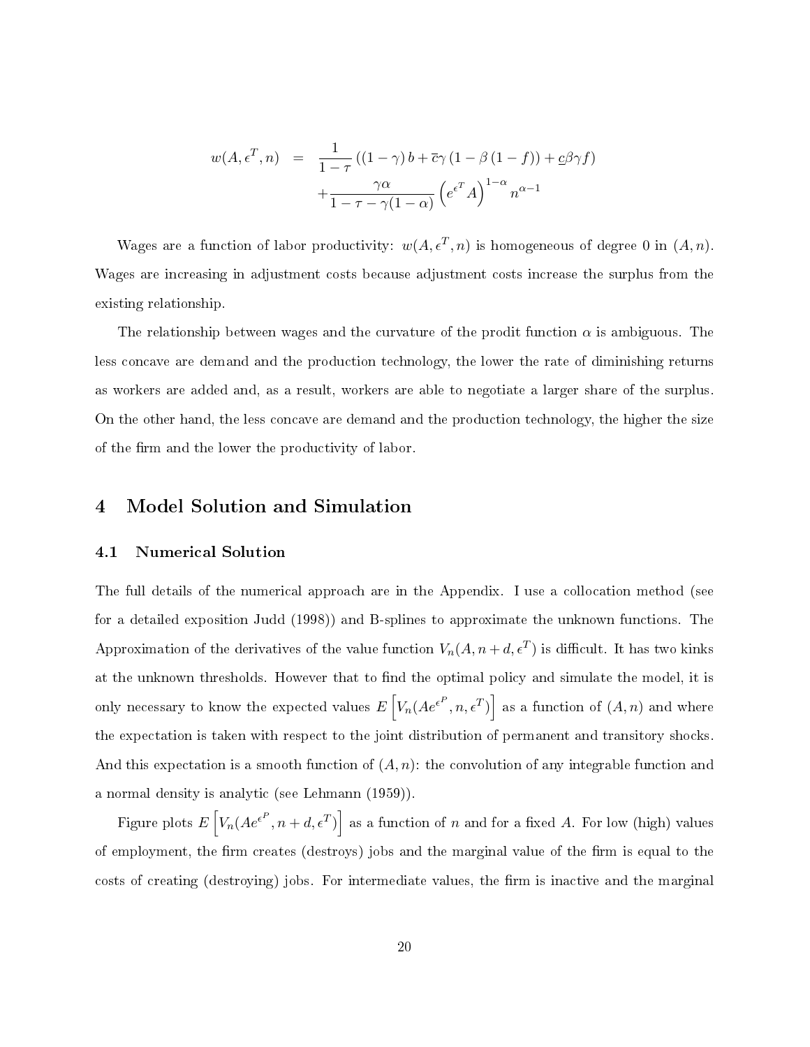$$
\begin{aligned}
w(A, \epsilon^T, n) &= \frac{1}{1-\tau}\left((1-\gamma)\, b + \overline{c}\gamma\left(1-\beta\left(1-f\right)\right) + \underline{c}\beta\gamma f\right) \\
&\quad + \frac{\gamma\alpha}{1-\tau-\gamma(1-\alpha)}\left(e^{\epsilon^T} A\right)^{1-\alpha} n^{\alpha-1}
\end{aligned}
$$

Wages are a function of labor productivity: $w(A, \epsilon^T, n)$ is homogeneous of degree 0 in $(A, n)$. Wages are increasing in adjustment costs because adjustment costs increase the surplus from the existing relationship.

The relationship between wages and the curvature of the prodit function $\alpha$ is ambiguous. The less concave are demand and the production technology, the lower the rate of diminishing returns as workers are added and, as a result, workers are able to negotiate a larger share of the surplus. On the other hand, the less concave are demand and the production technology, the higher the size of the firm and the lower the productivity of labor.

# 4 Model Solution and Simulation

## 4.1 Numerical Solution

The full details of the numerical approach are in the Appendix. I use a collocation method (see for a detailed exposition Judd (1998)) and B-splines to approximate the unknown functions. The Approximation of the derivatives of the value function $V_n(A, n+d, \epsilon^T)$ is difficult. It has two kinks at the unknown thresholds. However that to find the optimal policy and simulate the model, it is only necessary to know the expected values $E\left[V_n(Ae^{\epsilon^P}, n, \epsilon^T)\right]$ as a function of $(A, n)$ and where the expectation is taken with respect to the joint distribution of permanent and transitory shocks. And this expectation is a smooth function of $(A, n)$: the convolution of any integrable function and a normal density is analytic (see Lehmann (1959)).

Figure plots $E\left[V_n(Ae^{\epsilon^P}, n+d, \epsilon^T)\right]$ as a function of $n$ and for a fixed $A$. For low (high) values of employment, the firm creates (destroys) jobs and the marginal value of the firm is equal to the costs of creating (destroying) jobs. For intermediate values, the firm is inactive and the marginal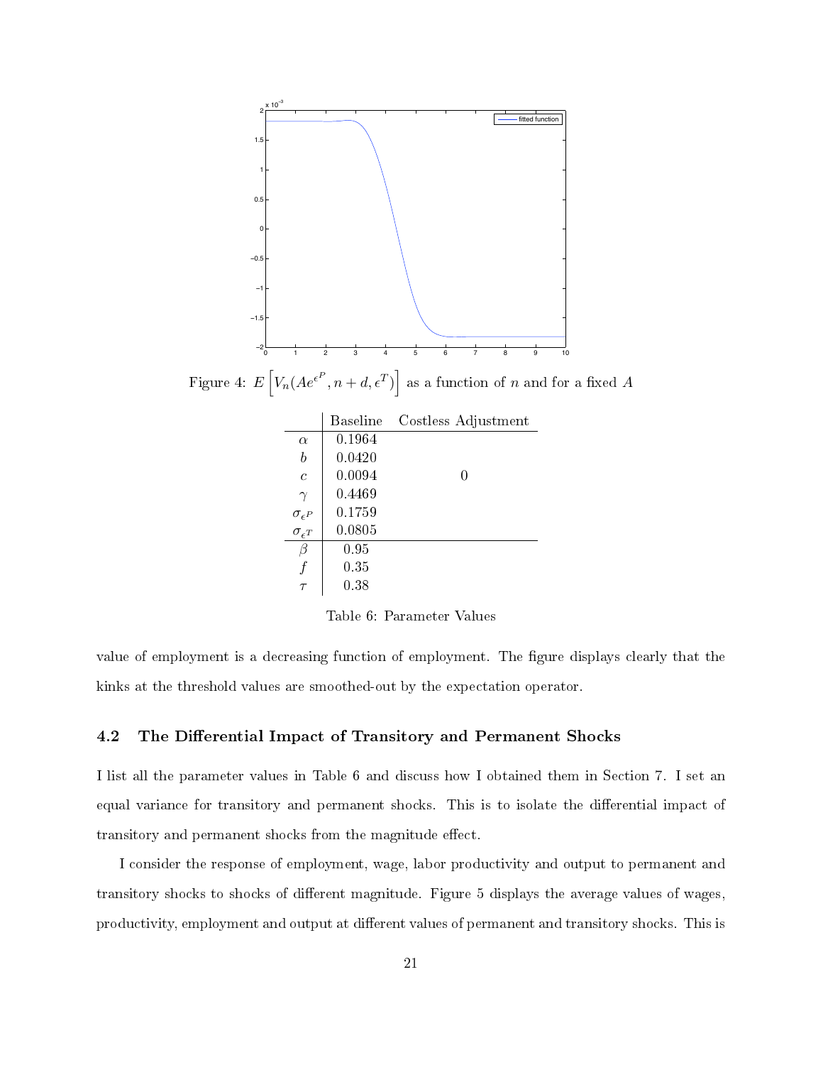x 10^-3

2

1.5

1

0.5

0

−0.5

−1

−1.5

−2

0 1 2 3 4 5 6 7 8 9 10

fitted function

Figure 4: $E\left[V_n(Ae^{\epsilon^P}, n+d, \epsilon^T)\right]$ as a function of $n$ and for a fixed $A$

| | Baseline | Costless Adjustment |
|---|---|---|
| $\alpha$ | 0.1964 | |
| $b$ | 0.0420 | |
| $c$ | 0.0094 | 0 |
| $\gamma$ | 0.4469 | |
| $\sigma_{\epsilon^P}$ | 0.1759 | |
| $\sigma_{\epsilon^T}$ | 0.0805 | |
| $\beta$ | 0.95 | |
| $f$ | 0.35 | |
| $\tau$ | 0.38 | |

Table 6: Parameter Values

value of employment is a decreasing function of employment. The figure displays clearly that the kinks at the threshold values are smoothed-out by the expectation operator.

## 4.2 The Differential Impact of Transitory and Permanent Shocks

I list all the parameter values in Table 6 and discuss how I obtained them in Section 7. I set an equal variance for transitory and permanent shocks. This is to isolate the differential impact of transitory and permanent shocks from the magnitude effect.

I consider the response of employment, wage, labor productivity and output to permanent and transitory shocks to shocks of different magnitude. Figure 5 displays the average values of wages, productivity, employment and output at different values of permanent and transitory shocks. This is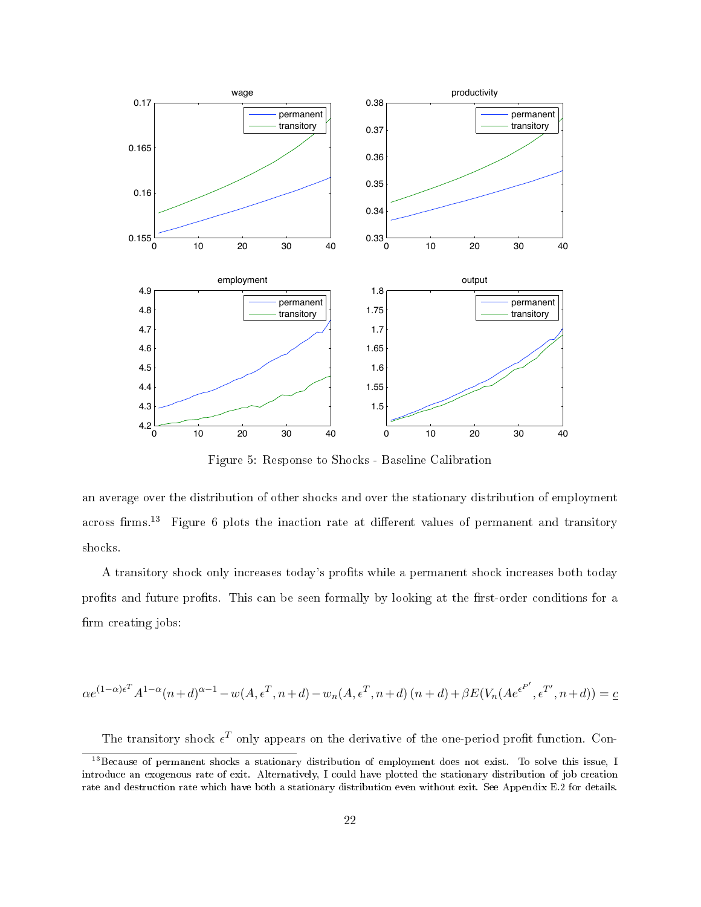wage

0.17
0.165
0.16
0.155

0 10 20 30 40

permanent
transitory

productivity

0.38
0.37
0.36
0.35
0.34
0.33

0 10 20 30 40

permanent
transitory

employment

4.9
4.8
4.7
4.6
4.5
4.4
4.3
4.2

0 10 20 30 40

permanent
transitory

output

1.8
1.75
1.7
1.65
1.6
1.55
1.5

0 10 20 30 40

permanent
transitory

Figure 5: Response to Shocks - Baseline Calibration

an average over the distribution of other shocks and over the stationary distribution of employment across firms.[13] Figure 6 plots the inaction rate at different values of permanent and transitory shocks.

A transitory shock only increases today's profits while a permanent shock increases both today profits and future profits. This can be seen formally by looking at the first-order conditions for a firm creating jobs:

$$\alpha e^{(1-\alpha)\epsilon^T} A^{1-\alpha}(n+d)^{\alpha-1} - w(A,\epsilon^T,n+d) - w_n(A,\epsilon^T,n+d)\,(n+d) + \beta E(V_n(Ae^{\epsilon^{P'}},\epsilon^{T'},n+d)) = \underline{c}$$

The transitory shock $\epsilon^T$ only appears on the derivative of the one-period profit function. Con-

[13] Because of permanent shocks a stationary distribution of employment does not exist. To solve this issue, I introduce an exogenous rate of exit. Alternatively, I could have plotted the stationary distribution of job creation rate and destruction rate which have both a stationary distribution even without exit. See Appendix E.2 for details.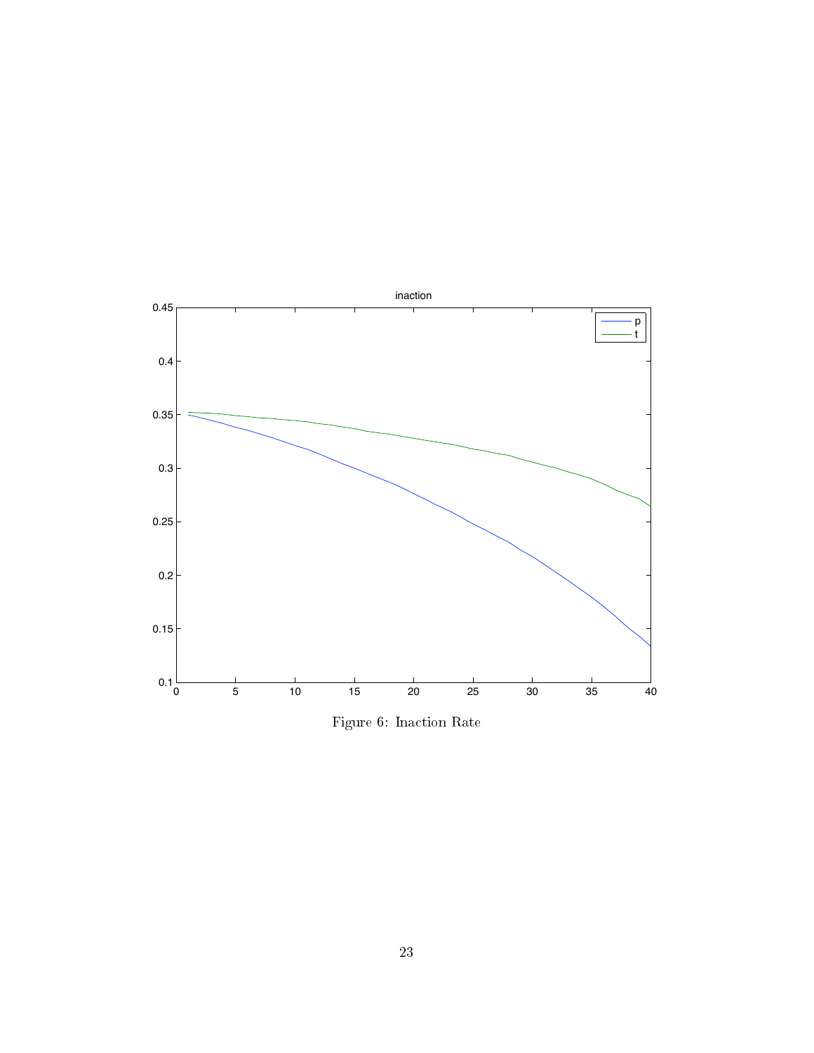inaction

0.45
0.4
0.35
0.3
0.25
0.2
0.15
0.1

0 5 10 15 20 25 30 35 40

p
t

Figure 6: Inaction Rate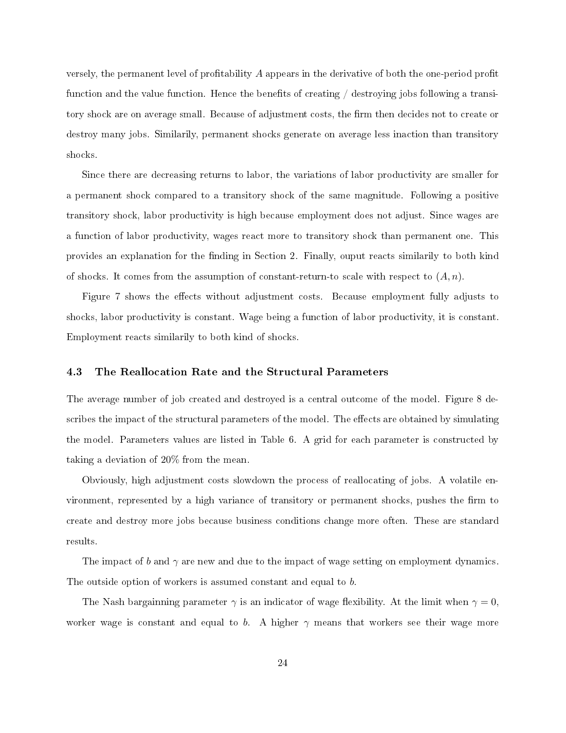versely, the permanent level of profitability $A$ appears in the derivative of both the one-period profit function and the value function. Hence the benefits of creating / destroying jobs following a transitory shock are on average small. Because of adjustment costs, the firm then decides not to create or destroy many jobs. Similarly, permanent shocks generate on average less inaction than transitory shocks.

Since there are decreasing returns to labor, the variations of labor productivity are smaller for a permanent shock compared to a transitory shock of the same magnitude. Following a positive transitory shock, labor productivity is high because employment does not adjust. Since wages are a function of labor productivity, wages react more to transitory shock than permanent one. This provides an explanation for the finding in Section 2. Finally, ouput reacts similarily to both kind of shocks. It comes from the assumption of constant-return-to scale with respect to $(A, n)$.

Figure 7 shows the effects without adjustment costs. Because employment fully adjusts to shocks, labor productivity is constant. Wage being a function of labor productivity, it is constant. Employment reacts similarily to both kind of shocks.

### 4.3 The Reallocation Rate and the Structural Parameters

The average number of job created and destroyed is a central outcome of the model. Figure 8 describes the impact of the structural parameters of the model. The effects are obtained by simulating the model. Parameters values are listed in Table 6. A grid for each parameter is constructed by taking a deviation of 20% from the mean.

Obviously, high adjustment costs slowdown the process of reallocating of jobs. A volatile environment, represented by a high variance of transitory or permanent shocks, pushes the firm to create and destroy more jobs because business conditions change more often. These are standard results.

The impact of $b$ and $\gamma$ are new and due to the impact of wage setting on employment dynamics. The outside option of workers is assumed constant and equal to $b$.

The Nash bargainning parameter $\gamma$ is an indicator of wage flexibility. At the limit when $\gamma = 0$, worker wage is constant and equal to $b$. A higher $\gamma$ means that workers see their wage more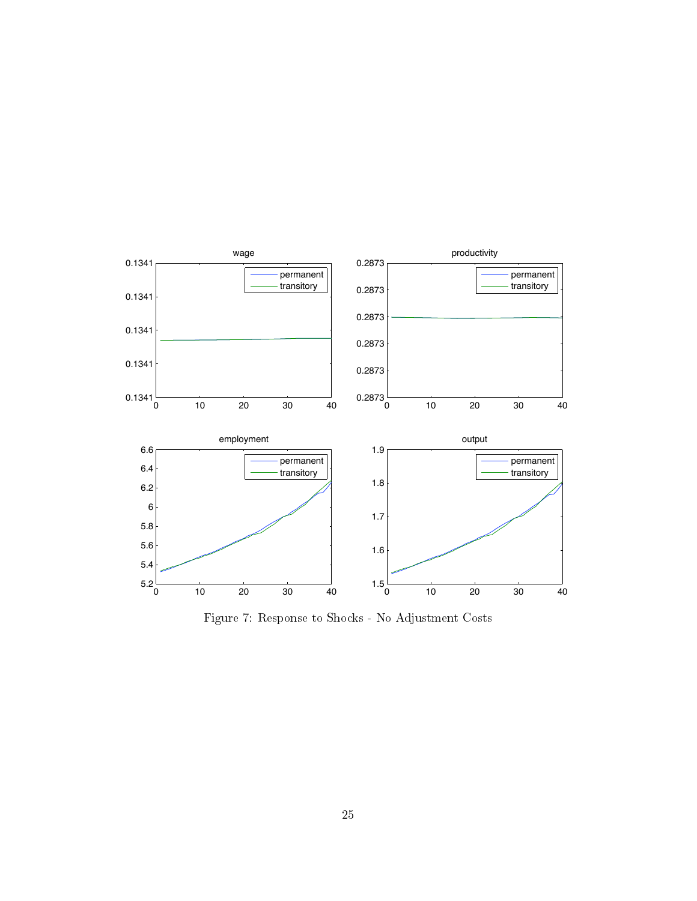wage

0.1341
0.1341
0.1341
0.1341
0.1341

0 10 20 30 40

permanent
transitory

productivity

0.2873
0.2873
0.2873
0.2873
0.2873
0.2873

0 10 20 30 40

permanent
transitory

employment

6.6
6.4
6.2
6
5.8
5.6
5.4
5.2

0 10 20 30 40

permanent
transitory

output

1.9
1.8
1.7
1.6
1.5

0 10 20 30 40

permanent
transitory

Figure 7: Response to Shocks - No Adjustment Costs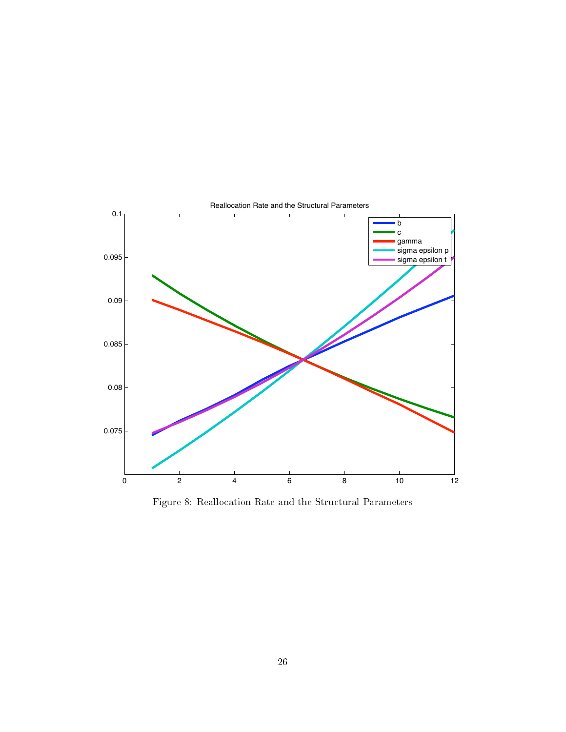Reallocation Rate and the Structural Parameters

0.1
0.095
0.09
0.085
0.08
0.075

0
2
4
6
8
10
12

b
c
gamma
sigma epsilon p
sigma epsilon t

Figure 8: Reallocation Rate and the Structural Parameters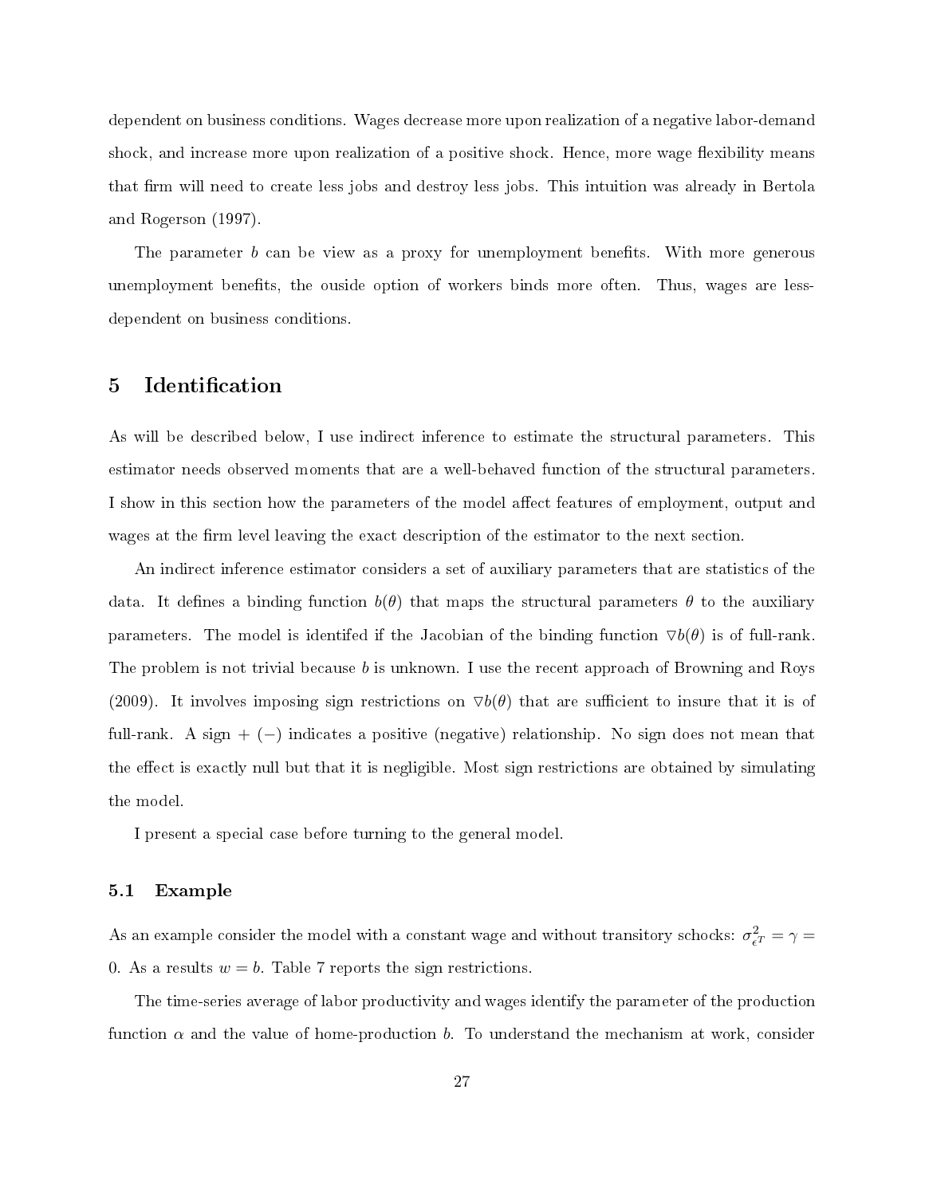dependent on business conditions. Wages decrease more upon realization of a negative labor-demand shock, and increase more upon realization of a positive shock. Hence, more wage flexibility means that firm will need to create less jobs and destroy less jobs. This intuition was already in Bertola and Rogerson (1997).

The parameter $b$ can be view as a proxy for unemployment benefits. With more generous unemployment benefits, the ouside option of workers binds more often. Thus, wages are less-dependent on business conditions.

# 5 Identification

As will be described below, I use indirect inference to estimate the structural parameters. This estimator needs observed moments that are a well-behaved function of the structural parameters. I show in this section how the parameters of the model affect features of employment, output and wages at the firm level leaving the exact description of the estimator to the next section.

An indirect inference estimator considers a set of auxiliary parameters that are statistics of the data. It defines a binding function $b(\theta)$ that maps the structural parameters $\theta$ to the auxiliary parameters. The model is identifed if the Jacobian of the binding function $\triangledown b(\theta)$ is of full-rank. The problem is not trivial because $b$ is unknown. I use the recent approach of Browning and Roys (2009). It involves imposing sign restrictions on $\triangledown b(\theta)$ that are sufficient to insure that it is of full-rank. A sign $+$ $(-)$ indicates a positive (negative) relationship. No sign does not mean that the effect is exactly null but that it is negligible. Most sign restrictions are obtained by simulating the model.

I present a special case before turning to the general model.

## 5.1 Example

As an example consider the model with a constant wage and without transitory schocks: $\sigma^2_{\epsilon^T} = \gamma = 0$. As a results $w = b$. Table 7 reports the sign restrictions.

The time-series average of labor productivity and wages identify the parameter of the production function $\alpha$ and the value of home-production $b$. To understand the mechanism at work, consider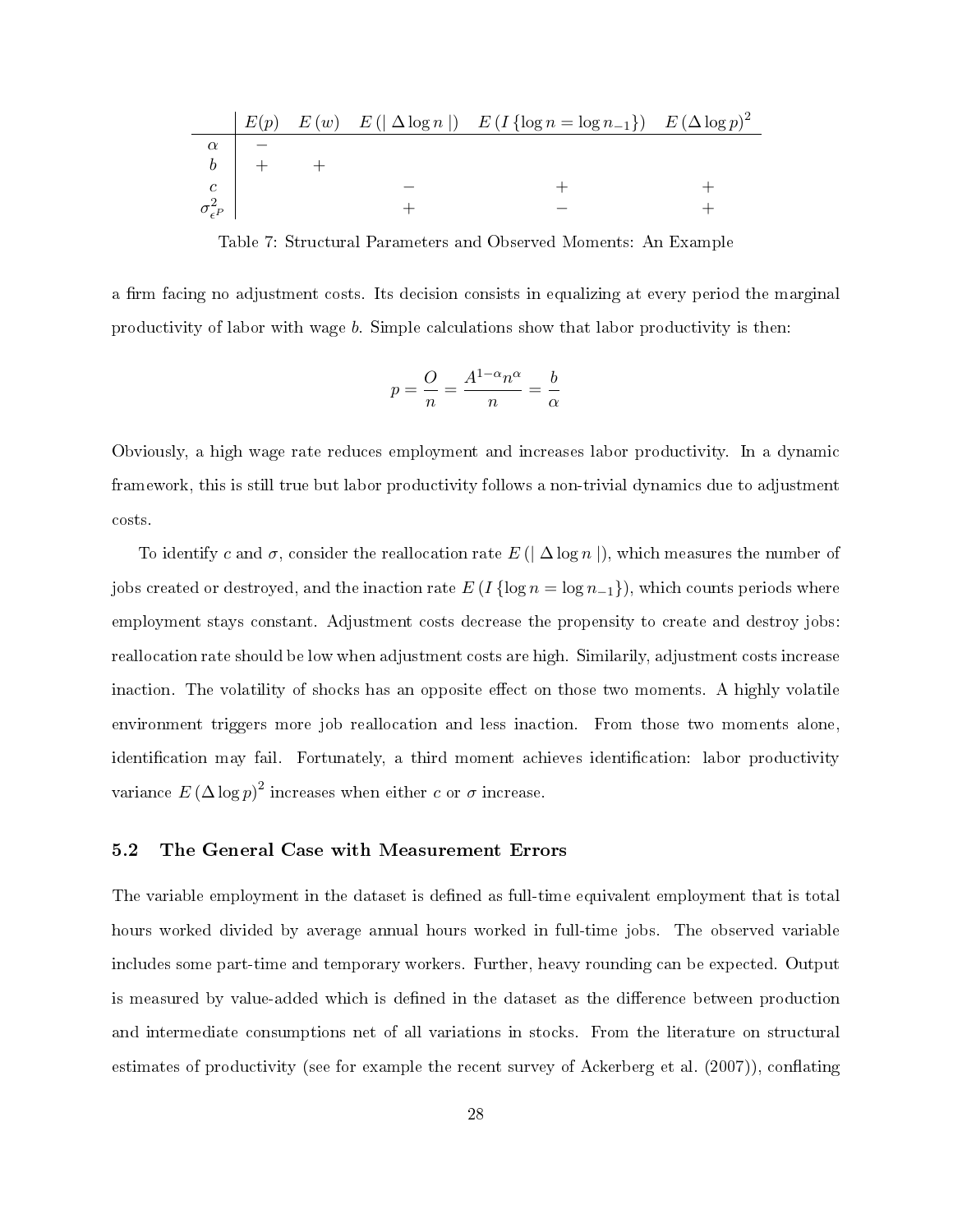| | $E(p)$ | $E(w)$ | $E(\mid \Delta \log n \mid)$ | $E(I\{\log n = \log n_{-1}\})$ | $E(\Delta \log p)^2$ |
|---|---|---|---|---|---|
| $\alpha$ | $-$ | | | | |
| $b$ | $+$ | $+$ | | | |
| $c$ | | | $-$ | $+$ | $+$ |
| $\sigma^2_{\epsilon^P}$ | | | $+$ | $-$ | $+$ |

Table 7: Structural Parameters and Observed Moments: An Example

a firm facing no adjustment costs. Its decision consists in equalizing at every period the marginal productivity of labor with wage $b$. Simple calculations show that labor productivity is then:

$$p = \frac{O}{n} = \frac{A^{1-\alpha} n^{\alpha}}{n} = \frac{b}{\alpha}$$

Obviously, a high wage rate reduces employment and increases labor productivity. In a dynamic framework, this is still true but labor productivity follows a non-trivial dynamics due to adjustment costs.

To identify $c$ and $\sigma$, consider the reallocation rate $E(\mid \Delta \log n \mid)$, which measures the number of jobs created or destroyed, and the inaction rate $E(I\{\log n = \log n_{-1}\})$, which counts periods where employment stays constant. Adjustment costs decrease the propensity to create and destroy jobs: reallocation rate should be low when adjustment costs are high. Similarily, adjustment costs increase inaction. The volatility of shocks has an opposite effect on those two moments. A highly volatile environment triggers more job reallocation and less inaction. From those two moments alone, identification may fail. Fortunately, a third moment achieves identification: labor productivity variance $E(\Delta \log p)^2$ increases when either $c$ or $\sigma$ increase.

### 5.2 The General Case with Measurement Errors

The variable employment in the dataset is defined as full-time equivalent employment that is total hours worked divided by average annual hours worked in full-time jobs. The observed variable includes some part-time and temporary workers. Further, heavy rounding can be expected. Output is measured by value-added which is defined in the dataset as the difference between production and intermediate consumptions net of all variations in stocks. From the literature on structural estimates of productivity (see for example the recent survey of Ackerberg et al. (2007)), conflating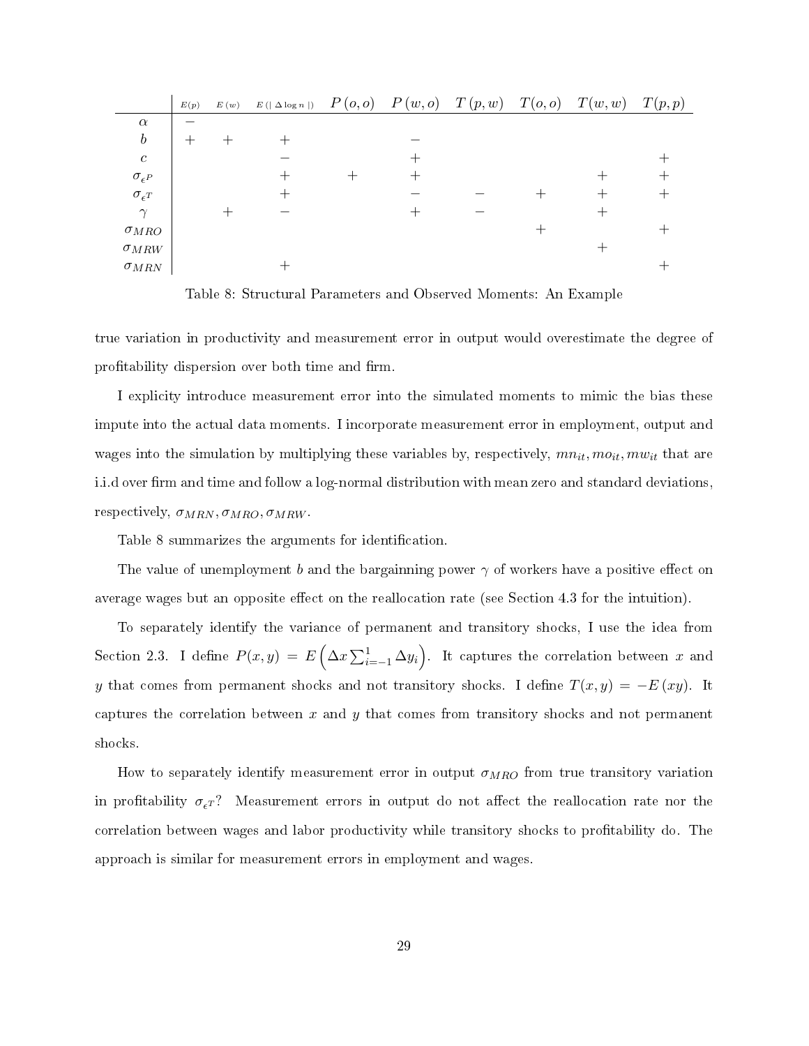| | $E(p)$ | $E(w)$ | $E(\mid \Delta \log n \mid)$ | $P(o,o)$ | $P(w,o)$ | $T(p,w)$ | $T(o,o)$ | $T(w,w)$ | $T(p,p)$ |
|---|---|---|---|---|---|---|---|---|---|
| $\alpha$ | $-$ | | | | | | | | |
| $b$ | $+$ | $+$ | $+$ | | $-$ | | | | |
| $c$ | | | $-$ | | $+$ | | | | $+$ |
| $\sigma_{\epsilon^P}$ | | | $+$ | $+$ | $+$ | | | $+$ | $+$ |
| $\sigma_{\epsilon^T}$ | | | $+$ | | $-$ | $-$ | $+$ | $+$ | $+$ |
| $\gamma$ | | $+$ | $-$ | | $+$ | $-$ | | $+$ | |
| $\sigma_{MRO}$ | | | | | | | $+$ | | $+$ |
| $\sigma_{MRW}$ | | | | | | | | $+$ | |
| $\sigma_{MRN}$ | | | $+$ | | | | | | $+$ |

Table 8: Structural Parameters and Observed Moments: An Example

true variation in productivity and measurement error in output would overestimate the degree of profitability dispersion over both time and firm.

I explicity introduce measurement error into the simulated moments to mimic the bias these impute into the actual data moments. I incorporate measurement error in employment, output and wages into the simulation by multiplying these variables by, respectively, $mn_{it}, mo_{it}, mw_{it}$ that are i.i.d over firm and time and follow a log-normal distribution with mean zero and standard deviations, respectively, $\sigma_{MRN}, \sigma_{MRO}, \sigma_{MRW}$.

Table 8 summarizes the arguments for identification.

The value of unemployment $b$ and the bargainning power $\gamma$ of workers have a positive effect on average wages but an opposite effect on the reallocation rate (see Section 4.3 for the intuition).

To separately identify the variance of permanent and transitory shocks, I use the idea from Section 2.3. I define $P(x,y) = E\left(\Delta x \sum_{i=-1}^{1} \Delta y_i\right)$. It captures the correlation between $x$ and $y$ that comes from permanent shocks and not transitory shocks. I define $T(x,y) = -E(xy)$. It captures the correlation between $x$ and $y$ that comes from transitory shocks and not permanent shocks.

How to separately identify measurement error in output $\sigma_{MRO}$ from true transitory variation in profitability $\sigma_{\epsilon^T}$? Measurement errors in output do not affect the reallocation rate nor the correlation between wages and labor productivity while transitory shocks to profitability do. The approach is similar for measurement errors in employment and wages.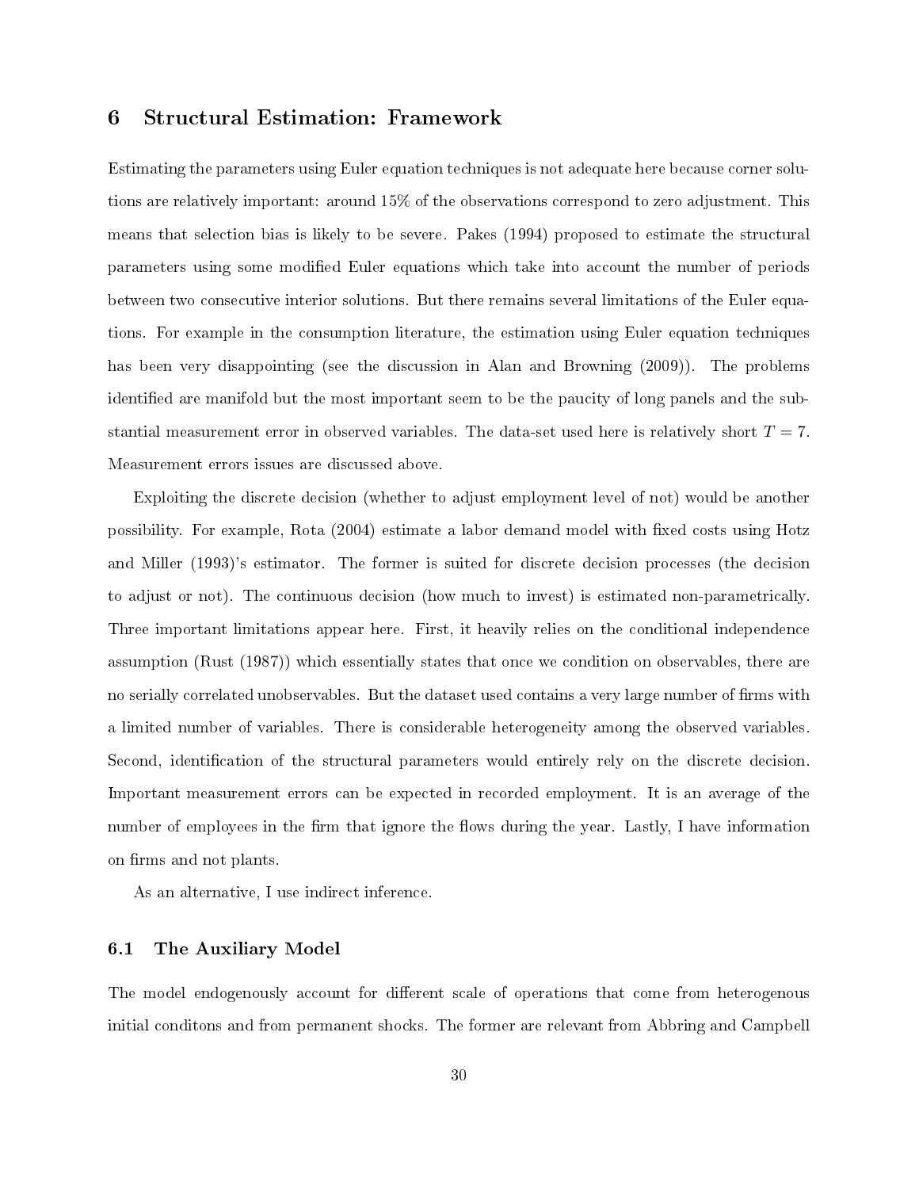## 6 Structural Estimation: Framework

Estimating the parameters using Euler equation techniques is not adequate here because corner solutions are relatively important: around 15% of the observations correspond to zero adjustment. This means that selection bias is likely to be severe. Pakes (1994) proposed to estimate the structural parameters using some modified Euler equations which take into account the number of periods between two consecutive interior solutions. But there remains several limitations of the Euler equations. For example in the consumption literature, the estimation using Euler equation techniques has been very disappointing (see the discussion in Alan and Browning (2009)). The problems identified are manifold but the most important seem to be the paucity of long panels and the substantial measurement error in observed variables. The data-set used here is relatively short $T = 7$. Measurement errors issues are discussed above.

Exploiting the discrete decision (whether to adjust employment level of not) would be another possibility. For example, Rota (2004) estimate a labor demand model with fixed costs using Hotz and Miller (1993)'s estimator. The former is suited for discrete decision processes (the decision to adjust or not). The continuous decision (how much to invest) is estimated non-parametrically. Three important limitations appear here. First, it heavily relies on the conditional independence assumption (Rust (1987)) which essentially states that once we condition on observables, there are no serially correlated unobservables. But the dataset used contains a very large number of firms with a limited number of variables. There is considerable heterogeneity among the observed variables. Second, identification of the structural parameters would entirely rely on the discrete decision. Important measurement errors can be expected in recorded employment. It is an average of the number of employees in the firm that ignore the flows during the year. Lastly, I have information on firms and not plants.

As an alternative, I use indirect inference.

### 6.1 The Auxiliary Model

The model endogenously account for different scale of operations that come from heterogenous initial conditons and from permanent shocks. The former are relevant from Abbring and Campbell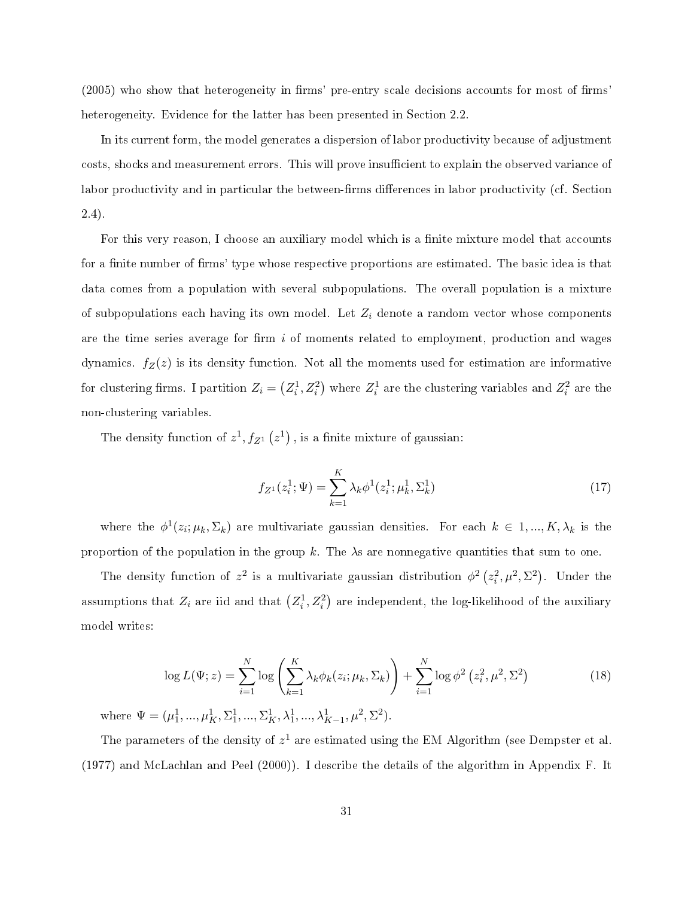(2005) who show that heterogeneity in firms' pre-entry scale decisions accounts for most of firms' heterogeneity. Evidence for the latter has been presented in Section 2.2.

In its current form, the model generates a dispersion of labor productivity because of adjustment costs, shocks and measurement errors. This will prove insufficient to explain the observed variance of labor productivity and in particular the between-firms differences in labor productivity (cf. Section 2.4).

For this very reason, I choose an auxiliary model which is a finite mixture model that accounts for a finite number of firms' type whose respective proportions are estimated. The basic idea is that data comes from a population with several subpopulations. The overall population is a mixture of subpopulations each having its own model. Let $Z_i$ denote a random vector whose components are the time series average for firm $i$ of moments related to employment, production and wages dynamics. $f_Z(z)$ is its density function. Not all the moments used for estimation are informative for clustering firms. I partition $Z_i = \left(Z_i^1, Z_i^2\right)$ where $Z_i^1$ are the clustering variables and $Z_i^2$ are the non-clustering variables.

The density function of $z^1$, $f_{Z^1}\left(z^1\right)$, is a finite mixture of gaussian:

$$f_{Z^1}(z_i^1;\Psi) = \sum_{k=1}^{K} \lambda_k \phi^1(z_i^1;\mu_k^1,\Sigma_k^1) \tag{17}$$

where the $\phi^1(z_i;\mu_k,\Sigma_k)$ are multivariate gaussian densities. For each $k \in 1,...,K, \lambda_k$ is the proportion of the population in the group $k$. The $\lambda$s are nonnegative quantities that sum to one.

The density function of $z^2$ is a multivariate gaussian distribution $\phi^2\left(z_i^2,\mu^2,\Sigma^2\right)$. Under the assumptions that $Z_i$ are iid and that $\left(Z_i^1, Z_i^2\right)$ are independent, the log-likelihood of the auxiliary model writes:

$$\log L(\Psi;z) = \sum_{i=1}^{N} \log\left(\sum_{k=1}^{K} \lambda_k \phi_k(z_i;\mu_k,\Sigma_k)\right) + \sum_{i=1}^{N} \log \phi^2\left(z_i^2,\mu^2,\Sigma^2\right) \tag{18}$$

where $\Psi = (\mu_1^1, ..., \mu_K^1, \Sigma_1^1, ..., \Sigma_K^1, \lambda_1^1, ..., \lambda_{K-1}^1, \mu^2, \Sigma^2)$.

The parameters of the density of $z^1$ are estimated using the EM Algorithm (see Dempster et al. (1977) and McLachlan and Peel (2000)). I describe the details of the algorithm in Appendix F. It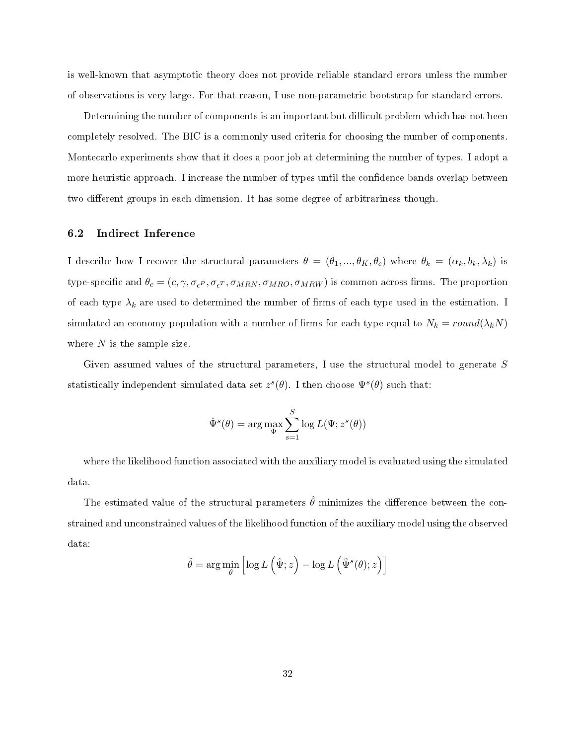is well-known that asymptotic theory does not provide reliable standard errors unless the number of observations is very large. For that reason, I use non-parametric bootstrap for standard errors.

Determining the number of components is an important but difficult problem which has not been completely resolved. The BIC is a commonly used criteria for choosing the number of components. Montecarlo experiments show that it does a poor job at determining the number of types. I adopt a more heuristic approach. I increase the number of types until the confidence bands overlap between two different groups in each dimension. It has some degree of arbitrariness though.

### 6.2 Indirect Inference

I describe how I recover the structural parameters $\theta = (\theta_1, ..., \theta_K, \theta_c)$ where $\theta_k = (\alpha_k, b_k, \lambda_k)$ is type-specific and $\theta_c = (c, \gamma, \sigma_{\epsilon^P}, \sigma_{\epsilon^T}, \sigma_{MRN}, \sigma_{MRO}, \sigma_{MRW})$ is common across firms. The proportion of each type $\lambda_k$ are used to determined the number of firms of each type used in the estimation. I simulated an economy population with a number of firms for each type equal to $N_k = round(\lambda_k N)$ where $N$ is the sample size.

Given assumed values of the structural parameters, I use the structural model to generate $S$ statistically independent simulated data set $z^s(\theta)$. I then choose $\Psi^s(\theta)$ such that:

$$\hat{\Psi}^s(\theta) = \arg\max_{\Psi} \sum_{s=1}^{S} \log L(\Psi; z^s(\theta))$$

where the likelihood function associated with the auxiliary model is evaluated using the simulated data.

The estimated value of the structural parameters $\hat{\theta}$ minimizes the difference between the constrained and unconstrained values of the likelihood function of the auxiliary model using the observed data:

$$\hat{\theta} = \arg\min_{\theta} \left[ \log L\left(\hat{\Psi}; z\right) - \log L\left(\hat{\Psi}^s(\theta); z\right) \right]$$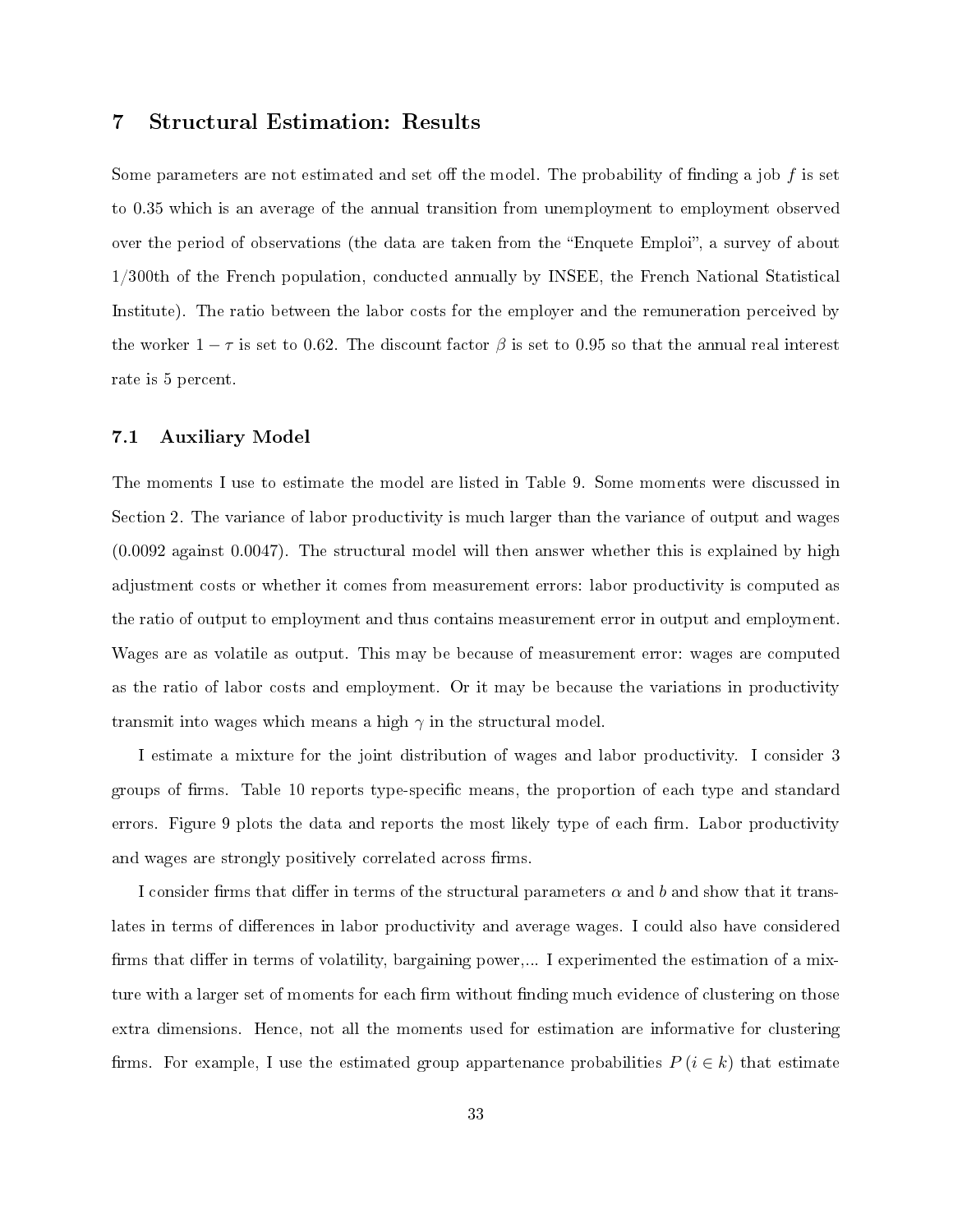## 7 Structural Estimation: Results

Some parameters are not estimated and set off the model. The probability of finding a job $f$ is set to 0.35 which is an average of the annual transition from unemployment to employment observed over the period of observations (the data are taken from the "Enquete Emploi", a survey of about 1/300th of the French population, conducted annually by INSEE, the French National Statistical Institute). The ratio between the labor costs for the employer and the remuneration perceived by the worker $1 - \tau$ is set to 0.62. The discount factor $\beta$ is set to 0.95 so that the annual real interest rate is 5 percent.

### 7.1 Auxiliary Model

The moments I use to estimate the model are listed in Table 9. Some moments were discussed in Section 2. The variance of labor productivity is much larger than the variance of output and wages (0.0092 against 0.0047). The structural model will then answer whether this is explained by high adjustment costs or whether it comes from measurement errors: labor productivity is computed as the ratio of output to employment and thus contains measurement error in output and employment. Wages are as volatile as output. This may be because of measurement error: wages are computed as the ratio of labor costs and employment. Or it may be because the variations in productivity transmit into wages which means a high $\gamma$ in the structural model.

I estimate a mixture for the joint distribution of wages and labor productivity. I consider 3 groups of firms. Table 10 reports type-specific means, the proportion of each type and standard errors. Figure 9 plots the data and reports the most likely type of each firm. Labor productivity and wages are strongly positively correlated across firms.

I consider firms that differ in terms of the structural parameters $\alpha$ and $b$ and show that it translates in terms of differences in labor productivity and average wages. I could also have considered firms that differ in terms of volatility, bargaining power,... I experimented the estimation of a mixture with a larger set of moments for each firm without finding much evidence of clustering on those extra dimensions. Hence, not all the moments used for estimation are informative for clustering firms. For example, I use the estimated group appartenance probabilities $P(i \in k)$ that estimate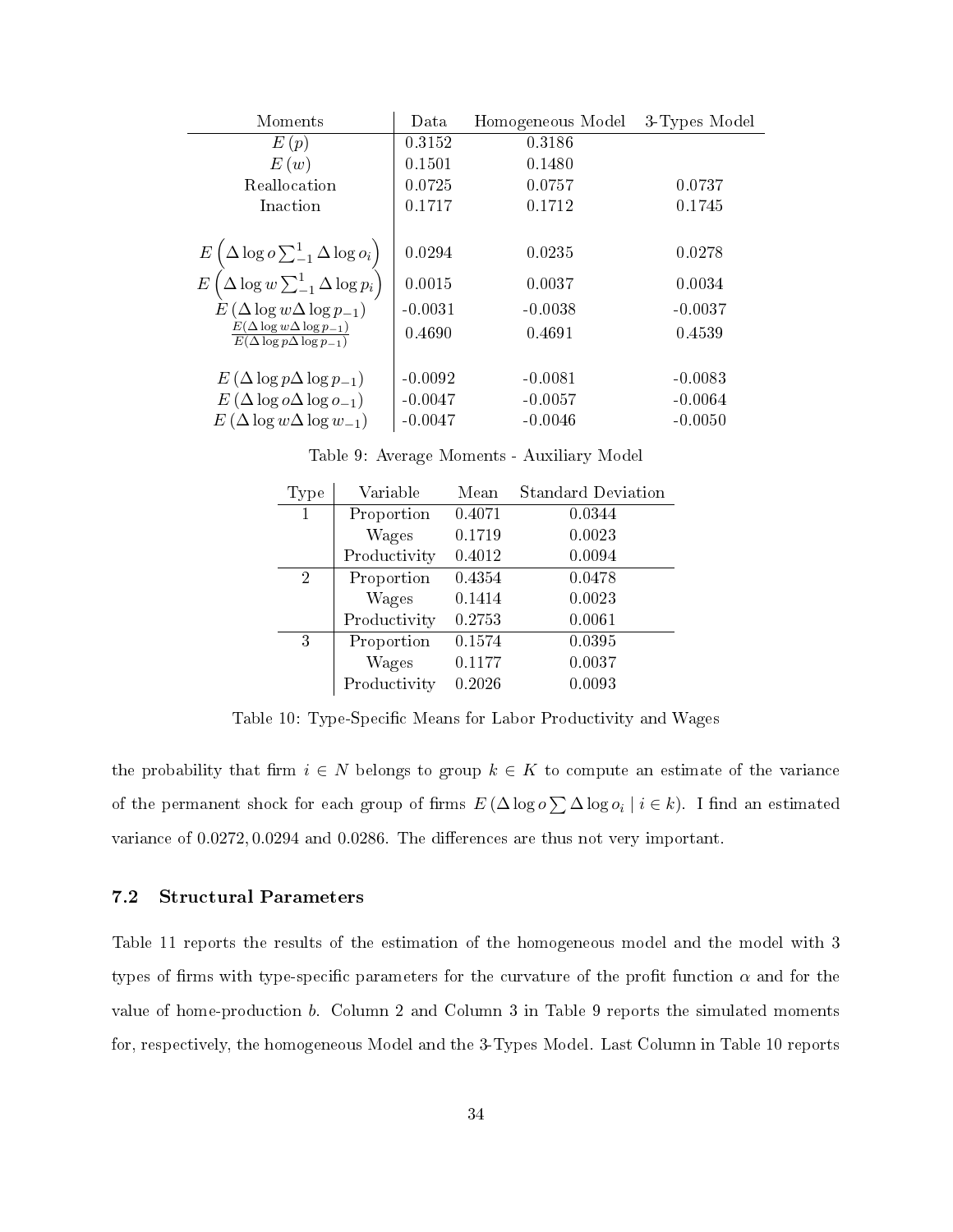| Moments | Data | Homogeneous Model | 3-Types Model |
|---|---|---|---|
| $E(p)$ | 0.3152 | 0.3186 | |
| $E(w)$ | 0.1501 | 0.1480 | |
| Reallocation | 0.0725 | 0.0757 | 0.0737 |
| Inaction | 0.1717 | 0.1712 | 0.1745 |
| | | | |
| $E\left(\Delta \log o \sum_{-1}^{1} \Delta \log o_i\right)$ | 0.0294 | 0.0235 | 0.0278 |
| $E\left(\Delta \log w \sum_{-1}^{1} \Delta \log p_i\right)$ | 0.0015 | 0.0037 | 0.0034 |
| $E\left(\Delta \log w \Delta \log p_{-1}\right)$ | -0.0031 | -0.0038 | -0.0037 |
| $\frac{E(\Delta \log w \Delta \log p_{-1})}{E(\Delta \log p \Delta \log p_{-1})}$ | 0.4690 | 0.4691 | 0.4539 |
| | | | |
| $E\left(\Delta \log p \Delta \log p_{-1}\right)$ | -0.0092 | -0.0081 | -0.0083 |
| $E\left(\Delta \log o \Delta \log o_{-1}\right)$ | -0.0047 | -0.0057 | -0.0064 |
| $E\left(\Delta \log w \Delta \log w_{-1}\right)$ | -0.0047 | -0.0046 | -0.0050 |

Table 9: Average Moments - Auxiliary Model

| Type | Variable | Mean | Standard Deviation |
|---|---|---|---|
| 1 | Proportion | 0.4071 | 0.0344 |
| | Wages | 0.1719 | 0.0023 |
| | Productivity | 0.4012 | 0.0094 |
| 2 | Proportion | 0.4354 | 0.0478 |
| | Wages | 0.1414 | 0.0023 |
| | Productivity | 0.2753 | 0.0061 |
| 3 | Proportion | 0.1574 | 0.0395 |
| | Wages | 0.1177 | 0.0037 |
| | Productivity | 0.2026 | 0.0093 |

Table 10: Type-Specific Means for Labor Productivity and Wages

the probability that firm $i \in N$ belongs to group $k \in K$ to compute an estimate of the variance of the permanent shock for each group of firms $E\left(\Delta \log o \sum \Delta \log o_i \mid i \in k\right)$. I find an estimated variance of $0.0272, 0.0294$ and $0.0286$. The differences are thus not very important.

### 7.2 Structural Parameters

Table 11 reports the results of the estimation of the homogeneous model and the model with 3 types of firms with type-specific parameters for the curvature of the profit function $\alpha$ and for the value of home-production $b$. Column 2 and Column 3 in Table 9 reports the simulated moments for, respectively, the homogeneous Model and the 3-Types Model. Last Column in Table 10 reports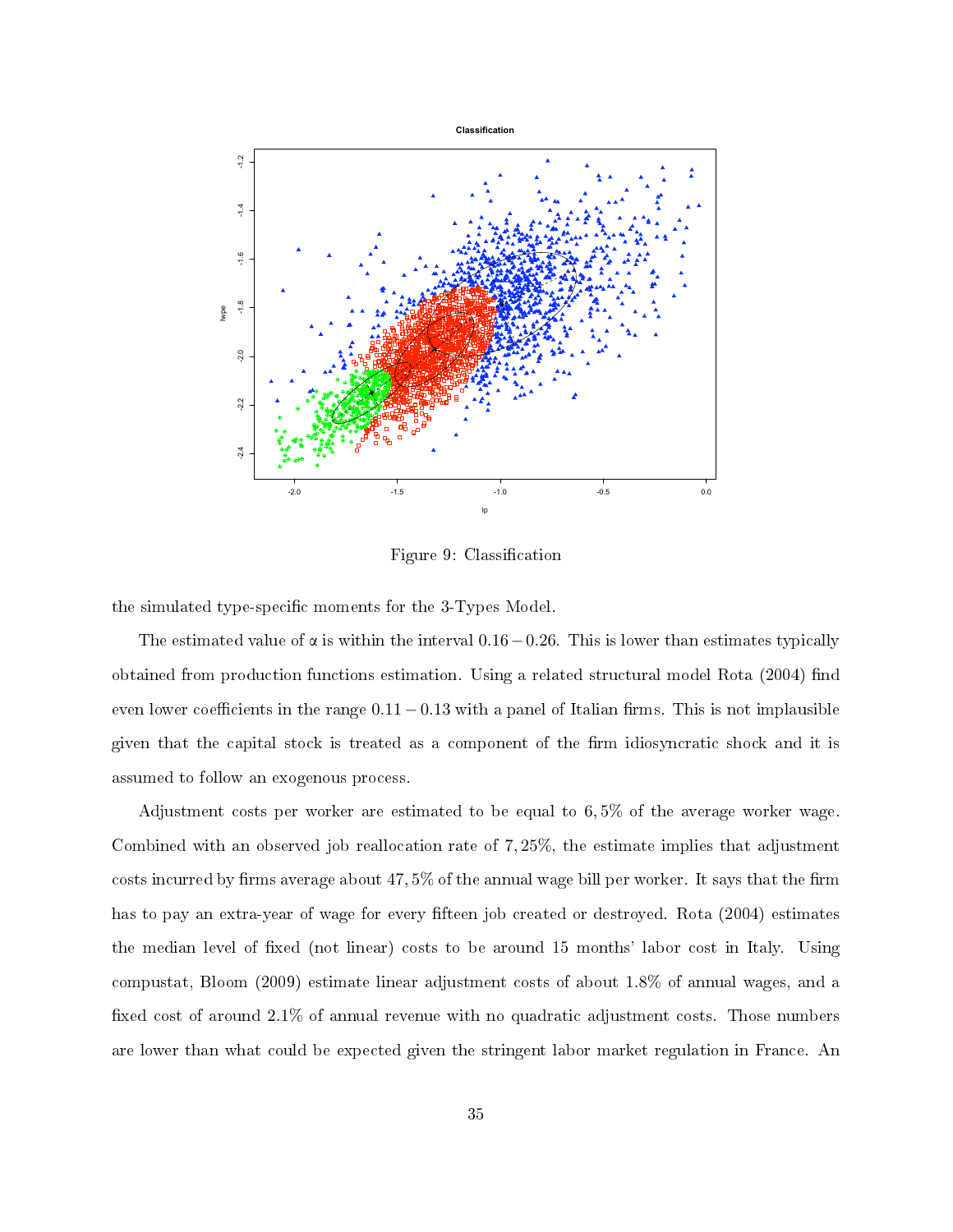Classification

lwpe

-1.2

-1.4

-1.6

-1.8

-2.0

-2.2

-2.4

-2.0 -1.5 -1.0 -0.5 0.0

lp

Figure 9: Classification

the simulated type-specific moments for the 3-Types Model.

The estimated value of $\alpha$ is within the interval $0.16 - 0.26$. This is lower than estimates typically obtained from production functions estimation. Using a related structural model Rota (2004) find even lower coefficients in the range $0.11 - 0.13$ with a panel of Italian firms. This is not implausible given that the capital stock is treated as a component of the firm idiosyncratic shock and it is assumed to follow an exogenous process.

Adjustment costs per worker are estimated to be equal to 6,5% of the average worker wage. Combined with an observed job reallocation rate of 7,25%, the estimate implies that adjustment costs incurred by firms average about 47,5% of the annual wage bill per worker. It says that the firm has to pay an extra-year of wage for every fifteen job created or destroyed. Rota (2004) estimates the median level of fixed (not linear) costs to be around 15 months' labor cost in Italy. Using compustat, Bloom (2009) estimate linear adjustment costs of about 1.8% of annual wages, and a fixed cost of around 2.1% of annual revenue with no quadratic adjustment costs. Those numbers are lower than what could be expected given the stringent labor market regulation in France. An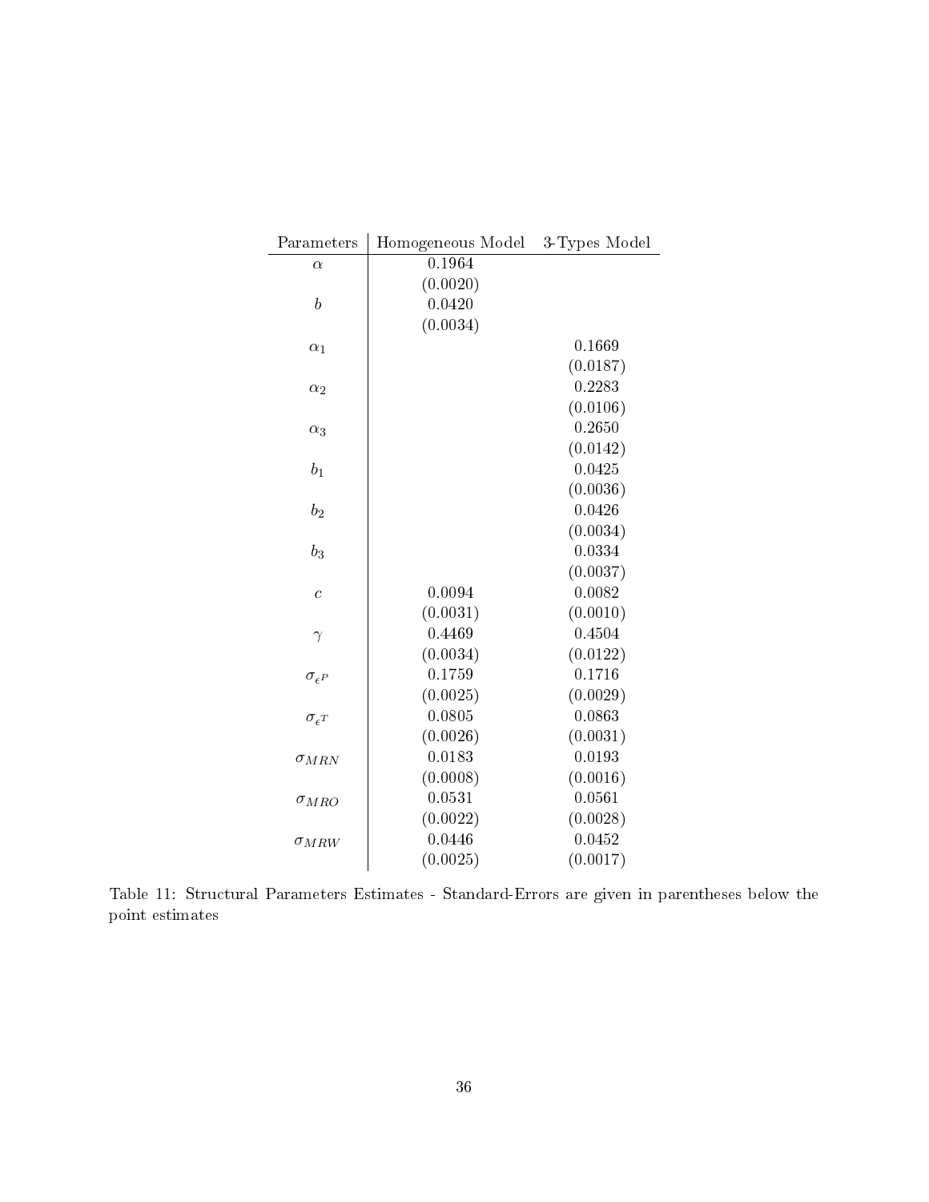| Parameters | Homogeneous Model | 3-Types Model |
|---|---|---|
| $\alpha$ | 0.1964 | |
| | (0.0020) | |
| $b$ | 0.0420 | |
| | (0.0034) | |
| $\alpha_1$ | | 0.1669 |
| | | (0.0187) |
| $\alpha_2$ | | 0.2283 |
| | | (0.0106) |
| $\alpha_3$ | | 0.2650 |
| | | (0.0142) |
| $b_1$ | | 0.0425 |
| | | (0.0036) |
| $b_2$ | | 0.0426 |
| | | (0.0034) |
| $b_3$ | | 0.0334 |
| | | (0.0037) |
| $c$ | 0.0094 | 0.0082 |
| | (0.0031) | (0.0010) |
| $\gamma$ | 0.4469 | 0.4504 |
| | (0.0034) | (0.0122) |
| $\sigma_{\epsilon^P}$ | 0.1759 | 0.1716 |
| | (0.0025) | (0.0029) |
| $\sigma_{\epsilon^T}$ | 0.0805 | 0.0863 |
| | (0.0026) | (0.0031) |
| $\sigma_{MRN}$ | 0.0183 | 0.0193 |
| | (0.0008) | (0.0016) |
| $\sigma_{MRO}$ | 0.0531 | 0.0561 |
| | (0.0022) | (0.0028) |
| $\sigma_{MRW}$ | 0.0446 | 0.0452 |
| | (0.0025) | (0.0017) |

Table 11: Structural Parameters Estimates - Standard-Errors are given in parentheses below the point estimates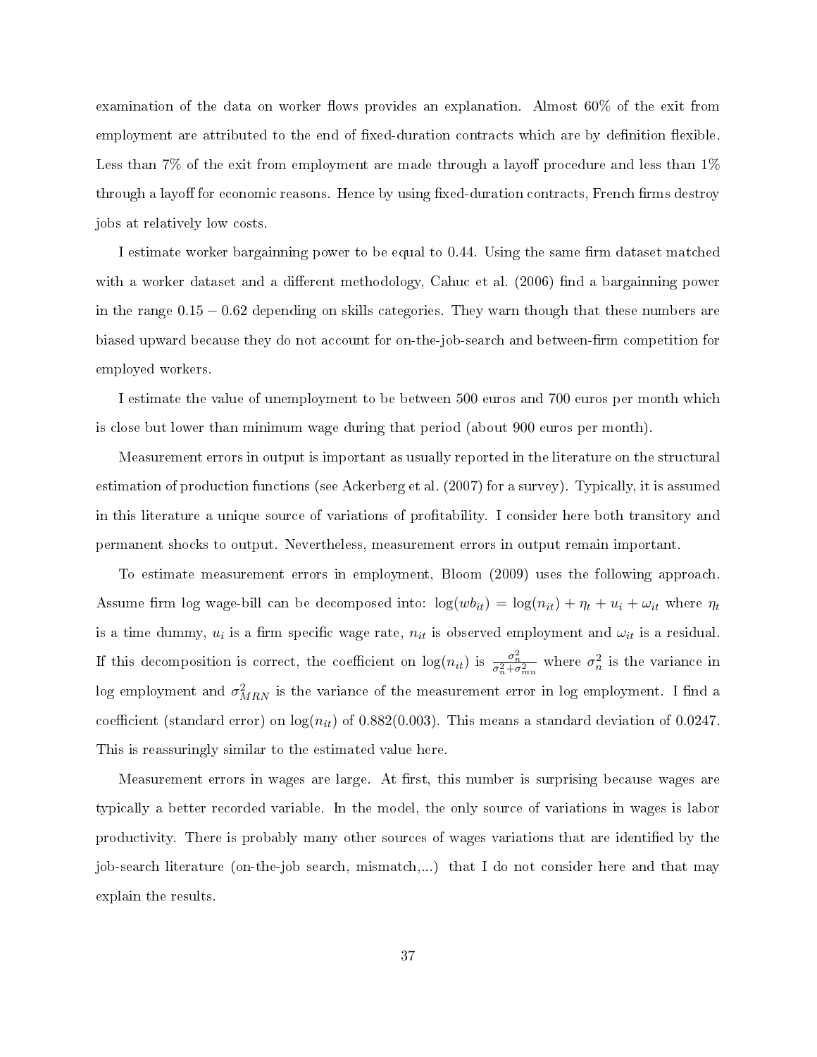examination of the data on worker flows provides an explanation. Almost 60% of the exit from employment are attributed to the end of fixed-duration contracts which are by definition flexible. Less than 7% of the exit from employment are made through a layoff procedure and less than 1% through a layoff for economic reasons. Hence by using fixed-duration contracts, French firms destroy jobs at relatively low costs.

I estimate worker bargainning power to be equal to 0.44. Using the same firm dataset matched with a worker dataset and a different methodology, Cahuc et al. (2006) find a bargainning power in the range $0.15 - 0.62$ depending on skills categories. They warn though that these numbers are biased upward because they do not account for on-the-job-search and between-firm competition for employed workers.

I estimate the value of unemployment to be between 500 euros and 700 euros per month which is close but lower than minimum wage during that period (about 900 euros per month).

Measurement errors in output is important as usually reported in the literature on the structural estimation of production functions (see Ackerberg et al. (2007) for a survey). Typically, it is assumed in this literature a unique source of variations of profitability. I consider here both transitory and permanent shocks to output. Nevertheless, measurement errors in output remain important.

To estimate measurement errors in employment, Bloom (2009) uses the following approach. Assume firm log wage-bill can be decomposed into: $\log(wb_{it}) = \log(n_{it}) + \eta_t + u_i + \omega_{it}$ where $\eta_t$ is a time dummy, $u_i$ is a firm specific wage rate, $n_{it}$ is observed employment and $\omega_{it}$ is a residual. If this decomposition is correct, the coefficient on $\log(n_{it})$ is $\frac{\sigma_n^2}{\sigma_n^2 + \sigma_{mn}^2}$ where $\sigma_n^2$ is the variance in log employment and $\sigma_{MRN}^2$ is the variance of the measurement error in log employment. I find a coefficient (standard error) on $\log(n_{it})$ of 0.882(0.003). This means a standard deviation of 0.0247. This is reassuringly similar to the estimated value here.

Measurement errors in wages are large. At first, this number is surprising because wages are typically a better recorded variable. In the model, the only source of variations in wages is labor productivity. There is probably many other sources of wages variations that are identified by the job-search literature (on-the-job search, mismatch,...) that I do not consider here and that may explain the results.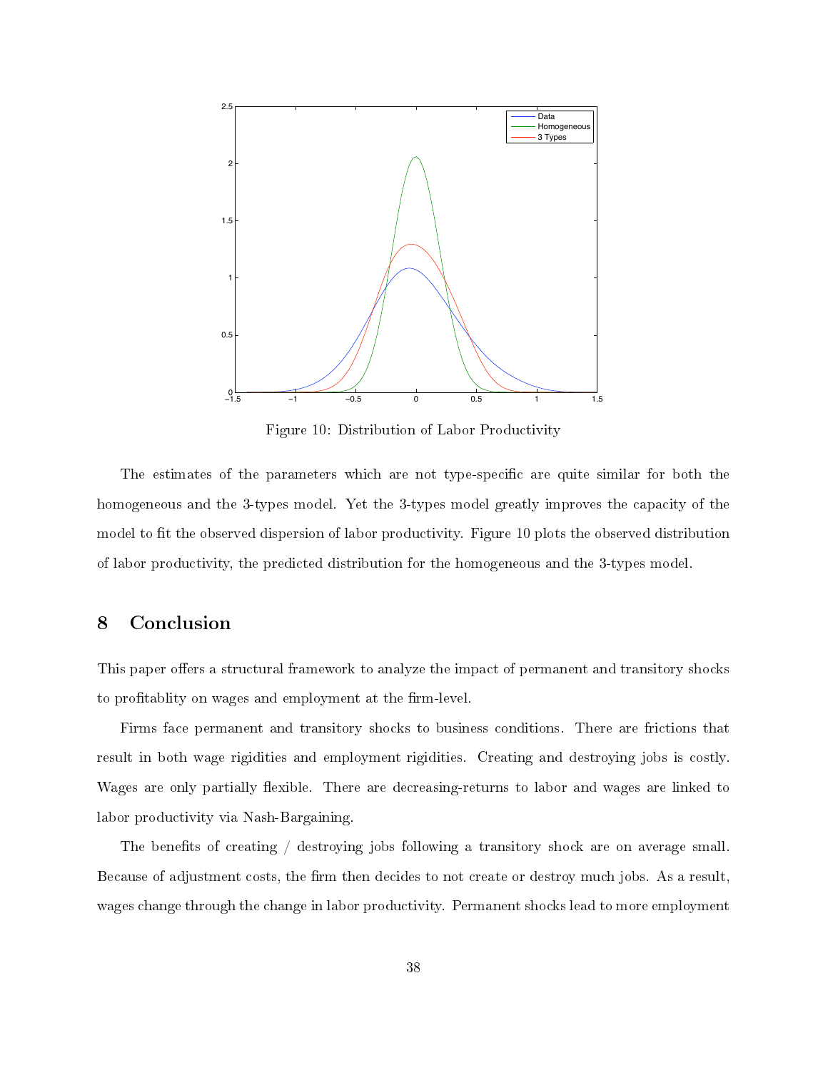2.5

2

1.5

1

0.5

0

−1.5 −1 −0.5 0 0.5 1 1.5

Data

Homogeneous

3 Types

Figure 10: Distribution of Labor Productivity

The estimates of the parameters which are not type-specific are quite similar for both the homogeneous and the 3-types model. Yet the 3-types model greatly improves the capacity of the model to fit the observed dispersion of labor productivity. Figure 10 plots the observed distribution of labor productivity, the predicted distribution for the homogeneous and the 3-types model.

## 8 Conclusion

This paper offers a structural framework to analyze the impact of permanent and transitory shocks to profitablity on wages and employment at the firm-level.

Firms face permanent and transitory shocks to business conditions. There are frictions that result in both wage rigidities and employment rigidities. Creating and destroying jobs is costly. Wages are only partially flexible. There are decreasing-returns to labor and wages are linked to labor productivity via Nash-Bargaining.

The benefits of creating / destroying jobs following a transitory shock are on average small. Because of adjustment costs, the firm then decides to not create or destroy much jobs. As a result, wages change through the change in labor productivity. Permanent shocks lead to more employment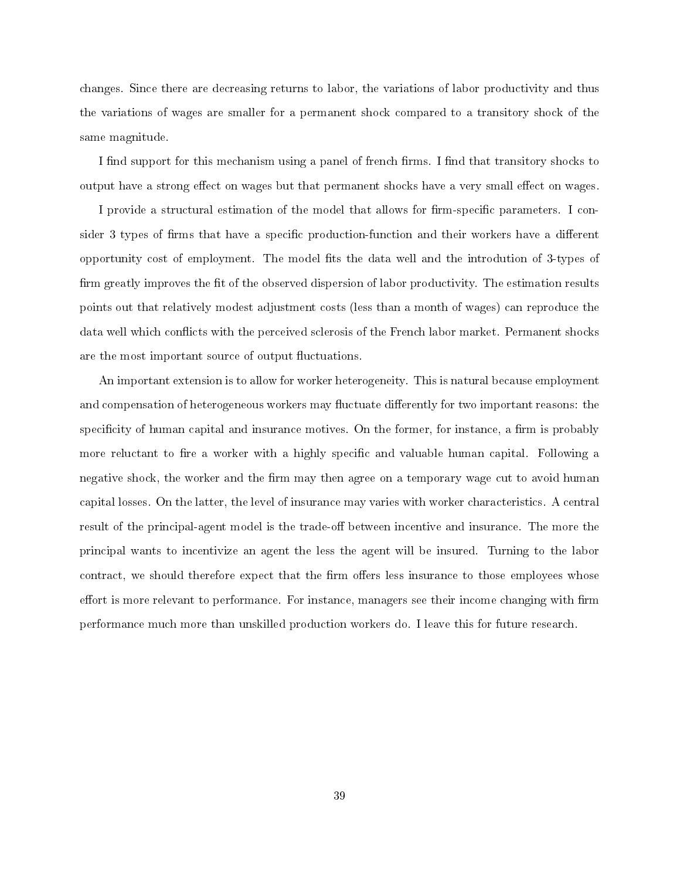changes. Since there are decreasing returns to labor, the variations of labor productivity and thus the variations of wages are smaller for a permanent shock compared to a transitory shock of the same magnitude.

I find support for this mechanism using a panel of french firms. I find that transitory shocks to output have a strong effect on wages but that permanent shocks have a very small effect on wages.

I provide a structural estimation of the model that allows for firm-specific parameters. I consider 3 types of firms that have a specific production-function and their workers have a different opportunity cost of employment. The model fits the data well and the introdution of 3-types of firm greatly improves the fit of the observed dispersion of labor productivity. The estimation results points out that relatively modest adjustment costs (less than a month of wages) can reproduce the data well which conflicts with the perceived sclerosis of the French labor market. Permanent shocks are the most important source of output fluctuations.

An important extension is to allow for worker heterogeneity. This is natural because employment and compensation of heterogeneous workers may fluctuate differently for two important reasons: the specificity of human capital and insurance motives. On the former, for instance, a firm is probably more reluctant to fire a worker with a highly specific and valuable human capital. Following a negative shock, the worker and the firm may then agree on a temporary wage cut to avoid human capital losses. On the latter, the level of insurance may varies with worker characteristics. A central result of the principal-agent model is the trade-off between incentive and insurance. The more the principal wants to incentivize an agent the less the agent will be insured. Turning to the labor contract, we should therefore expect that the firm offers less insurance to those employees whose effort is more relevant to performance. For instance, managers see their income changing with firm performance much more than unskilled production workers do. I leave this for future research.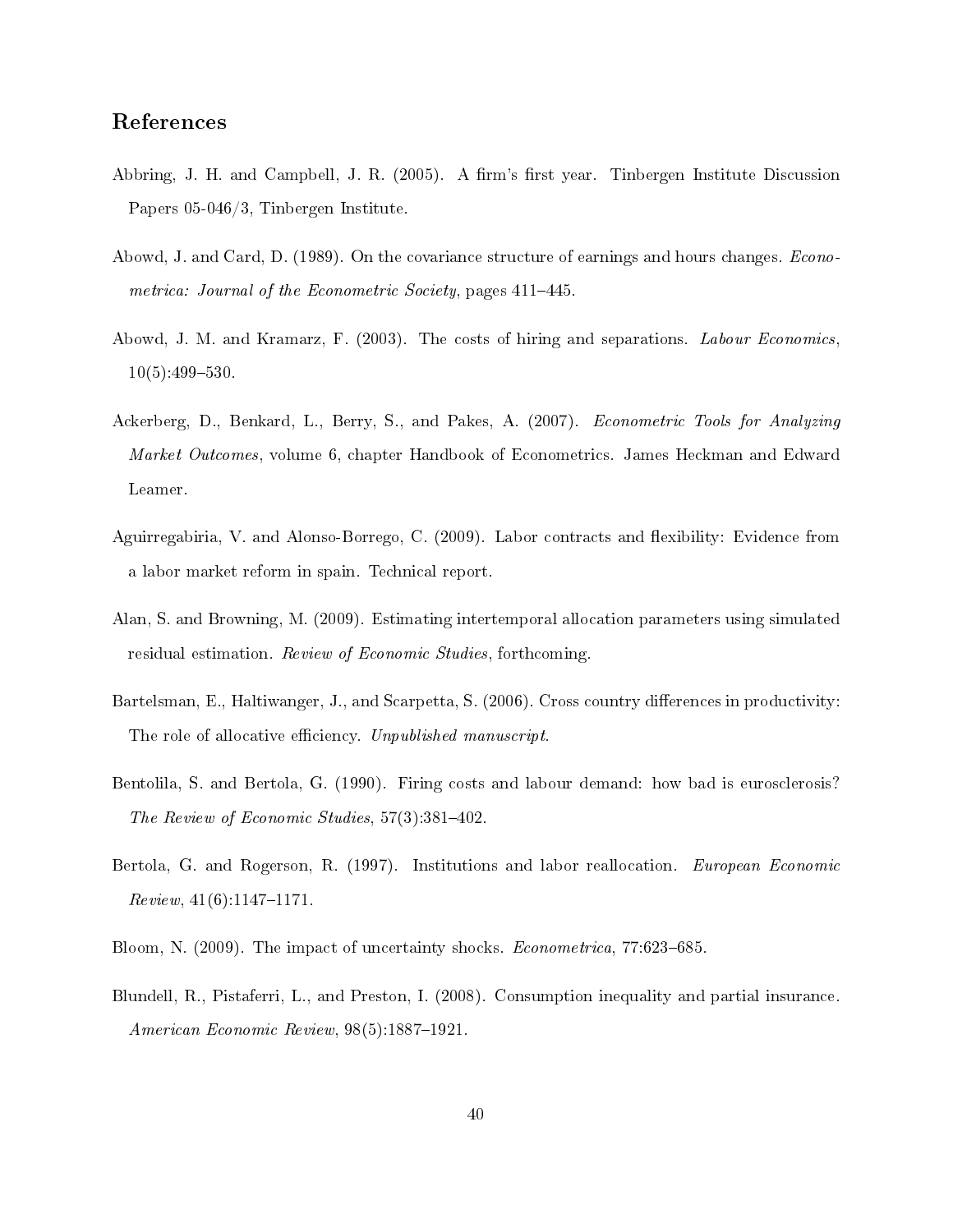## References

Abbring, J. H. and Campbell, J. R. (2005). A firm's first year. Tinbergen Institute Discussion Papers 05-046/3, Tinbergen Institute.

Abowd, J. and Card, D. (1989). On the covariance structure of earnings and hours changes. *Econometrica: Journal of the Econometric Society*, pages 411–445.

Abowd, J. M. and Kramarz, F. (2003). The costs of hiring and separations. *Labour Economics*, 10(5):499–530.

Ackerberg, D., Benkard, L., Berry, S., and Pakes, A. (2007). *Econometric Tools for Analyzing Market Outcomes*, volume 6, chapter Handbook of Econometrics. James Heckman and Edward Leamer.

Aguirregabiria, V. and Alonso-Borrego, C. (2009). Labor contracts and flexibility: Evidence from a labor market reform in spain. Technical report.

Alan, S. and Browning, M. (2009). Estimating intertemporal allocation parameters using simulated residual estimation. *Review of Economic Studies*, forthcoming.

Bartelsman, E., Haltiwanger, J., and Scarpetta, S. (2006). Cross country differences in productivity: The role of allocative efficiency. *Unpublished manuscript*.

Bentolila, S. and Bertola, G. (1990). Firing costs and labour demand: how bad is eurosclerosis? *The Review of Economic Studies*, 57(3):381–402.

Bertola, G. and Rogerson, R. (1997). Institutions and labor reallocation. *European Economic Review*, 41(6):1147–1171.

Bloom, N. (2009). The impact of uncertainty shocks. *Econometrica*, 77:623–685.

Blundell, R., Pistaferri, L., and Preston, I. (2008). Consumption inequality and partial insurance. *American Economic Review*, 98(5):1887–1921.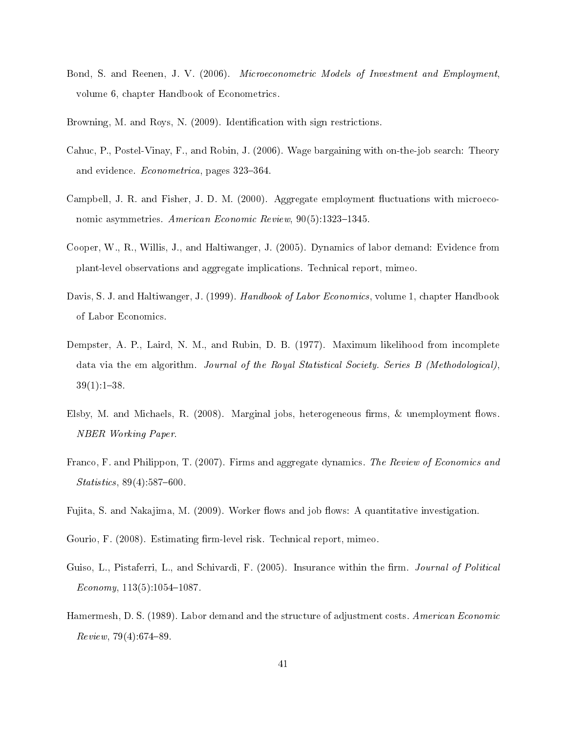Bond, S. and Reenen, J. V. (2006). *Microeconometric Models of Investment and Employment*, volume 6, chapter Handbook of Econometrics.

Browning, M. and Roys, N. (2009). Identification with sign restrictions.

Cahuc, P., Postel-Vinay, F., and Robin, J. (2006). Wage bargaining with on-the-job search: Theory and evidence. *Econometrica*, pages 323–364.

Campbell, J. R. and Fisher, J. D. M. (2000). Aggregate employment fluctuations with microeconomic asymmetries. *American Economic Review*, 90(5):1323–1345.

Cooper, W., R., Willis, J., and Haltiwanger, J. (2005). Dynamics of labor demand: Evidence from plant-level observations and aggregate implications. Technical report, mimeo.

Davis, S. J. and Haltiwanger, J. (1999). *Handbook of Labor Economics*, volume 1, chapter Handbook of Labor Economics.

Dempster, A. P., Laird, N. M., and Rubin, D. B. (1977). Maximum likelihood from incomplete data via the em algorithm. *Journal of the Royal Statistical Society. Series B (Methodological)*, 39(1):1–38.

Elsby, M. and Michaels, R. (2008). Marginal jobs, heterogeneous firms, & unemployment flows. *NBER Working Paper*.

Franco, F. and Philippon, T. (2007). Firms and aggregate dynamics. *The Review of Economics and Statistics*, 89(4):587–600.

Fujita, S. and Nakajima, M. (2009). Worker flows and job flows: A quantitative investigation.

Gourio, F. (2008). Estimating firm-level risk. Technical report, mimeo.

Guiso, L., Pistaferri, L., and Schivardi, F. (2005). Insurance within the firm. *Journal of Political Economy*, 113(5):1054–1087.

Hamermesh, D. S. (1989). Labor demand and the structure of adjustment costs. *American Economic Review*, 79(4):674–89.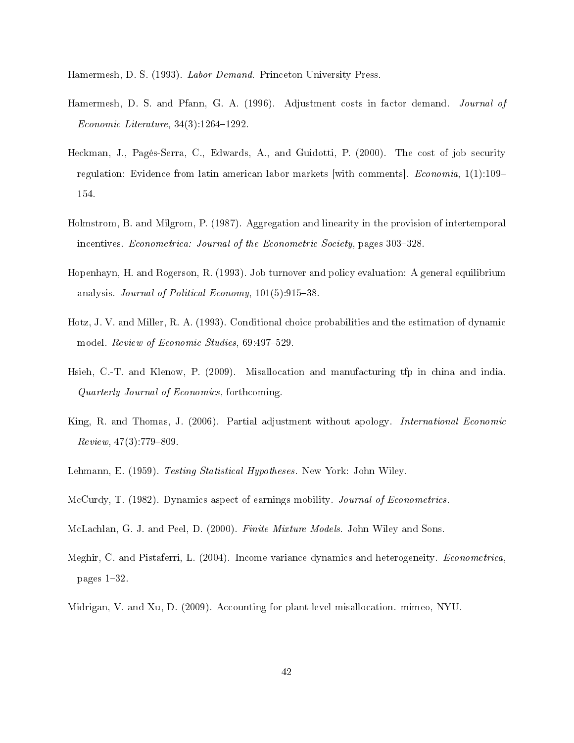Hamermesh, D. S. (1993). *Labor Demand*. Princeton University Press.

Hamermesh, D. S. and Pfann, G. A. (1996). Adjustment costs in factor demand. *Journal of Economic Literature*, 34(3):1264–1292.

Heckman, J., Pagés-Serra, C., Edwards, A., and Guidotti, P. (2000). The cost of job security regulation: Evidence from latin american labor markets [with comments]. *Economia*, 1(1):109–154.

Holmstrom, B. and Milgrom, P. (1987). Aggregation and linearity in the provision of intertemporal incentives. *Econometrica: Journal of the Econometric Society*, pages 303–328.

Hopenhayn, H. and Rogerson, R. (1993). Job turnover and policy evaluation: A general equilibrium analysis. *Journal of Political Economy*, 101(5):915–38.

Hotz, J. V. and Miller, R. A. (1993). Conditional choice probabilities and the estimation of dynamic model. *Review of Economic Studies*, 69:497–529.

Hsieh, C.-T. and Klenow, P. (2009). Misallocation and manufacturing tfp in china and india. *Quarterly Journal of Economics*, forthcoming.

King, R. and Thomas, J. (2006). Partial adjustment without apology. *International Economic Review*, 47(3):779–809.

Lehmann, E. (1959). *Testing Statistical Hypotheses*. New York: John Wiley.

McCurdy, T. (1982). Dynamics aspect of earnings mobility. *Journal of Econometrics*.

McLachlan, G. J. and Peel, D. (2000). *Finite Mixture Models*. John Wiley and Sons.

Meghir, C. and Pistaferri, L. (2004). Income variance dynamics and heterogeneity. *Econometrica*, pages 1–32.

Midrigan, V. and Xu, D. (2009). Accounting for plant-level misallocation. mimeo, NYU.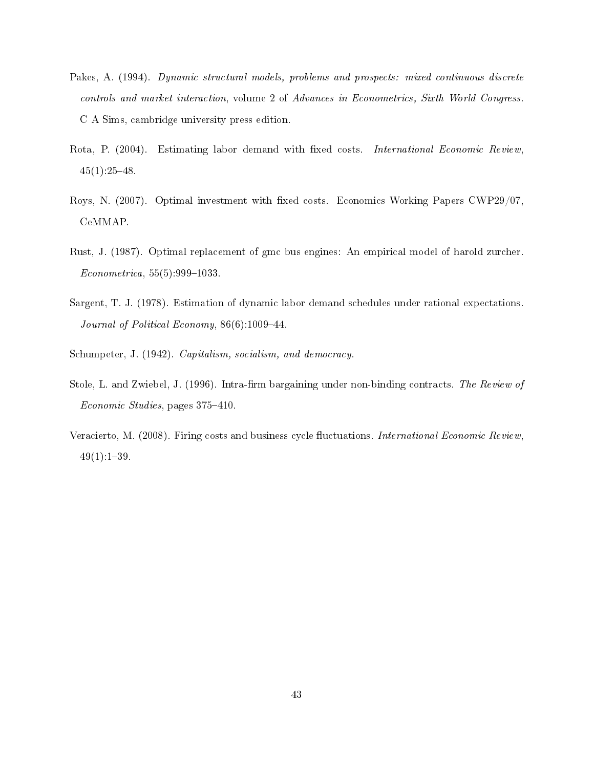Pakes, A. (1994). *Dynamic structural models, problems and prospects: mixed continuous discrete controls and market interaction*, volume 2 of *Advances in Econometrics, Sixth World Congress*. C A Sims, cambridge university press edition.

Rota, P. (2004). Estimating labor demand with fixed costs. *International Economic Review*, 45(1):25–48.

Roys, N. (2007). Optimal investment with fixed costs. Economics Working Papers CWP29/07, CeMMAP.

Rust, J. (1987). Optimal replacement of gmc bus engines: An empirical model of harold zurcher. *Econometrica*, 55(5):999–1033.

Sargent, T. J. (1978). Estimation of dynamic labor demand schedules under rational expectations. *Journal of Political Economy*, 86(6):1009–44.

Schumpeter, J. (1942). *Capitalism, socialism, and democracy*.

Stole, L. and Zwiebel, J. (1996). Intra-firm bargaining under non-binding contracts. *The Review of Economic Studies*, pages 375–410.

Veracierto, M. (2008). Firing costs and business cycle fluctuations. *International Economic Review*, 49(1):1–39.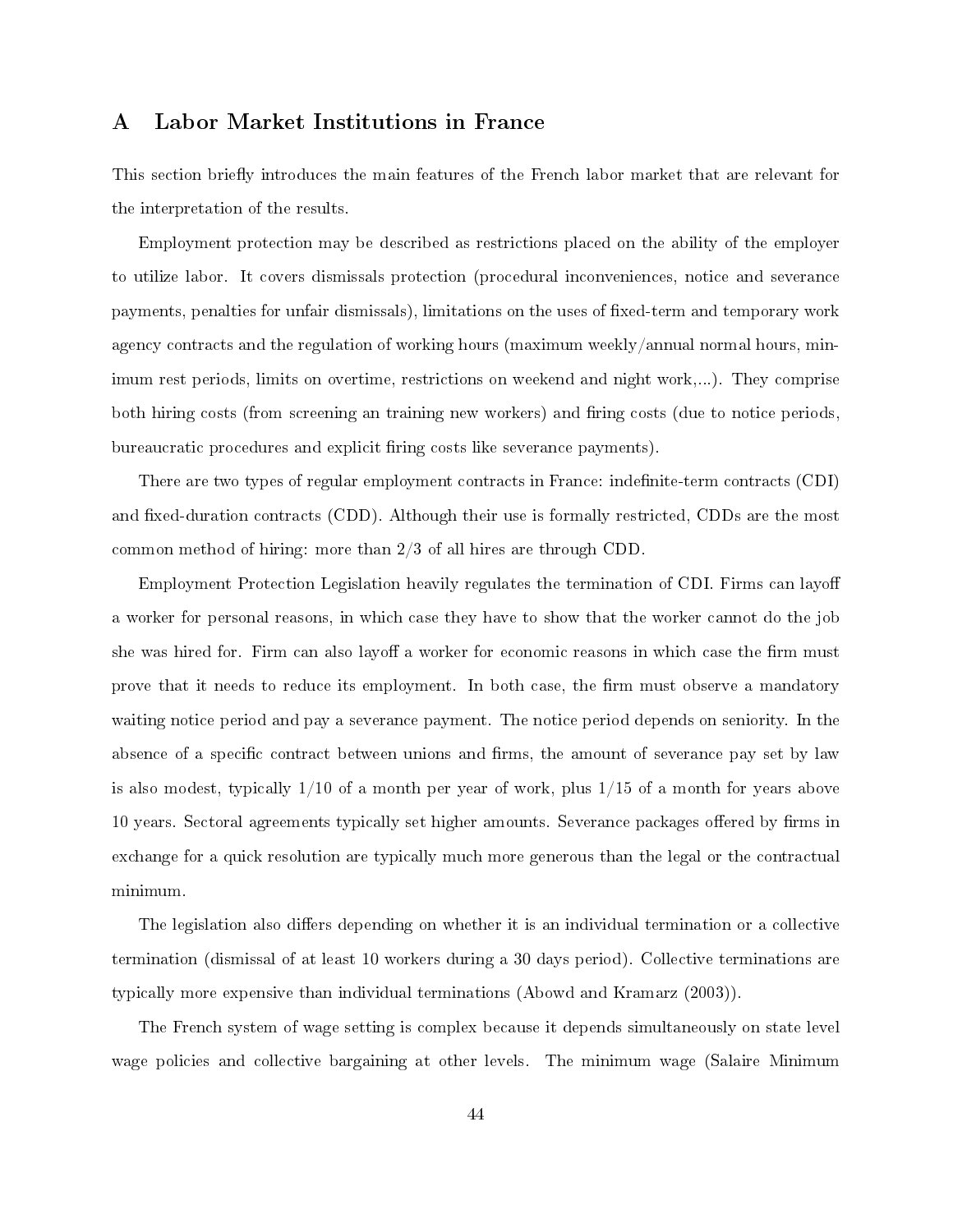# A Labor Market Institutions in France

This section briefly introduces the main features of the French labor market that are relevant for the interpretation of the results.

Employment protection may be described as restrictions placed on the ability of the employer to utilize labor. It covers dismissals protection (procedural inconveniences, notice and severance payments, penalties for unfair dismissals), limitations on the uses of fixed-term and temporary work agency contracts and the regulation of working hours (maximum weekly/annual normal hours, minimum rest periods, limits on overtime, restrictions on weekend and night work,...). They comprise both hiring costs (from screening an training new workers) and firing costs (due to notice periods, bureaucratic procedures and explicit firing costs like severance payments).

There are two types of regular employment contracts in France: indefinite-term contracts (CDI) and fixed-duration contracts (CDD). Although their use is formally restricted, CDDs are the most common method of hiring: more than 2/3 of all hires are through CDD.

Employment Protection Legislation heavily regulates the termination of CDI. Firms can layoff a worker for personal reasons, in which case they have to show that the worker cannot do the job she was hired for. Firm can also layoff a worker for economic reasons in which case the firm must prove that it needs to reduce its employment. In both case, the firm must observe a mandatory waiting notice period and pay a severance payment. The notice period depends on seniority. In the absence of a specific contract between unions and firms, the amount of severance pay set by law is also modest, typically 1/10 of a month per year of work, plus 1/15 of a month for years above 10 years. Sectoral agreements typically set higher amounts. Severance packages offered by firms in exchange for a quick resolution are typically much more generous than the legal or the contractual minimum.

The legislation also differs depending on whether it is an individual termination or a collective termination (dismissal of at least 10 workers during a 30 days period). Collective terminations are typically more expensive than individual terminations (Abowd and Kramarz (2003)).

The French system of wage setting is complex because it depends simultaneously on state level wage policies and collective bargaining at other levels. The minimum wage (Salaire Minimum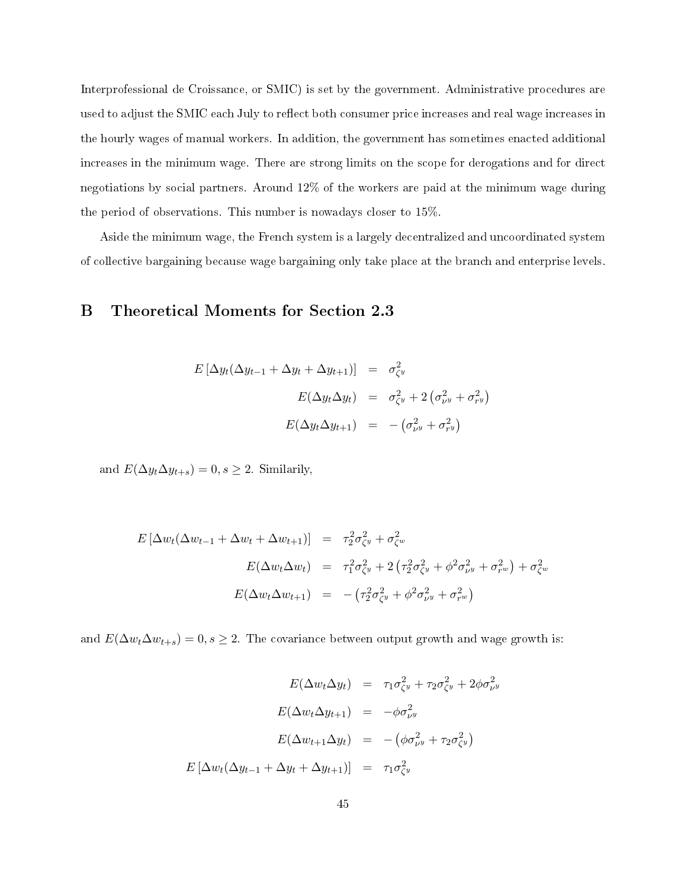Interprofessional de Croissance, or SMIC) is set by the government. Administrative procedures are used to adjust the SMIC each July to reflect both consumer price increases and real wage increases in the hourly wages of manual workers. In addition, the government has sometimes enacted additional increases in the minimum wage. There are strong limits on the scope for derogations and for direct negotiations by social partners. Around 12% of the workers are paid at the minimum wage during the period of observations. This number is nowadays closer to 15%.

Aside the minimum wage, the French system is a largely decentralized and uncoordinated system of collective bargaining because wage bargaining only take place at the branch and enterprise levels.

# B Theoretical Moments for Section 2.3

$$
\begin{aligned}
E\left[\Delta y_t(\Delta y_{t-1} + \Delta y_t + \Delta y_{t+1})\right] &= \sigma^2_{\zeta^y} \\
E(\Delta y_t \Delta y_t) &= \sigma^2_{\zeta^y} + 2\left(\sigma^2_{\nu^y} + \sigma^2_{r^y}\right) \\
E(\Delta y_t \Delta y_{t+1}) &= -\left(\sigma^2_{\nu^y} + \sigma^2_{r^y}\right)
\end{aligned}
$$

and $E(\Delta y_t \Delta y_{t+s}) = 0, s \geq 2$. Similarily,

$$
\begin{aligned}
E\left[\Delta w_t(\Delta w_{t-1} + \Delta w_t + \Delta w_{t+1})\right] &= \tau_2^2 \sigma^2_{\zeta^y} + \sigma^2_{\zeta^w} \\
E(\Delta w_t \Delta w_t) &= \tau_1^2 \sigma^2_{\zeta^y} + 2\left(\tau_2^2 \sigma^2_{\zeta^y} + \phi^2 \sigma^2_{\nu^y} + \sigma^2_{r^w}\right) + \sigma^2_{\zeta^w} \\
E(\Delta w_t \Delta w_{t+1}) &= -\left(\tau_2^2 \sigma^2_{\zeta^y} + \phi^2 \sigma^2_{\nu^y} + \sigma^2_{r^w}\right)
\end{aligned}
$$

and $E(\Delta w_t \Delta w_{t+s}) = 0, s \geq 2$. The covariance between output growth and wage growth is:

$$
\begin{aligned}
E(\Delta w_t \Delta y_t) &= \tau_1 \sigma^2_{\zeta^y} + \tau_2 \sigma^2_{\zeta^y} + 2\phi \sigma^2_{\nu^y} \\
E(\Delta w_t \Delta y_{t+1}) &= -\phi \sigma^2_{\nu^y} \\
E(\Delta w_{t+1} \Delta y_t) &= -\left(\phi \sigma^2_{\nu^y} + \tau_2 \sigma^2_{\zeta^y}\right) \\
E\left[\Delta w_t(\Delta y_{t-1} + \Delta y_t + \Delta y_{t+1})\right] &= \tau_1 \sigma^2_{\zeta^y}
\end{aligned}
$$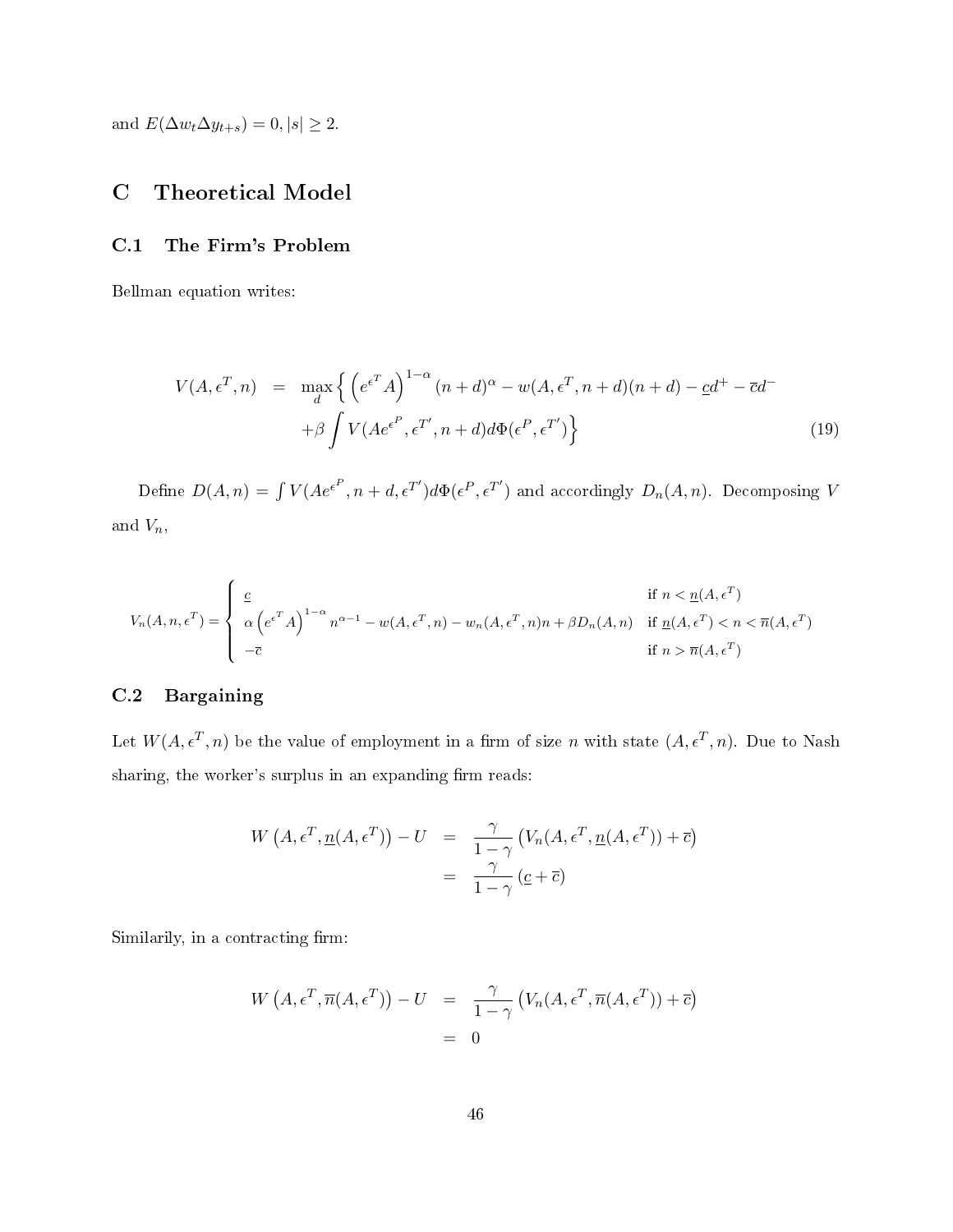and $E(\Delta w_t \Delta y_{t+s}) = 0, |s| \geq 2$.

# C Theoretical Model

## C.1 The Firm's Problem

Bellman equation writes:

$$
\begin{aligned}
V(A, \epsilon^T, n) \quad &= \quad \max_d \Big\{ \left(e^{\epsilon^T} A\right)^{1-\alpha} (n+d)^\alpha - w(A, \epsilon^T, n+d)(n+d) - \underline{c}d^+ - \overline{c}d^- \\
&\quad + \beta \int V(Ae^{\epsilon^P}, \epsilon^{T'}, n+d) d\Phi(\epsilon^P, \epsilon^{T'}) \Big\}
\end{aligned}
\tag{19}
$$

Define $D(A, n) = \int V(Ae^{\epsilon^P}, n+d, \epsilon^{T'}) d\Phi(\epsilon^P, \epsilon^{T'})$ and accordingly $D_n(A, n)$. Decomposing $V$ and $V_n$,

$$
V_n(A, n, \epsilon^T) = \begin{cases} \underline{c} & \text{if } n < \underline{n}(A, \epsilon^T) \\ \alpha \left(e^{\epsilon^T} A\right)^{1-\alpha} n^{\alpha-1} - w(A, \epsilon^T, n) - w_n(A, \epsilon^T, n)n + \beta D_n(A, n) & \text{if } \underline{n}(A, \epsilon^T) < n < \overline{n}(A, \epsilon^T) \\ -\overline{c} & \text{if } n > \overline{n}(A, \epsilon^T) \end{cases}
$$

## C.2 Bargaining

Let $W(A, \epsilon^T, n)$ be the value of employment in a firm of size $n$ with state $(A, \epsilon^T, n)$. Due to Nash sharing, the worker's surplus in an expanding firm reads:

$$
\begin{aligned}
W\left(A, \epsilon^T, \underline{n}(A, \epsilon^T)\right) - U \quad &= \quad \frac{\gamma}{1-\gamma} \left(V_n(A, \epsilon^T, \underline{n}(A, \epsilon^T)) + \overline{c}\right) \\
&= \quad \frac{\gamma}{1-\gamma} \left(\underline{c} + \overline{c}\right)
\end{aligned}
$$

Similarily, in a contracting firm:

$$
\begin{aligned}
W\left(A, \epsilon^T, \overline{n}(A, \epsilon^T)\right) - U \quad &= \quad \frac{\gamma}{1-\gamma} \left(V_n(A, \epsilon^T, \overline{n}(A, \epsilon^T)) + \overline{c}\right) \\
&= \quad 0
\end{aligned}
$$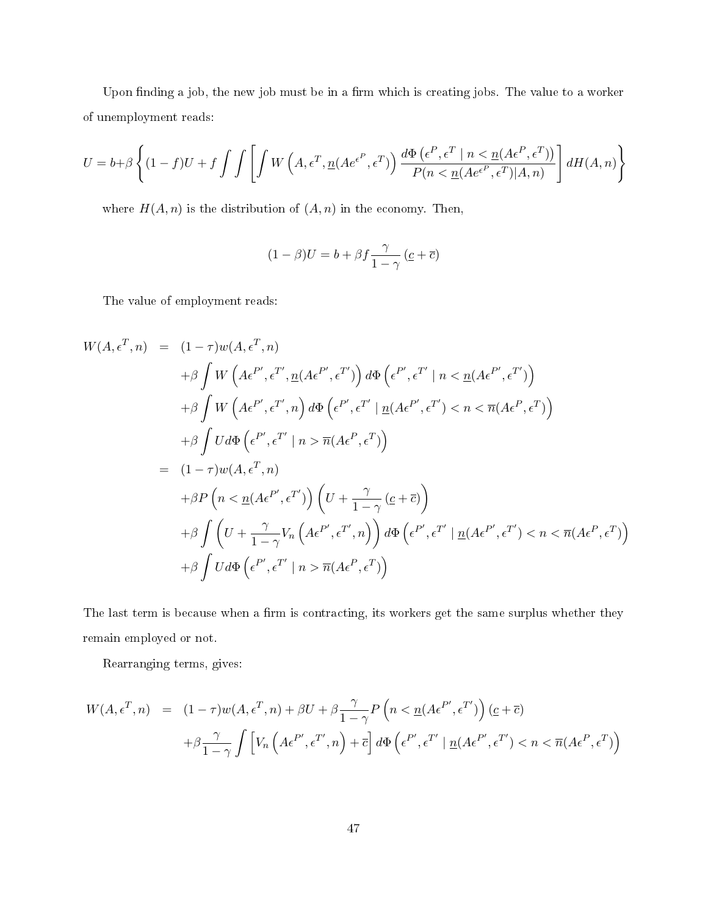Upon finding a job, the new job must be in a firm which is creating jobs. The value to a worker of unemployment reads:

$$U = b + \beta \left\{ (1-f)U + f \int\int \left[ \int W\left(A, \epsilon^T, \underline{n}(Ae^{\epsilon^P}, \epsilon^T)\right) \frac{d\Phi\left(\epsilon^P, \epsilon^T \mid n < \underline{n}(A\epsilon^P, \epsilon^T)\right)}{P(n < \underline{n}(Ae^{\epsilon^P}, \epsilon^T) | A, n)} \right] dH(A, n) \right\}$$

where $H(A, n)$ is the distribution of $(A, n)$ in the economy. Then,

$$(1-\beta)U = b + \beta f \frac{\gamma}{1-\gamma}\left(\underline{c} + \overline{c}\right)$$

The value of employment reads:

$$\begin{aligned}
W(A, \epsilon^T, n) &= (1-\tau)w(A, \epsilon^T, n) \\
&\quad + \beta \int W\left(A\epsilon^{P'}, \epsilon^{T'}, \underline{n}(A\epsilon^{P'}, \epsilon^{T'})\right) d\Phi\left(\epsilon^{P'}, \epsilon^{T'} \mid n < \underline{n}(A\epsilon^{P'}, \epsilon^{T'})\right) \\
&\quad + \beta \int W\left(A\epsilon^{P'}, \epsilon^{T'}, n\right) d\Phi\left(\epsilon^{P'}, \epsilon^{T'} \mid \underline{n}(A\epsilon^{P'}, \epsilon^{T'}) < n < \overline{n}(A\epsilon^{P}, \epsilon^{T})\right) \\
&\quad + \beta \int U d\Phi\left(\epsilon^{P'}, \epsilon^{T'} \mid n > \overline{n}(A\epsilon^{P}, \epsilon^{T})\right) \\
&= (1-\tau)w(A, \epsilon^T, n) \\
&\quad + \beta P\left(n < \underline{n}(A\epsilon^{P'}, \epsilon^{T'})\right)\left(U + \frac{\gamma}{1-\gamma}\left(\underline{c} + \overline{c}\right)\right) \\
&\quad + \beta \int \left(U + \frac{\gamma}{1-\gamma} V_n\left(A\epsilon^{P'}, \epsilon^{T'}, n\right)\right) d\Phi\left(\epsilon^{P'}, \epsilon^{T'} \mid \underline{n}(A\epsilon^{P'}, \epsilon^{T'}) < n < \overline{n}(A\epsilon^{P}, \epsilon^{T})\right) \\
&\quad + \beta \int U d\Phi\left(\epsilon^{P'}, \epsilon^{T'} \mid n > \overline{n}(A\epsilon^{P}, \epsilon^{T})\right)
\end{aligned}$$

The last term is because when a firm is contracting, its workers get the same surplus whether they remain employed or not.

Rearranging terms, gives:

$$\begin{aligned}
W(A, \epsilon^T, n) &= (1-\tau)w(A, \epsilon^T, n) + \beta U + \beta \frac{\gamma}{1-\gamma} P\left(n < \underline{n}(A\epsilon^{P'}, \epsilon^{T'})\right)\left(\underline{c} + \overline{c}\right) \\
&\quad + \beta \frac{\gamma}{1-\gamma} \int \left[V_n\left(A\epsilon^{P'}, \epsilon^{T'}, n\right) + \overline{c}\right] d\Phi\left(\epsilon^{P'}, \epsilon^{T'} \mid \underline{n}(A\epsilon^{P'}, \epsilon^{T'}) < n < \overline{n}(A\epsilon^{P}, \epsilon^{T})\right)
\end{aligned}$$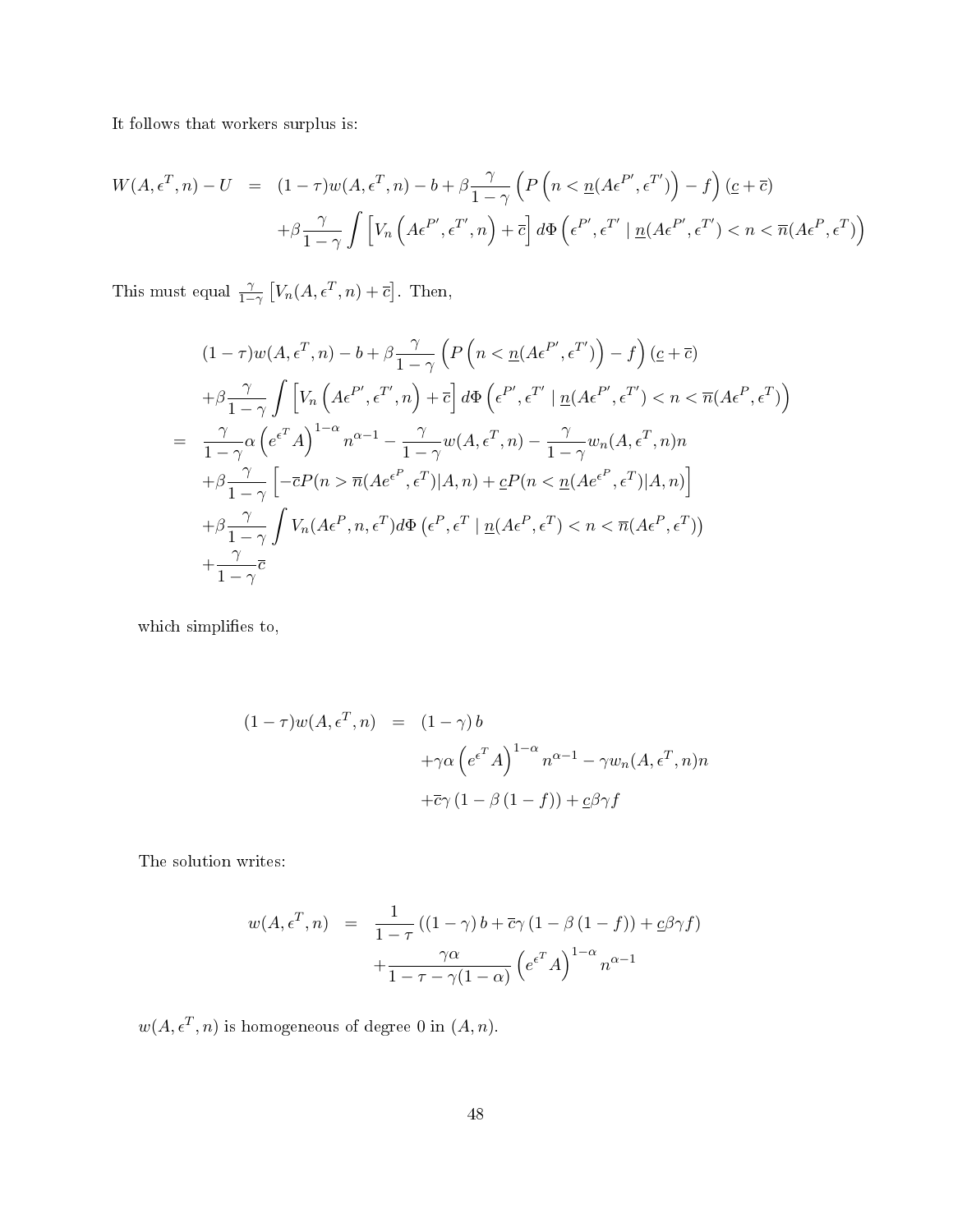It follows that workers surplus is:

$$
\begin{aligned}
W(A,\epsilon^T,n)-U &= (1-\tau)w(A,\epsilon^T,n)-b+\beta\frac{\gamma}{1-\gamma}\left(P\left(n<\underline{n}(A\epsilon^{P'},\epsilon^{T'})\right)-f\right)(\underline{c}+\overline{c}) \\
&\quad +\beta\frac{\gamma}{1-\gamma}\int\left[V_n\left(A\epsilon^{P'},\epsilon^{T'},n\right)+\overline{c}\right]d\Phi\left(\epsilon^{P'},\epsilon^{T'}\mid \underline{n}(A\epsilon^{P'},\epsilon^{T'})<n<\overline{n}(A\epsilon^{P},\epsilon^{T})\right)
\end{aligned}
$$

This must equal $\frac{\gamma}{1-\gamma}\left[V_n(A,\epsilon^T,n)+\overline{c}\right]$. Then,

$$
\begin{aligned}
& (1-\tau)w(A,\epsilon^T,n)-b+\beta\frac{\gamma}{1-\gamma}\left(P\left(n<\underline{n}(A\epsilon^{P'},\epsilon^{T'})\right)-f\right)(\underline{c}+\overline{c}) \\
& +\beta\frac{\gamma}{1-\gamma}\int\left[V_n\left(A\epsilon^{P'},\epsilon^{T'},n\right)+\overline{c}\right]d\Phi\left(\epsilon^{P'},\epsilon^{T'}\mid \underline{n}(A\epsilon^{P'},\epsilon^{T'})<n<\overline{n}(A\epsilon^{P},\epsilon^{T})\right) \\
= \; & \frac{\gamma}{1-\gamma}\alpha\left(e^{\epsilon^T}A\right)^{1-\alpha}n^{\alpha-1}-\frac{\gamma}{1-\gamma}w(A,\epsilon^T,n)-\frac{\gamma}{1-\gamma}w_n(A,\epsilon^T,n)n \\
& +\beta\frac{\gamma}{1-\gamma}\left[-\overline{c}P(n>\overline{n}(Ae^{\epsilon^P},\epsilon^T)|A,n)+\underline{c}P(n<\underline{n}(Ae^{\epsilon^P},\epsilon^T)|A,n)\right] \\
& +\beta\frac{\gamma}{1-\gamma}\int V_n(A\epsilon^P,n,\epsilon^T)d\Phi\left(\epsilon^P,\epsilon^T\mid \underline{n}(A\epsilon^P,\epsilon^T)<n<\overline{n}(A\epsilon^P,\epsilon^T)\right) \\
& +\frac{\gamma}{1-\gamma}\overline{c}
\end{aligned}
$$

which simplifies to,

$$
\begin{aligned}
(1-\tau)w(A,\epsilon^T,n) &= (1-\gamma)\,b \\
&\quad +\gamma\alpha\left(e^{\epsilon^T}A\right)^{1-\alpha}n^{\alpha-1}-\gamma w_n(A,\epsilon^T,n)n \\
&\quad +\overline{c}\gamma\left(1-\beta\left(1-f\right)\right)+\underline{c}\beta\gamma f
\end{aligned}
$$

The solution writes:

$$
\begin{aligned}
w(A,\epsilon^T,n) &= \frac{1}{1-\tau}\left((1-\gamma)\,b+\overline{c}\gamma\left(1-\beta\left(1-f\right)\right)+\underline{c}\beta\gamma f\right) \\
&\quad +\frac{\gamma\alpha}{1-\tau-\gamma(1-\alpha)}\left(e^{\epsilon^T}A\right)^{1-\alpha}n^{\alpha-1}
\end{aligned}
$$

$w(A,\epsilon^T,n)$ is homogeneous of degree 0 in $(A,n)$.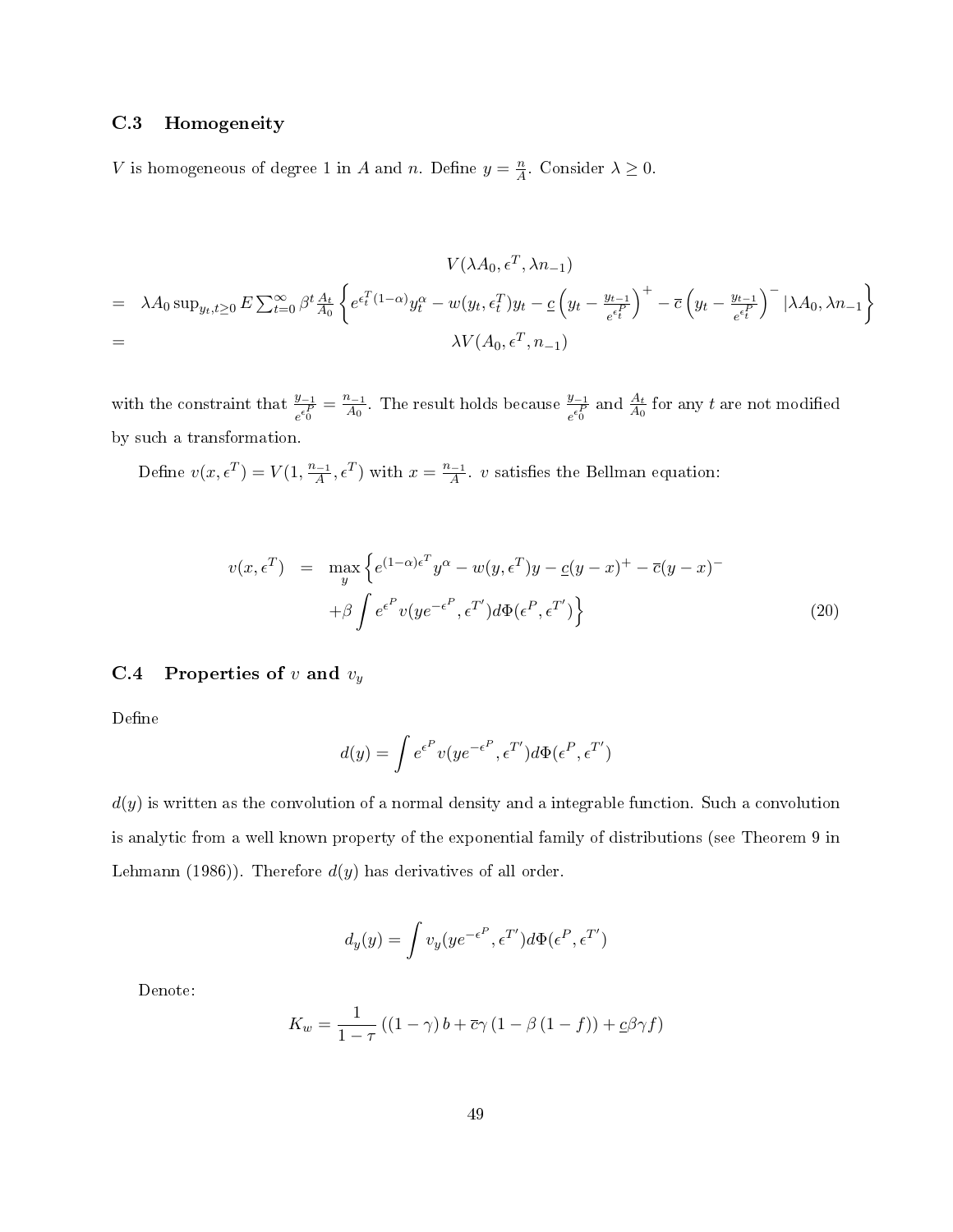### C.3 Homogeneity

$V$ is homogeneous of degree 1 in $A$ and $n$. Define $y = \frac{n}{A}$. Consider $\lambda \geq 0$.

$$
\begin{aligned}
& V(\lambda A_0, \epsilon^T, \lambda n_{-1}) \\
= \quad & \lambda A_0 \sup_{y_t, t\geq 0} E \sum_{t=0}^{\infty} \beta^t \frac{A_t}{A_0} \left\{ e^{\epsilon_t^T(1-\alpha)} y_t^{\alpha} - w(y_t, \epsilon_t^T) y_t - \underline{c}\left(y_t - \frac{y_{t-1}}{e^{\epsilon_t^P}}\right)^+ - \overline{c}\left(y_t - \frac{y_{t-1}}{e^{\epsilon_t^P}}\right)^- | \lambda A_0, \lambda n_{-1} \right\} \\
= \quad & \lambda V(A_0, \epsilon^T, n_{-1})
\end{aligned}
$$

with the constraint that $\frac{y_{-1}}{e^{\epsilon_0^P}} = \frac{n_{-1}}{A_0}$. The result holds because $\frac{y_{-1}}{e^{\epsilon_0^P}}$ and $\frac{A_t}{A_0}$ for any $t$ are not modified by such a transformation.

Define $v(x, \epsilon^T) = V(1, \frac{n_{-1}}{A}, \epsilon^T)$ with $x = \frac{n_{-1}}{A}$. $v$ satisfies the Bellman equation:

$$
\begin{aligned}
v(x, \epsilon^T) \quad = \quad & \max_y \left\{ e^{(1-\alpha)\epsilon^T} y^{\alpha} - w(y, \epsilon^T) y - \underline{c}(y - x)^+ - \overline{c}(y - x)^- \right. \\
& \left. + \beta \int e^{\epsilon^P} v(y e^{-\epsilon^P}, \epsilon^{T'}) d\Phi(\epsilon^P, \epsilon^{T'}) \right\}
\end{aligned} \tag{20}
$$

### C.4 Properties of $v$ and $v_y$

Define

$$
d(y) = \int e^{\epsilon^P} v(y e^{-\epsilon^P}, \epsilon^{T'}) d\Phi(\epsilon^P, \epsilon^{T'})
$$

$d(y)$ is written as the convolution of a normal density and a integrable function. Such a convolution is analytic from a well known property of the exponential family of distributions (see Theorem 9 in Lehmann (1986)). Therefore $d(y)$ has derivatives of all order.

$$
d_y(y) = \int v_y(y e^{-\epsilon^P}, \epsilon^{T'}) d\Phi(\epsilon^P, \epsilon^{T'})
$$

Denote:

$$
K_w = \frac{1}{1-\tau} \left( (1-\gamma) b + \overline{c}\gamma \left(1 - \beta(1-f)\right) + \underline{c}\beta\gamma f \right)
$$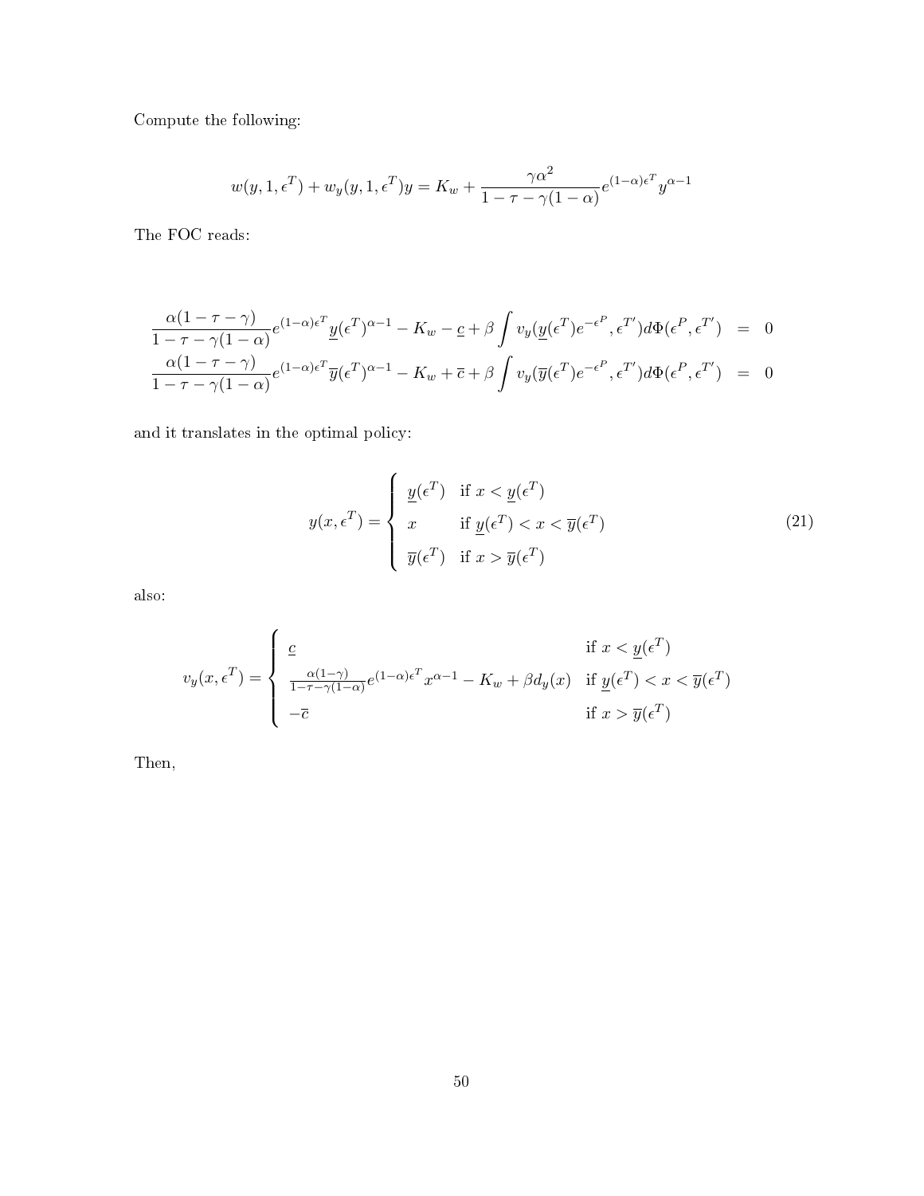Compute the following:

$$w(y,1,\epsilon^T) + w_y(y,1,\epsilon^T)y = K_w + \frac{\gamma\alpha^2}{1-\tau-\gamma(1-\alpha)} e^{(1-\alpha)\epsilon^T} y^{\alpha-1}$$

The FOC reads:

$$\begin{aligned}
\frac{\alpha(1-\tau-\gamma)}{1-\tau-\gamma(1-\alpha)} e^{(1-\alpha)\epsilon^T} \underline{y}(\epsilon^T)^{\alpha-1} - K_w - \underline{c} + \beta \int v_y(\underline{y}(\epsilon^T)e^{-\epsilon^P}, \epsilon^{T'}) d\Phi(\epsilon^P, \epsilon^{T'}) &= 0 \\
\frac{\alpha(1-\tau-\gamma)}{1-\tau-\gamma(1-\alpha)} e^{(1-\alpha)\epsilon^T} \overline{y}(\epsilon^T)^{\alpha-1} - K_w + \overline{c} + \beta \int v_y(\overline{y}(\epsilon^T)e^{-\epsilon^P}, \epsilon^{T'}) d\Phi(\epsilon^P, \epsilon^{T'}) &= 0
\end{aligned}$$

and it translates in the optimal policy:

$$y(x,\epsilon^T) = \begin{cases} \underline{y}(\epsilon^T) & \text{if } x < \underline{y}(\epsilon^T) \\ x & \text{if } \underline{y}(\epsilon^T) < x < \overline{y}(\epsilon^T) \\ \overline{y}(\epsilon^T) & \text{if } x > \overline{y}(\epsilon^T) \end{cases} \tag{21}$$

also:

$$v_y(x,\epsilon^T) = \begin{cases} \underline{c} & \text{if } x < \underline{y}(\epsilon^T) \\ \frac{\alpha(1-\gamma)}{1-\tau-\gamma(1-\alpha)} e^{(1-\alpha)\epsilon^T} x^{\alpha-1} - K_w + \beta d_y(x) & \text{if } \underline{y}(\epsilon^T) < x < \overline{y}(\epsilon^T) \\ -\overline{c} & \text{if } x > \overline{y}(\epsilon^T) \end{cases}$$

Then,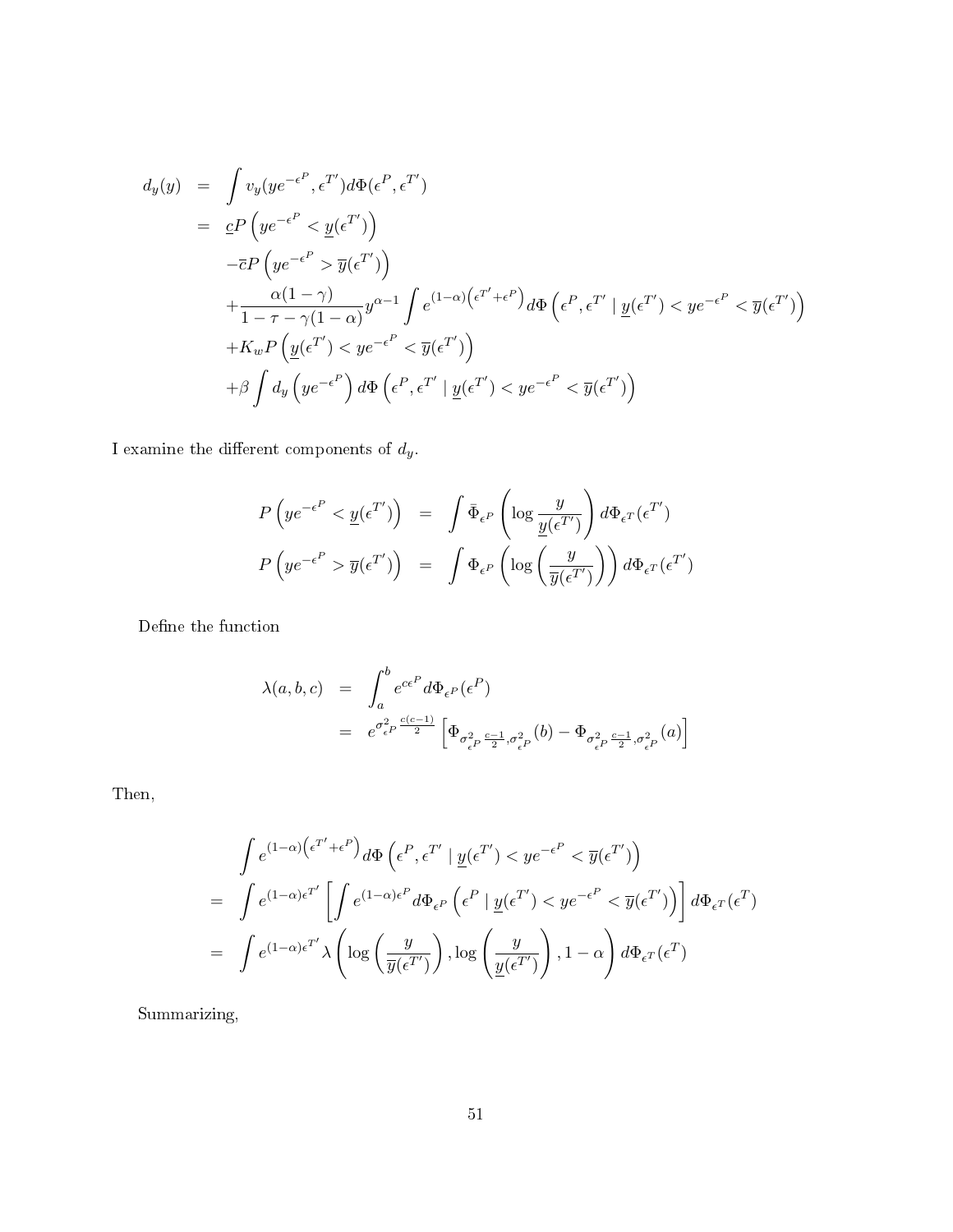$$
\begin{aligned}
d_y(y) &= \int v_y(ye^{-\epsilon^P}, \epsilon^{T'}) d\Phi(\epsilon^P, \epsilon^{T'}) \\
&= \underline{c} P\left(ye^{-\epsilon^P} < \underline{y}(\epsilon^{T'})\right) \\
&\quad - \overline{c} P\left(ye^{-\epsilon^P} > \overline{y}(\epsilon^{T'})\right) \\
&\quad + \frac{\alpha(1-\gamma)}{1-\tau-\gamma(1-\alpha)} y^{\alpha-1} \int e^{(1-\alpha)\left(\epsilon^{T'}+\epsilon^P\right)} d\Phi\left(\epsilon^P, \epsilon^{T'} \mid \underline{y}(\epsilon^{T'}) < ye^{-\epsilon^P} < \overline{y}(\epsilon^{T'})\right) \\
&\quad + K_w P\left(\underline{y}(\epsilon^{T'}) < ye^{-\epsilon^P} < \overline{y}(\epsilon^{T'})\right) \\
&\quad + \beta \int d_y\left(ye^{-\epsilon^P}\right) d\Phi\left(\epsilon^P, \epsilon^{T'} \mid \underline{y}(\epsilon^{T'}) < ye^{-\epsilon^P} < \overline{y}(\epsilon^{T'})\right)
\end{aligned}
$$

I examine the different components of $d_y$.

$$
\begin{aligned}
P\left(ye^{-\epsilon^P} < \underline{y}(\epsilon^{T'})\right) &= \int \bar{\Phi}_{\epsilon^P}\left(\log \frac{y}{\underline{y}(\epsilon^{T'})}\right) d\Phi_{\epsilon^T}(\epsilon^{T'}) \\
P\left(ye^{-\epsilon^P} > \overline{y}(\epsilon^{T'})\right) &= \int \Phi_{\epsilon^P}\left(\log\left(\frac{y}{\overline{y}(\epsilon^{T'})}\right)\right) d\Phi_{\epsilon^T}(\epsilon^{T'})
\end{aligned}
$$

Define the function

$$
\begin{aligned}
\lambda(a,b,c) &= \int_a^b e^{c\epsilon^P} d\Phi_{\epsilon^P}(\epsilon^P) \\
&= e^{\sigma^2_{\epsilon^P}\frac{c(c-1)}{2}} \left[\Phi_{\sigma^2_{\epsilon^P}\frac{c-1}{2}, \sigma^2_{\epsilon^P}}(b) - \Phi_{\sigma^2_{\epsilon^P}\frac{c-1}{2}, \sigma^2_{\epsilon^P}}(a)\right]
\end{aligned}
$$

Then,

$$
\begin{aligned}
& \int e^{(1-\alpha)\left(\epsilon^{T'}+\epsilon^P\right)} d\Phi\left(\epsilon^P, \epsilon^{T'} \mid \underline{y}(\epsilon^{T'}) < ye^{-\epsilon^P} < \overline{y}(\epsilon^{T'})\right) \\
=& \int e^{(1-\alpha)\epsilon^{T'}} \left[\int e^{(1-\alpha)\epsilon^P} d\Phi_{\epsilon^P}\left(\epsilon^P \mid \underline{y}(\epsilon^{T'}) < ye^{-\epsilon^P} < \overline{y}(\epsilon^{T'})\right)\right] d\Phi_{\epsilon^T}(\epsilon^T) \\
=& \int e^{(1-\alpha)\epsilon^{T'}} \lambda\left(\log\left(\frac{y}{\overline{y}(\epsilon^{T'})}\right), \log\left(\frac{y}{\underline{y}(\epsilon^{T'})}\right), 1-\alpha\right) d\Phi_{\epsilon^T}(\epsilon^T)
\end{aligned}
$$

Summarizing,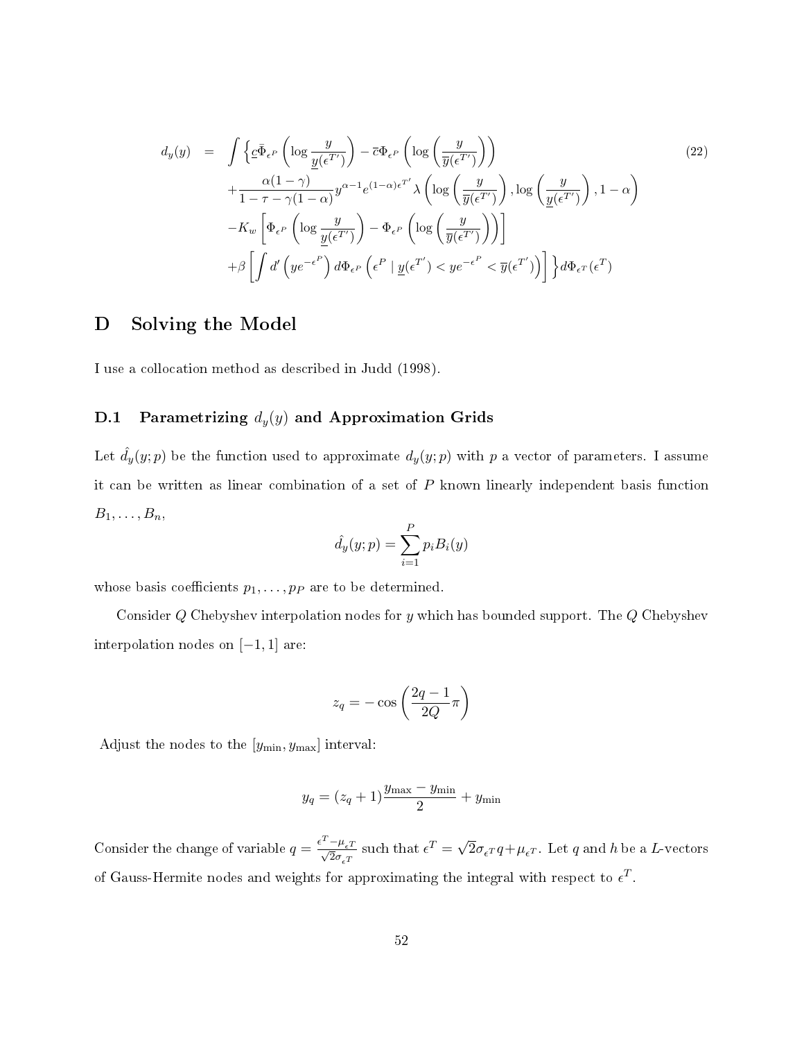$$
\begin{aligned}
d_y(y) \quad = \quad & \int \Big\{ \underline{c}\bar{\Phi}_{\epsilon^P}\left(\log \frac{y}{\underline{y}(\epsilon^{T'})}\right) - \overline{c}\Phi_{\epsilon^P}\left(\log\left(\frac{y}{\overline{y}(\epsilon^{T'})}\right)\right) \\
& + \frac{\alpha(1-\gamma)}{1-\tau-\gamma(1-\alpha)} y^{\alpha-1} e^{(1-\alpha)\epsilon^{T'}} \lambda\left(\log\left(\frac{y}{\overline{y}(\epsilon^{T'})}\right), \log\left(\frac{y}{\underline{y}(\epsilon^{T'})}\right), 1-\alpha\right) \\
& - K_w\left[\Phi_{\epsilon^P}\left(\log \frac{y}{\underline{y}(\epsilon^{T'})}\right) - \Phi_{\epsilon^P}\left(\log\left(\frac{y}{\overline{y}(\epsilon^{T'})}\right)\right)\right] \\
& + \beta\left[\int d'\left(ye^{-\epsilon^P}\right) d\Phi_{\epsilon^P}\left(\epsilon^P \mid \underline{y}(\epsilon^{T'}) < ye^{-\epsilon^P} < \overline{y}(\epsilon^{T'})\right)\right] \Big\} d\Phi_{\epsilon^T}(\epsilon^T)
\end{aligned}
\tag{22}
$$

# D Solving the Model

I use a collocation method as described in Judd (1998).

## D.1 Parametrizing $d_y(y)$ and Approximation Grids

Let $\hat{d}_y(y;p)$ be the function used to approximate $d_y(y;p)$ with $p$ a vector of parameters. I assume it can be written as linear combination of a set of $P$ known linearly independent basis function $B_1, \ldots, B_n$,

$$
\hat{d}_y(y;p) = \sum_{i=1}^{P} p_i B_i(y)
$$

whose basis coefficients $p_1, \ldots, p_P$ are to be determined.

Consider $Q$ Chebyshev interpolation nodes for $y$ which has bounded support. The $Q$ Chebyshev interpolation nodes on $[-1,1]$ are:

$$
z_q = -\cos\left(\frac{2q-1}{2Q}\pi\right)
$$

Adjust the nodes to the $[y_{\min}, y_{\max}]$ interval:

$$
y_q = (z_q + 1)\frac{y_{\max} - y_{\min}}{2} + y_{\min}
$$

Consider the change of variable $q = \frac{\epsilon^T - \mu_{\epsilon^T}}{\sqrt{2}\sigma_{\epsilon^T}}$ such that $\epsilon^T = \sqrt{2}\sigma_{\epsilon^T} q + \mu_{\epsilon^T}$. Let $q$ and $h$ be a $L$-vectors of Gauss-Hermite nodes and weights for approximating the integral with respect to $\epsilon^T$.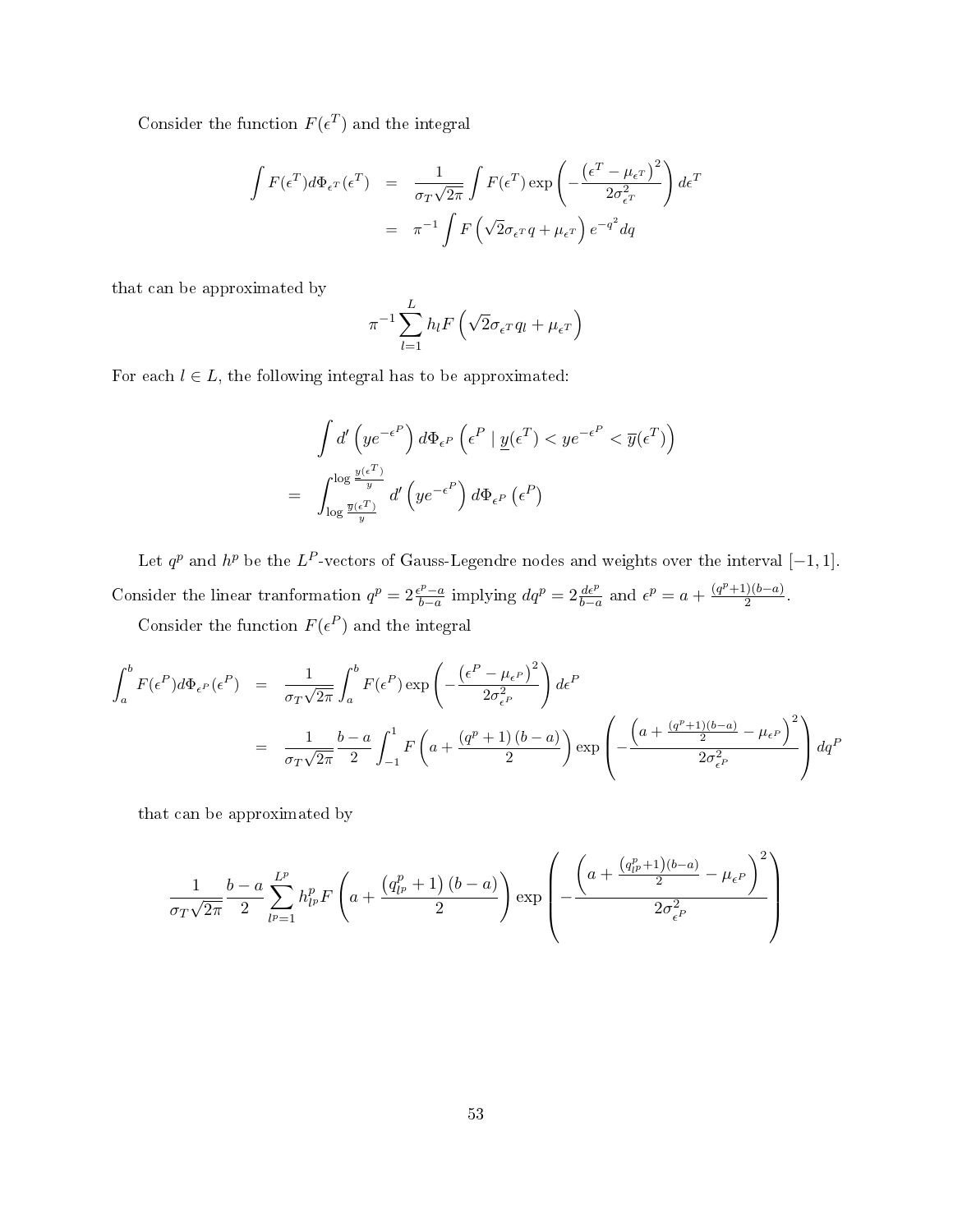Consider the function $F(\epsilon^T)$ and the integral

$$
\begin{aligned}
\int F(\epsilon^T) d\Phi_{\epsilon^T}(\epsilon^T) &= \frac{1}{\sigma_T \sqrt{2\pi}} \int F(\epsilon^T) \exp\left(-\frac{\left(\epsilon^T - \mu_{\epsilon^T}\right)^2}{2\sigma_{\epsilon^T}^2}\right) d\epsilon^T \\
&= \pi^{-1} \int F\left(\sqrt{2}\sigma_{\epsilon^T} q + \mu_{\epsilon^T}\right) e^{-q^2} dq
\end{aligned}
$$

that can be approximated by

$$
\pi^{-1} \sum_{l=1}^{L} h_l F\left(\sqrt{2}\sigma_{\epsilon^T} q_l + \mu_{\epsilon^T}\right)
$$

For each $l \in L$, the following integral has to be approximated:

$$
\begin{aligned}
& \int d'\left(ye^{-\epsilon^P}\right) d\Phi_{\epsilon^P}\left(\epsilon^P \mid \underline{y}(\epsilon^T) < ye^{-\epsilon^P} < \overline{y}(\epsilon^T)\right) \\
= & \int_{\log \frac{\overline{y}(\epsilon^T)}{y}}^{\log \frac{\underline{y}(\epsilon^T)}{y}} d'\left(ye^{-\epsilon^P}\right) d\Phi_{\epsilon^P}\left(\epsilon^P\right)
\end{aligned}
$$

Let $q^p$ and $h^p$ be the $L^P$-vectors of Gauss-Legendre nodes and weights over the interval $[-1,1]$. Consider the linear tranformation $q^p = 2\frac{\epsilon^p - a}{b-a}$ implying $dq^p = 2\frac{d\epsilon^p}{b-a}$ and $\epsilon^p = a + \frac{(q^p+1)(b-a)}{2}$.

Consider the function $F(\epsilon^P)$ and the integral

$$
\begin{aligned}
\int_a^b F(\epsilon^P) d\Phi_{\epsilon^P}(\epsilon^P) &= \frac{1}{\sigma_T \sqrt{2\pi}} \int_a^b F(\epsilon^P) \exp\left(-\frac{\left(\epsilon^P - \mu_{\epsilon^P}\right)^2}{2\sigma_{\epsilon^P}^2}\right) d\epsilon^P \\
&= \frac{1}{\sigma_T \sqrt{2\pi}} \frac{b-a}{2} \int_{-1}^{1} F\left(a + \frac{(q^p+1)(b-a)}{2}\right) \exp\left(-\frac{\left(a + \frac{(q^p+1)(b-a)}{2} - \mu_{\epsilon^P}\right)^2}{2\sigma_{\epsilon^P}^2}\right) dq^P
\end{aligned}
$$

that can be approximated by

$$
\frac{1}{\sigma_T \sqrt{2\pi}} \frac{b-a}{2} \sum_{l^p=1}^{L^p} h_{l^p}^p F\left(a + \frac{\left(q_{l^p}^p + 1\right)(b-a)}{2}\right) \exp\left(-\frac{\left(a + \frac{\left(q_{l^p}^p+1\right)(b-a)}{2} - \mu_{\epsilon^P}\right)^2}{2\sigma_{\epsilon^P}^2}\right)
$$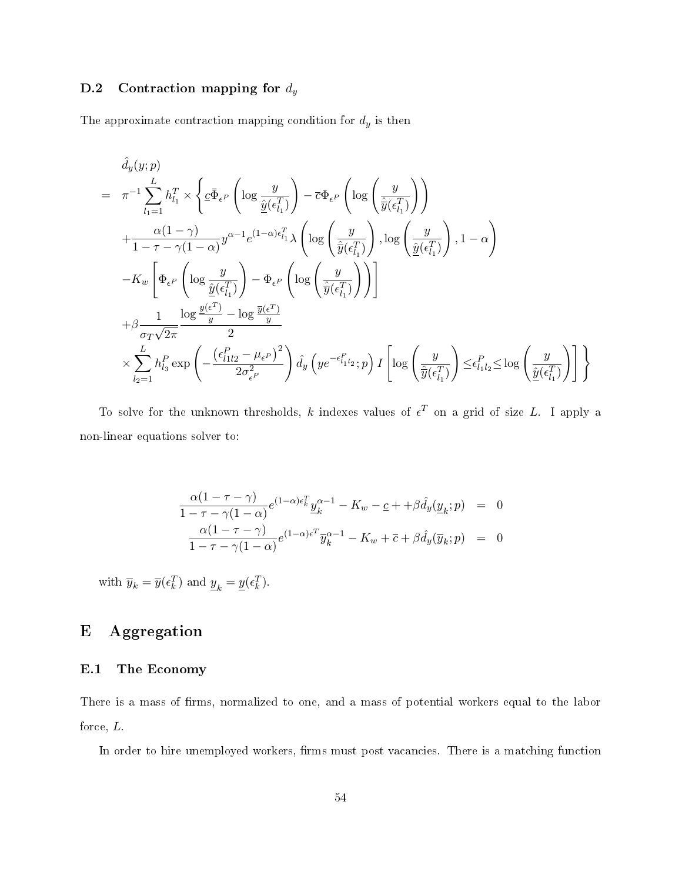### D.2 Contraction mapping for $d_y$

The approximate contraction mapping condition for $d_y$ is then

$$
\begin{aligned}
& \hat{d}_y(y;p) \\
= \; & \pi^{-1} \sum_{l_1=1}^{L} h_{l_1}^T \times \left\{ \underline{c}\bar{\Phi}_{\epsilon^P}\left(\log \frac{y}{\hat{\underline{y}}(\epsilon_{l_1}^T)}\right) - \overline{c}\Phi_{\epsilon^P}\left(\log\left(\frac{y}{\hat{\overline{y}}(\epsilon_{l_1}^T)}\right)\right) \right. \\
& + \frac{\alpha(1-\gamma)}{1-\tau-\gamma(1-\alpha)} y^{\alpha-1} e^{(1-\alpha)\epsilon_{l_1}^T} \lambda\left(\log\left(\frac{y}{\hat{\overline{y}}(\epsilon_{l_1}^T)}\right), \log\left(\frac{y}{\hat{\underline{y}}(\epsilon_{l_1}^T)}\right), 1-\alpha\right) \\
& - K_w\left[\Phi_{\epsilon^P}\left(\log \frac{y}{\hat{\underline{y}}(\epsilon_{l_1}^T)}\right) - \Phi_{\epsilon^P}\left(\log\left(\frac{y}{\hat{\overline{y}}(\epsilon_{l_1}^T)}\right)\right)\right] \\
& + \beta \frac{1}{\sigma_T\sqrt{2\pi}} \frac{\log \frac{\underline{y}(\epsilon^T)}{y} - \log \frac{\overline{y}(\epsilon^T)}{y}}{2} \\
& \left. \times \sum_{l_2=1}^{L} h_{l_3}^P \exp\left(-\frac{\left(\epsilon_{l1l2}^P - \mu_{\epsilon^P}\right)^2}{2\sigma_{\epsilon^P}^2}\right) \hat{d}_y\left(ye^{-\epsilon_{l_1 l_2}^P}; p\right) I\left[\log\left(\frac{y}{\hat{\overline{y}}(\epsilon_{l_1}^T)}\right) \leq \epsilon_{l_1 l_2}^P \leq \log\left(\frac{y}{\hat{\underline{y}}(\epsilon_{l_1}^T)}\right)\right] \right\}
\end{aligned}
$$

To solve for the unknown thresholds, $k$ indexes values of $\epsilon^T$ on a grid of size $L$. I apply a non-linear equations solver to:

$$
\begin{aligned}
\frac{\alpha(1-\tau-\gamma)}{1-\tau-\gamma(1-\alpha)} e^{(1-\alpha)\epsilon_k^T} \underline{y}_k^{\alpha-1} - K_w - \underline{c} + +\beta\hat{d}_y(\underline{y}_k;p) &= 0 \\
\frac{\alpha(1-\tau-\gamma)}{1-\tau-\gamma(1-\alpha)} e^{(1-\alpha)\epsilon^T} \overline{y}_k^{\alpha-1} - K_w + \overline{c} + \beta\hat{d}_y(\overline{y}_k;p) &= 0
\end{aligned}
$$

with $\overline{y}_k = \overline{y}(\epsilon_k^T)$ and $\underline{y}_k = \underline{y}(\epsilon_k^T)$.

# E Aggregation

## E.1 The Economy

There is a mass of firms, normalized to one, and a mass of potential workers equal to the labor force, $L$.

In order to hire unemployed workers, firms must post vacancies. There is a matching function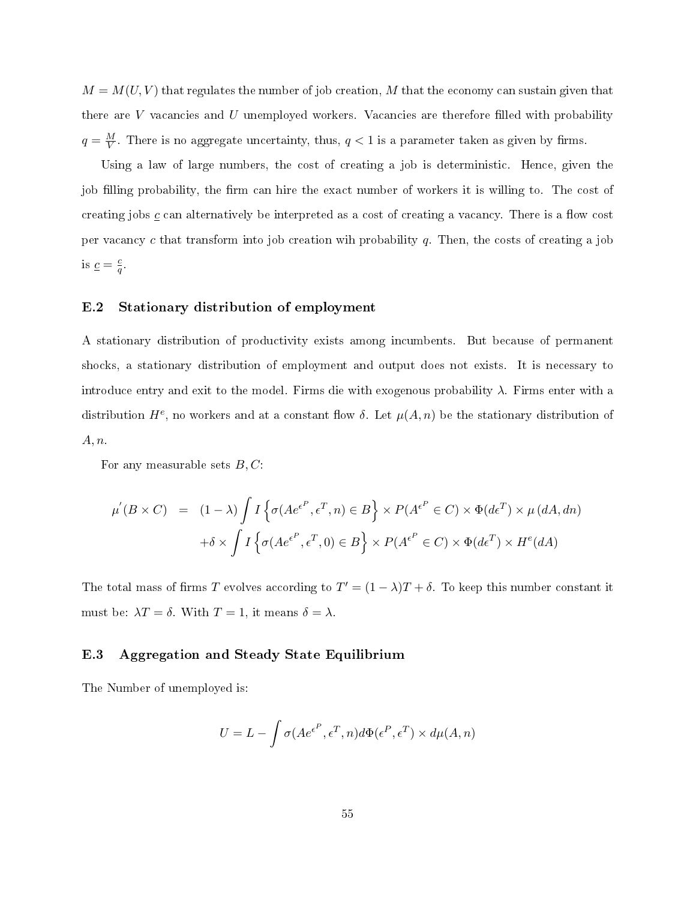$M = M(U, V)$ that regulates the number of job creation, $M$ that the economy can sustain given that there are $V$ vacancies and $U$ unemployed workers. Vacancies are therefore filled with probability $q = \frac{M}{V}$. There is no aggregate uncertainty, thus, $q < 1$ is a parameter taken as given by firms.

Using a law of large numbers, the cost of creating a job is deterministic. Hence, given the job filling probability, the firm can hire the exact number of workers it is willing to. The cost of creating jobs $\underline{c}$ can alternatively be interpreted as a cost of creating a vacancy. There is a flow cost per vacancy $c$ that transform into job creation wih probability $q$. Then, the costs of creating a job is $\underline{c} = \frac{c}{q}$.

### E.2 Stationary distribution of employment

A stationary distribution of productivity exists among incumbents. But because of permanent shocks, a stationary distribution of employment and output does not exists. It is necessary to introduce entry and exit to the model. Firms die with exogenous probability $\lambda$. Firms enter with a distribution $H^e$, no workers and at a constant flow $\delta$. Let $\mu(A, n)$ be the stationary distribution of $A, n$.

For any measurable sets $B, C$:

$$
\begin{aligned}
\mu^{'}(B \times C) &= (1-\lambda) \int I\left\{\sigma(Ae^{\epsilon^P}, \epsilon^T, n) \in B\right\} \times P(A^{\epsilon^P} \in C) \times \Phi(d\epsilon^T) \times \mu\left(dA, dn\right) \\
&\quad + \delta \times \int I\left\{\sigma(Ae^{\epsilon^P}, \epsilon^T, 0) \in B\right\} \times P(A^{\epsilon^P} \in C) \times \Phi(d\epsilon^T) \times H^e(dA)
\end{aligned}
$$

The total mass of firms $T$ evolves according to $T' = (1-\lambda)T + \delta$. To keep this number constant it must be: $\lambda T = \delta$. With $T = 1$, it means $\delta = \lambda$.

### E.3 Aggregation and Steady State Equilibrium

The Number of unemployed is:

$$
U = L - \int \sigma(Ae^{\epsilon^P}, \epsilon^T, n) d\Phi(\epsilon^P, \epsilon^T) \times d\mu(A, n)
$$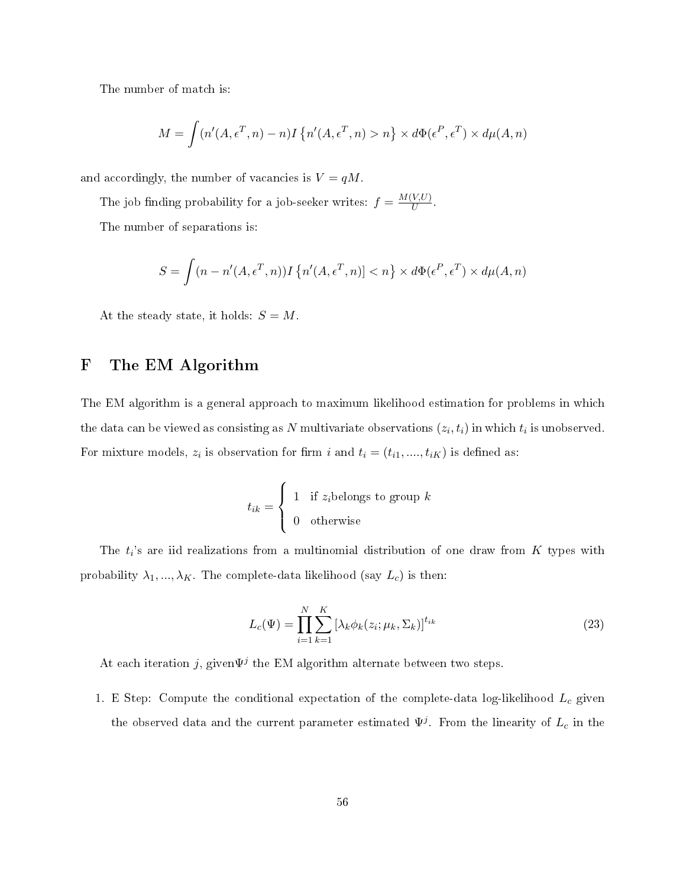The number of match is:

$$M = \int (n'(A, \epsilon^T, n) - n) I\left\{n'(A, \epsilon^T, n) > n\right\} \times d\Phi(\epsilon^P, \epsilon^T) \times d\mu(A, n)$$

and accordingly, the number of vacancies is $V = qM$.

The job finding probability for a job-seeker writes: $f = \frac{M(V,U)}{U}$.

The number of separations is:

$$S = \int (n - n'(A, \epsilon^T, n)) I\left\{n'(A, \epsilon^T, n)] < n\right\} \times d\Phi(\epsilon^P, \epsilon^T) \times d\mu(A, n)$$

At the steady state, it holds: $S = M$.

# F The EM Algorithm

The EM algorithm is a general approach to maximum likelihood estimation for problems in which the data can be viewed as consisting as $N$ multivariate observations $(z_i, t_i)$ in which $t_i$ is unobserved. For mixture models, $z_i$ is observation for firm $i$ and $t_i = (t_{i1}, ...., t_{iK})$ is defined as:

$$t_{ik} = \begin{cases} 1 & \text{if } z_i \text{belongs to group } k \\ 0 & \text{otherwise} \end{cases}$$

The $t_i$'s are iid realizations from a multinomial distribution of one draw from $K$ types with probability $\lambda_1, ..., \lambda_K$. The complete-data likelihood (say $L_c$) is then:

$$L_c(\Psi) = \prod_{i=1}^{N} \sum_{k=1}^{K} \left[\lambda_k \phi_k(z_i; \mu_k, \Sigma_k)\right]^{t_{ik}} \tag{23}$$

At each iteration $j$, given$\Psi^j$ the EM algorithm alternate between two steps.

1. E Step: Compute the conditional expectation of the complete-data log-likelihood $L_c$ given the observed data and the current parameter estimated $\Psi^j$. From the linearity of $L_c$ in the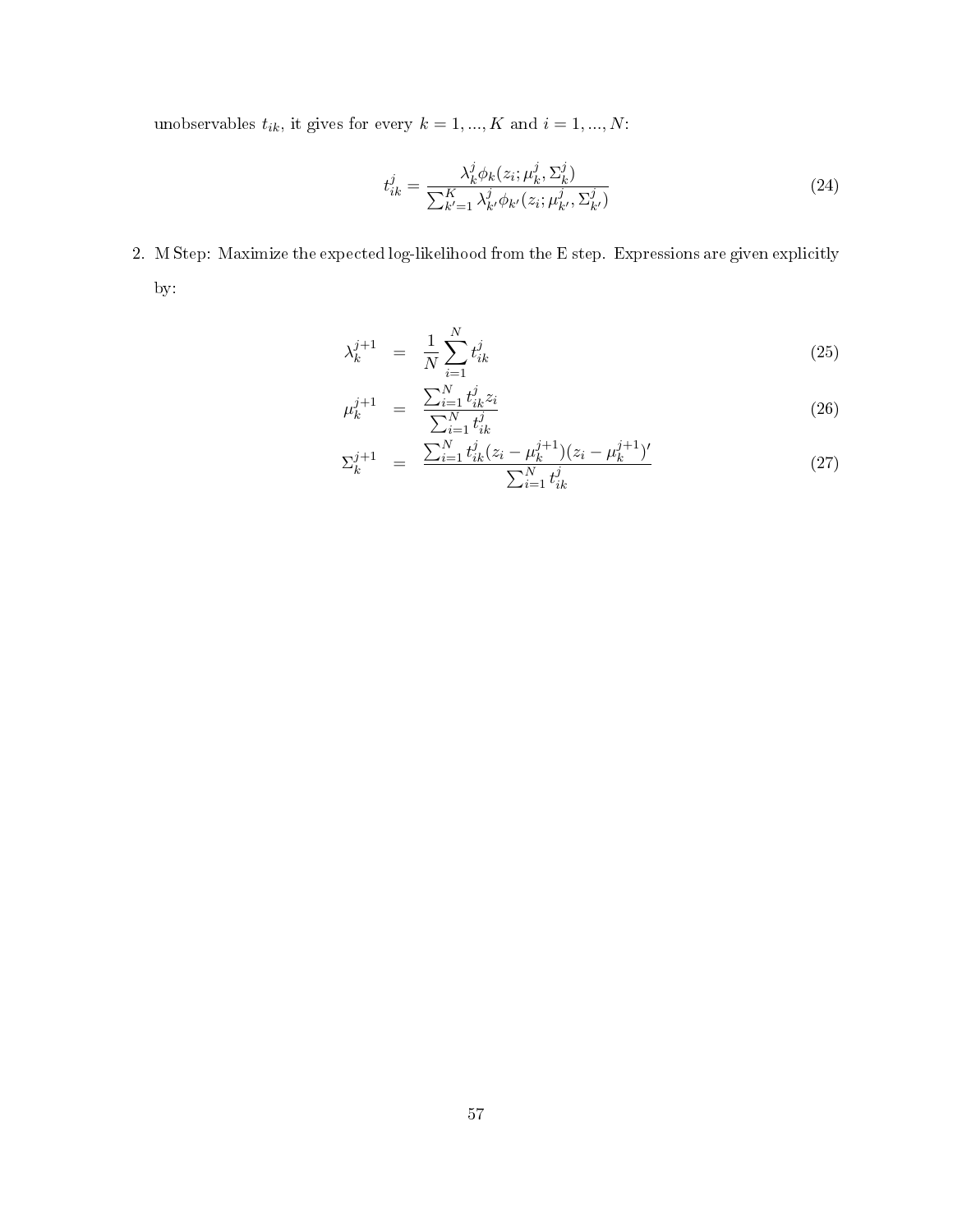unobservables $t_{ik}$, it gives for every $k = 1, ..., K$ and $i = 1, ..., N$:

$$t_{ik}^{j} = \frac{\lambda_k^j \phi_k(z_i; \mu_k^j, \Sigma_k^j)}{\sum_{k'=1}^{K} \lambda_{k'}^j \phi_{k'}(z_i; \mu_{k'}^j, \Sigma_{k'}^j)} \tag{24}$$

2. M Step: Maximize the expected log-likelihood from the E step. Expressions are given explicitly by:

$$\lambda_k^{j+1} = \frac{1}{N} \sum_{i=1}^{N} t_{ik}^j \tag{25}$$

$$\mu_k^{j+1} = \frac{\sum_{i=1}^{N} t_{ik}^j z_i}{\sum_{i=1}^{N} t_{ik}^j} \tag{26}$$

$$\Sigma_k^{j+1} = \frac{\sum_{i=1}^{N} t_{ik}^j (z_i - \mu_k^{j+1})(z_i - \mu_k^{j+1})'}{\sum_{i=1}^{N} t_{ik}^j} \tag{27}$$